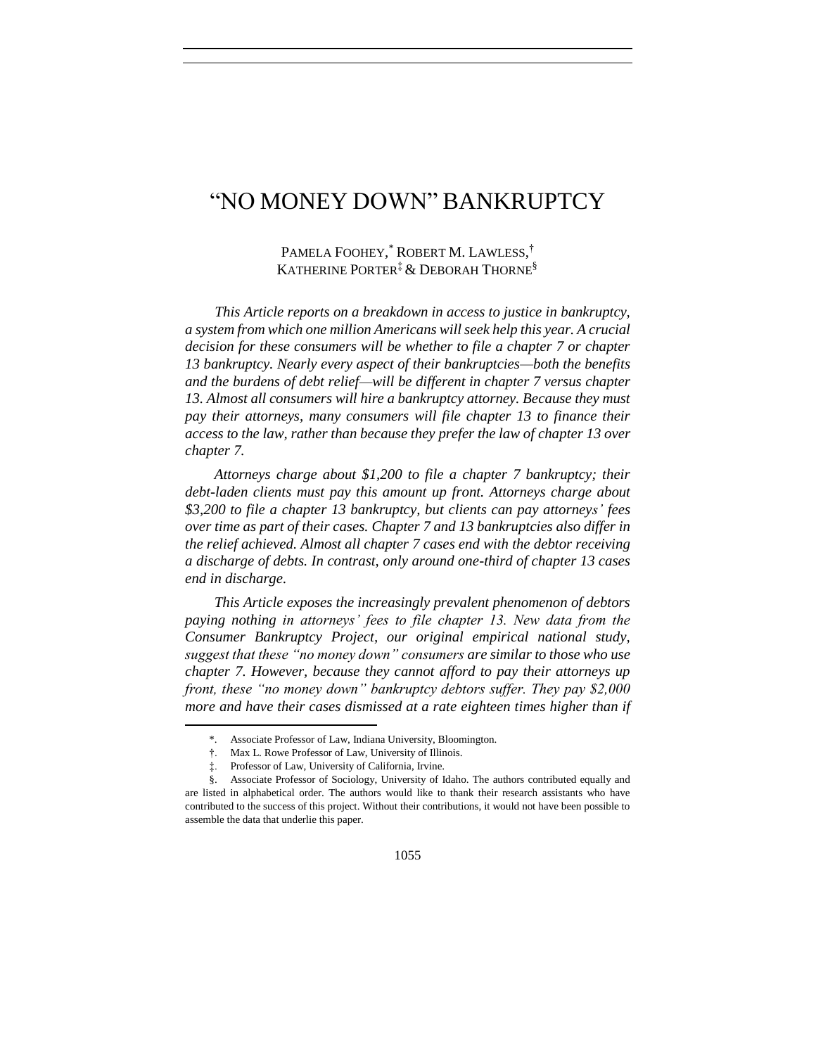# "NO MONEY DOWN" BANKRUPTCY

PAMELA FOOHEY,[*] ROBERT M. LAWLESS,[†] KATHERINE PORTER[‡] & DEBORAH THORNE[§]

*This Article reports on a breakdown in access to justice in bankruptcy, a system from which one million Americans will seek help this year. A crucial decision for these consumers will be whether to file a chapter 7 or chapter 13 bankruptcy. Nearly every aspect of their bankruptcies—both the benefits and the burdens of debt relief—will be different in chapter 7 versus chapter 13. Almost all consumers will hire a bankruptcy attorney. Because they must pay their attorneys, many consumers will file chapter 13 to finance their access to the law, rather than because they prefer the law of chapter 13 over chapter 7.*

*Attorneys charge about $1,200 to file a chapter 7 bankruptcy; their debt-laden clients must pay this amount up front. Attorneys charge about $3,200 to file a chapter 13 bankruptcy, but clients can pay attorneys' fees over time as part of their cases. Chapter 7 and 13 bankruptcies also differ in the relief achieved. Almost all chapter 7 cases end with the debtor receiving a discharge of debts. In contrast, only around one-third of chapter 13 cases end in discharge.*

*This Article exposes the increasingly prevalent phenomenon of debtors paying nothing in attorneys' fees to file chapter 13. New data from the Consumer Bankruptcy Project, our original empirical national study, suggest that these "no money down" consumers are similar to those who use chapter 7. However, because they cannot afford to pay their attorneys up front, these "no money down" bankruptcy debtors suffer. They pay $2,000 more and have their cases dismissed at a rate eighteen times higher than if*

---

\*. Associate Professor of Law, Indiana University, Bloomington.

†. Max L. Rowe Professor of Law, University of Illinois.

‡. Professor of Law, University of California, Irvine.

§. Associate Professor of Sociology, University of Idaho. The authors contributed equally and are listed in alphabetical order. The authors would like to thank their research assistants who have contributed to the success of this project. Without their contributions, it would not have been possible to assemble the data that underlie this paper.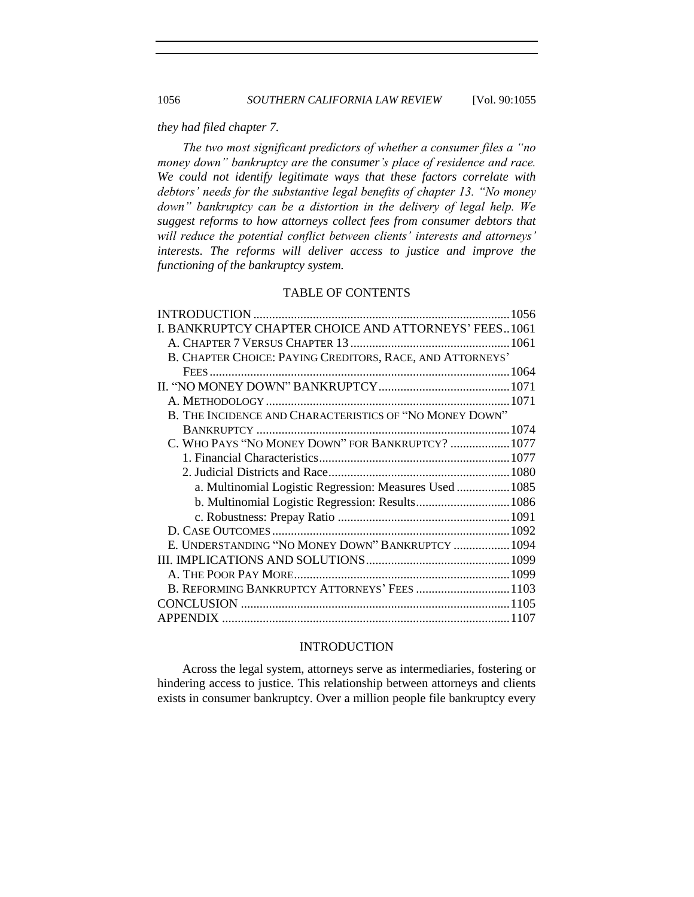*they had filed chapter 7.*

*The two most significant predictors of whether a consumer files a "no money down" bankruptcy are the consumer's place of residence and race. We could not identify legitimate ways that these factors correlate with debtors' needs for the substantive legal benefits of chapter 13. "No money down" bankruptcy can be a distortion in the delivery of legal help. We suggest reforms to how attorneys collect fees from consumer debtors that will reduce the potential conflict between clients' interests and attorneys' interests. The reforms will deliver access to justice and improve the functioning of the bankruptcy system.*

## TABLE OF CONTENTS

INTRODUCTION .......... 1056
I. BANKRUPTCY CHAPTER CHOICE AND ATTORNEYS' FEES .......... 1061
&nbsp;&nbsp;A. CHAPTER 7 VERSUS CHAPTER 13 .......... 1061
&nbsp;&nbsp;B. CHAPTER CHOICE: PAYING CREDITORS, RACE, AND ATTORNEYS' FEES .......... 1064
II. "NO MONEY DOWN" BANKRUPTCY .......... 1071
&nbsp;&nbsp;A. METHODOLOGY .......... 1071
&nbsp;&nbsp;B. THE INCIDENCE AND CHARACTERISTICS OF "NO MONEY DOWN" BANKRUPTCY .......... 1074
&nbsp;&nbsp;C. WHO PAYS "NO MONEY DOWN" FOR BANKRUPTCY? .......... 1077
&nbsp;&nbsp;&nbsp;&nbsp;1. Financial Characteristics .......... 1077
&nbsp;&nbsp;&nbsp;&nbsp;2. Judicial Districts and Race .......... 1080
&nbsp;&nbsp;&nbsp;&nbsp;&nbsp;&nbsp;a. Multinomial Logistic Regression: Measures Used .......... 1085
&nbsp;&nbsp;&nbsp;&nbsp;&nbsp;&nbsp;b. Multinomial Logistic Regression: Results .......... 1086
&nbsp;&nbsp;&nbsp;&nbsp;&nbsp;&nbsp;c. Robustness: Prepay Ratio .......... 1091
&nbsp;&nbsp;D. CASE OUTCOMES .......... 1092
&nbsp;&nbsp;E. UNDERSTANDING "NO MONEY DOWN" BANKRUPTCY .......... 1094
III. IMPLICATIONS AND SOLUTIONS .......... 1099
&nbsp;&nbsp;A. THE POOR PAY MORE .......... 1099
&nbsp;&nbsp;B. REFORMING BANKRUPTCY ATTORNEYS' FEES .......... 1103
CONCLUSION .......... 1105
APPENDIX .......... 1107

## INTRODUCTION

Across the legal system, attorneys serve as intermediaries, fostering or hindering access to justice. This relationship between attorneys and clients exists in consumer bankruptcy. Over a million people file bankruptcy every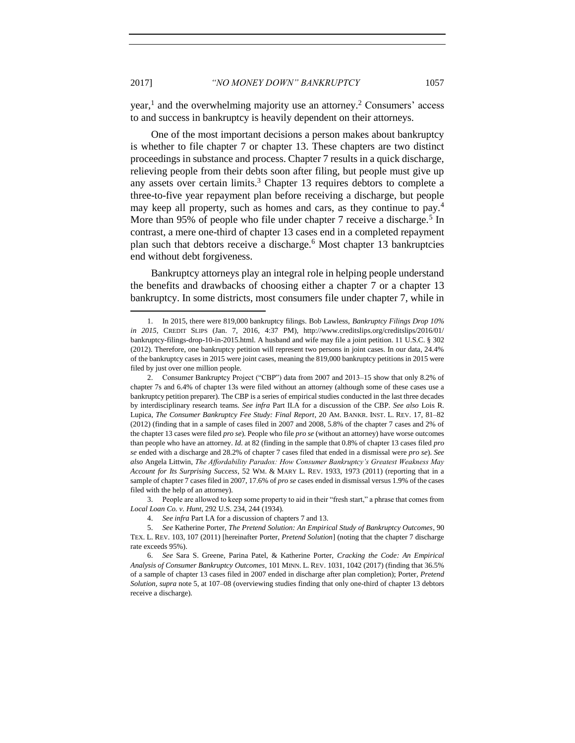year,[1] and the overwhelming majority use an attorney.[2] Consumers' access to and success in bankruptcy is heavily dependent on their attorneys.

One of the most important decisions a person makes about bankruptcy is whether to file chapter 7 or chapter 13. These chapters are two distinct proceedings in substance and process. Chapter 7 results in a quick discharge, relieving people from their debts soon after filing, but people must give up any assets over certain limits.[3] Chapter 13 requires debtors to complete a three-to-five year repayment plan before receiving a discharge, but people may keep all property, such as homes and cars, as they continue to pay.[4] More than 95% of people who file under chapter 7 receive a discharge.[5] In contrast, a mere one-third of chapter 13 cases end in a completed repayment plan such that debtors receive a discharge.[6] Most chapter 13 bankruptcies end without debt forgiveness.

Bankruptcy attorneys play an integral role in helping people understand the benefits and drawbacks of choosing either a chapter 7 or a chapter 13 bankruptcy. In some districts, most consumers file under chapter 7, while in

---

1. In 2015, there were 819,000 bankruptcy filings. Bob Lawless, *Bankruptcy Filings Drop 10% in 2015*, CREDIT SLIPS (Jan. 7, 2016, 4:37 PM), http://www.creditslips.org/creditslips/2016/01/bankruptcy-filings-drop-10-in-2015.html. A husband and wife may file a joint petition. 11 U.S.C. § 302 (2012). Therefore, one bankruptcy petition will represent two persons in joint cases. In our data, 24.4% of the bankruptcy cases in 2015 were joint cases, meaning the 819,000 bankruptcy petitions in 2015 were filed by just over one million people.

2. Consumer Bankruptcy Project ("CBP") data from 2007 and 2013–15 show that only 8.2% of chapter 7s and 6.4% of chapter 13s were filed without an attorney (although some of these cases use a bankruptcy petition preparer). The CBP is a series of empirical studies conducted in the last three decades by interdisciplinary research teams. *See infra* Part II.A for a discussion of the CBP. *See also* Lois R. Lupica, *The Consumer Bankruptcy Fee Study: Final Report*, 20 AM. BANKR. INST. L. REV. 17, 81–82 (2012) (finding that in a sample of cases filed in 2007 and 2008, 5.8% of the chapter 7 cases and 2% of the chapter 13 cases were filed *pro se*). People who file *pro se* (without an attorney) have worse outcomes than people who have an attorney. *Id.* at 82 (finding in the sample that 0.8% of chapter 13 cases filed *pro se* ended with a discharge and 28.2% of chapter 7 cases filed that ended in a dismissal were *pro se*). *See also* Angela Littwin, *The Affordability Paradox: How Consumer Bankruptcy's Greatest Weakness May Account for Its Surprising Success*, 52 WM. & MARY L. REV. 1933, 1973 (2011) (reporting that in a sample of chapter 7 cases filed in 2007, 17.6% of *pro se* cases ended in dismissal versus 1.9% of the cases filed with the help of an attorney).

3. People are allowed to keep some property to aid in their "fresh start," a phrase that comes from *Local Loan Co. v. Hunt*, 292 U.S. 234, 244 (1934).

4. *See infra* Part I.A for a discussion of chapters 7 and 13.

5. *See* Katherine Porter, *The Pretend Solution: An Empirical Study of Bankruptcy Outcomes*, 90 TEX. L. REV. 103, 107 (2011) [hereinafter Porter, *Pretend Solution*] (noting that the chapter 7 discharge rate exceeds 95%).

6. *See* Sara S. Greene, Parina Patel, & Katherine Porter, *Cracking the Code: An Empirical Analysis of Consumer Bankruptcy Outcomes*, 101 MINN. L. REV. 1031, 1042 (2017) (finding that 36.5% of a sample of chapter 13 cases filed in 2007 ended in discharge after plan completion); Porter, *Pretend Solution*, *supra* note 5, at 107–08 (overviewing studies finding that only one-third of chapter 13 debtors receive a discharge).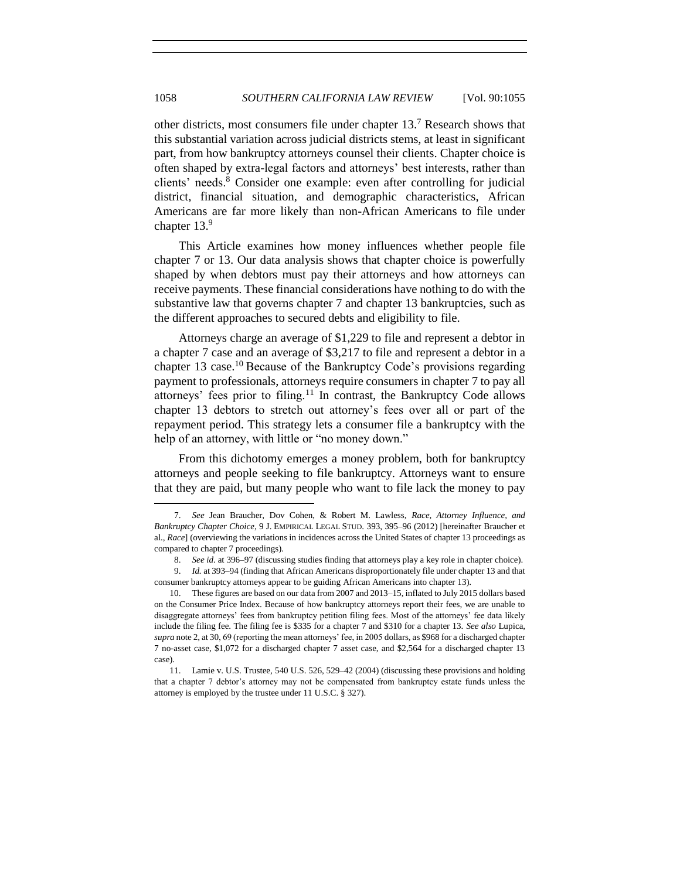other districts, most consumers file under chapter 13.[7] Research shows that this substantial variation across judicial districts stems, at least in significant part, from how bankruptcy attorneys counsel their clients. Chapter choice is often shaped by extra-legal factors and attorneys' best interests, rather than clients' needs.[8] Consider one example: even after controlling for judicial district, financial situation, and demographic characteristics, African Americans are far more likely than non-African Americans to file under chapter 13.[9]

This Article examines how money influences whether people file chapter 7 or 13. Our data analysis shows that chapter choice is powerfully shaped by when debtors must pay their attorneys and how attorneys can receive payments. These financial considerations have nothing to do with the substantive law that governs chapter 7 and chapter 13 bankruptcies, such as the different approaches to secured debts and eligibility to file.

Attorneys charge an average of $1,229 to file and represent a debtor in a chapter 7 case and an average of $3,217 to file and represent a debtor in a chapter 13 case.[10] Because of the Bankruptcy Code's provisions regarding payment to professionals, attorneys require consumers in chapter 7 to pay all attorneys' fees prior to filing.[11] In contrast, the Bankruptcy Code allows chapter 13 debtors to stretch out attorney's fees over all or part of the repayment period. This strategy lets a consumer file a bankruptcy with the help of an attorney, with little or "no money down."

From this dichotomy emerges a money problem, both for bankruptcy attorneys and people seeking to file bankruptcy. Attorneys want to ensure that they are paid, but many people who want to file lack the money to pay

---

7. *See* Jean Braucher, Dov Cohen, & Robert M. Lawless, *Race, Attorney Influence, and Bankruptcy Chapter Choice*, 9 J. EMPIRICAL LEGAL STUD. 393, 395–96 (2012) [hereinafter Braucher et al., *Race*] (overviewing the variations in incidences across the United States of chapter 13 proceedings as compared to chapter 7 proceedings).

8. *See id.* at 396–97 (discussing studies finding that attorneys play a key role in chapter choice).

9. *Id.* at 393–94 (finding that African Americans disproportionately file under chapter 13 and that consumer bankruptcy attorneys appear to be guiding African Americans into chapter 13).

10. These figures are based on our data from 2007 and 2013–15, inflated to July 2015 dollars based on the Consumer Price Index. Because of how bankruptcy attorneys report their fees, we are unable to disaggregate attorneys' fees from bankruptcy petition filing fees. Most of the attorneys' fee data likely include the filing fee. The filing fee is $335 for a chapter 7 and $310 for a chapter 13. *See also* Lupica, *supra* note 2, at 30, 69 (reporting the mean attorneys' fee, in 2005 dollars, as $968 for a discharged chapter 7 no-asset case, $1,072 for a discharged chapter 7 asset case, and $2,564 for a discharged chapter 13 case).

11. Lamie v. U.S. Trustee, 540 U.S. 526, 529–42 (2004) (discussing these provisions and holding that a chapter 7 debtor's attorney may not be compensated from bankruptcy estate funds unless the attorney is employed by the trustee under 11 U.S.C. § 327).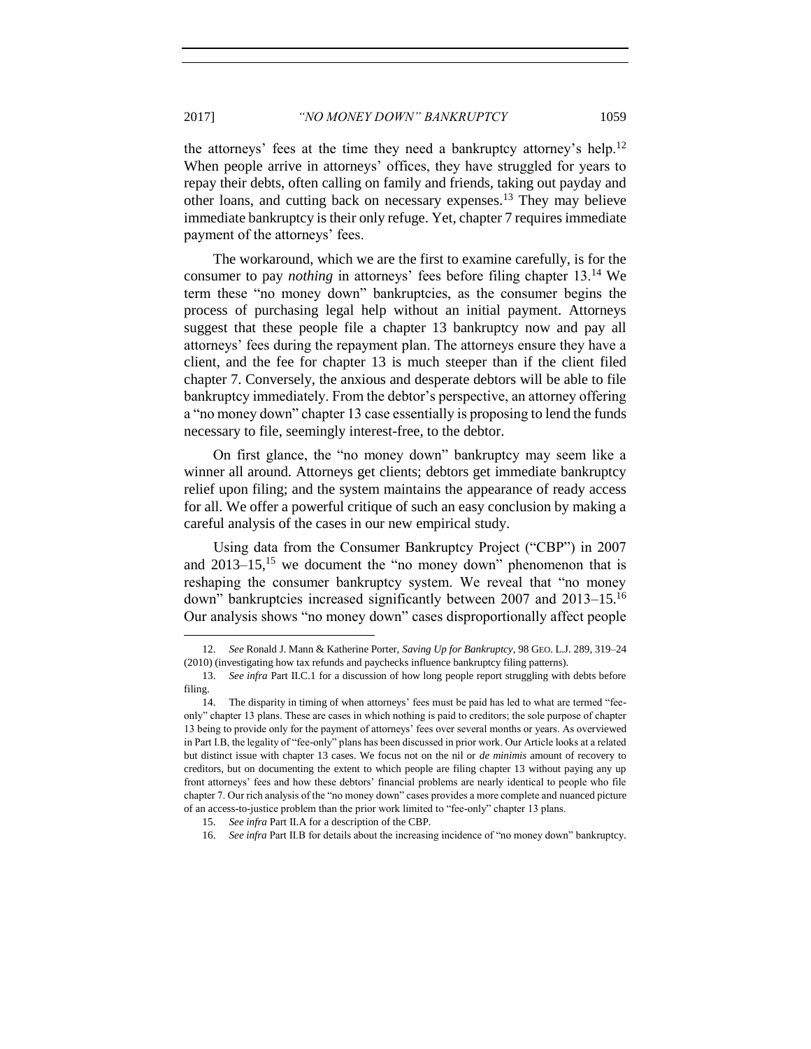the attorneys' fees at the time they need a bankruptcy attorney's help.[12] When people arrive in attorneys' offices, they have struggled for years to repay their debts, often calling on family and friends, taking out payday and other loans, and cutting back on necessary expenses.[13] They may believe immediate bankruptcy is their only refuge. Yet, chapter 7 requires immediate payment of the attorneys' fees.

The workaround, which we are the first to examine carefully, is for the consumer to pay *nothing* in attorneys' fees before filing chapter 13.[14] We term these "no money down" bankruptcies, as the consumer begins the process of purchasing legal help without an initial payment. Attorneys suggest that these people file a chapter 13 bankruptcy now and pay all attorneys' fees during the repayment plan. The attorneys ensure they have a client, and the fee for chapter 13 is much steeper than if the client filed chapter 7. Conversely, the anxious and desperate debtors will be able to file bankruptcy immediately. From the debtor's perspective, an attorney offering a "no money down" chapter 13 case essentially is proposing to lend the funds necessary to file, seemingly interest-free, to the debtor.

On first glance, the "no money down" bankruptcy may seem like a winner all around. Attorneys get clients; debtors get immediate bankruptcy relief upon filing; and the system maintains the appearance of ready access for all. We offer a powerful critique of such an easy conclusion by making a careful analysis of the cases in our new empirical study.

Using data from the Consumer Bankruptcy Project ("CBP") in 2007 and 2013–15,[15] we document the "no money down" phenomenon that is reshaping the consumer bankruptcy system. We reveal that "no money down" bankruptcies increased significantly between 2007 and 2013–15.[16] Our analysis shows "no money down" cases disproportionally affect people

---

12. *See* Ronald J. Mann & Katherine Porter, *Saving Up for Bankruptcy*, 98 GEO. L.J. 289, 319–24 (2010) (investigating how tax refunds and paychecks influence bankruptcy filing patterns).

13. *See infra* Part II.C.1 for a discussion of how long people report struggling with debts before filing.

14. The disparity in timing of when attorneys' fees must be paid has led to what are termed "fee-only" chapter 13 plans. These are cases in which nothing is paid to creditors; the sole purpose of chapter 13 being to provide only for the payment of attorneys' fees over several months or years. As overviewed in Part I.B, the legality of "fee-only" plans has been discussed in prior work. Our Article looks at a related but distinct issue with chapter 13 cases. We focus not on the nil or *de minimis* amount of recovery to creditors, but on documenting the extent to which people are filing chapter 13 without paying any up front attorneys' fees and how these debtors' financial problems are nearly identical to people who file chapter 7. Our rich analysis of the "no money down" cases provides a more complete and nuanced picture of an access-to-justice problem than the prior work limited to "fee-only" chapter 13 plans.

15. *See infra* Part II.A for a description of the CBP.

16. *See infra* Part II.B for details about the increasing incidence of "no money down" bankruptcy.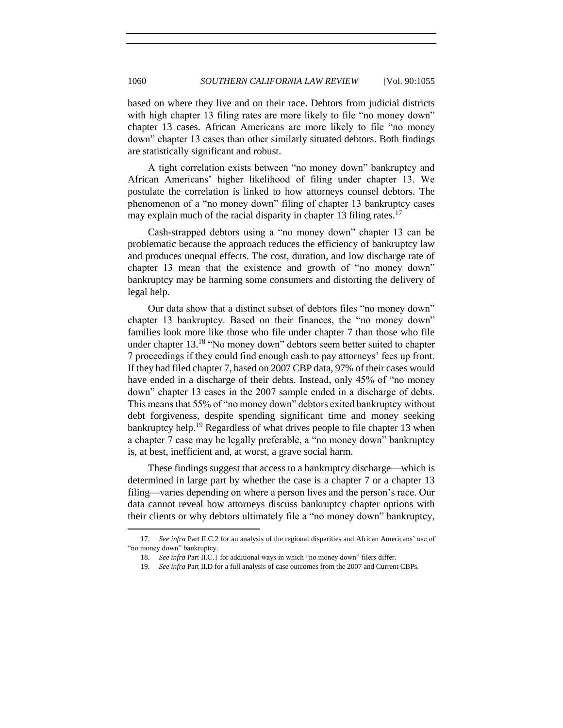based on where they live and on their race. Debtors from judicial districts with high chapter 13 filing rates are more likely to file "no money down" chapter 13 cases. African Americans are more likely to file "no money down" chapter 13 cases than other similarly situated debtors. Both findings are statistically significant and robust.

A tight correlation exists between "no money down" bankruptcy and African Americans' higher likelihood of filing under chapter 13. We postulate the correlation is linked to how attorneys counsel debtors. The phenomenon of a "no money down" filing of chapter 13 bankruptcy cases may explain much of the racial disparity in chapter 13 filing rates.[17]

Cash-strapped debtors using a "no money down" chapter 13 can be problematic because the approach reduces the efficiency of bankruptcy law and produces unequal effects. The cost, duration, and low discharge rate of chapter 13 mean that the existence and growth of "no money down" bankruptcy may be harming some consumers and distorting the delivery of legal help.

Our data show that a distinct subset of debtors files "no money down" chapter 13 bankruptcy. Based on their finances, the "no money down" families look more like those who file under chapter 7 than those who file under chapter 13.[18] "No money down" debtors seem better suited to chapter 7 proceedings if they could find enough cash to pay attorneys' fees up front. If they had filed chapter 7, based on 2007 CBP data, 97% of their cases would have ended in a discharge of their debts. Instead, only 45% of "no money down" chapter 13 cases in the 2007 sample ended in a discharge of debts. This means that 55% of "no money down" debtors exited bankruptcy without debt forgiveness, despite spending significant time and money seeking bankruptcy help.[19] Regardless of what drives people to file chapter 13 when a chapter 7 case may be legally preferable, a "no money down" bankruptcy is, at best, inefficient and, at worst, a grave social harm.

These findings suggest that access to a bankruptcy discharge—which is determined in large part by whether the case is a chapter 7 or a chapter 13 filing—varies depending on where a person lives and the person's race. Our data cannot reveal how attorneys discuss bankruptcy chapter options with their clients or why debtors ultimately file a "no money down" bankruptcy,

---

17. *See infra* Part II.C.2 for an analysis of the regional disparities and African Americans' use of "no money down" bankruptcy.

18. *See infra* Part II.C.1 for additional ways in which "no money down" filers differ.

19. *See infra* Part II.D for a full analysis of case outcomes from the 2007 and Current CBPs.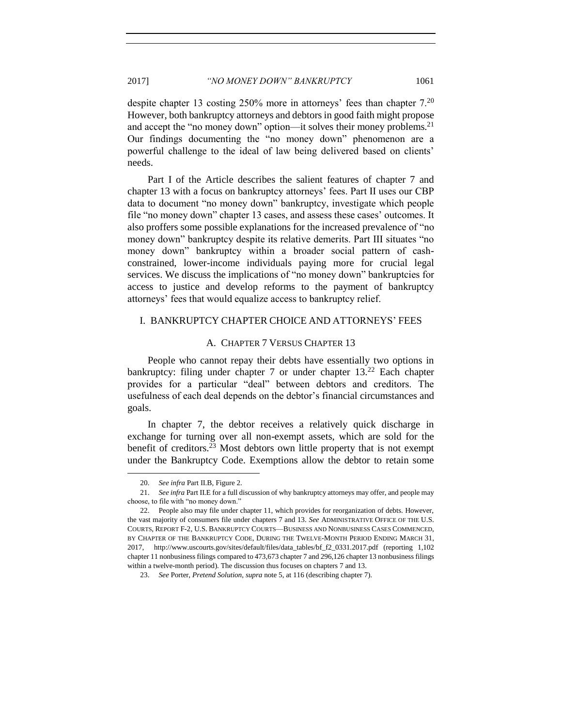despite chapter 13 costing 250% more in attorneys' fees than chapter 7.[20] However, both bankruptcy attorneys and debtors in good faith might propose and accept the "no money down" option—it solves their money problems.[21] Our findings documenting the "no money down" phenomenon are a powerful challenge to the ideal of law being delivered based on clients' needs.

Part I of the Article describes the salient features of chapter 7 and chapter 13 with a focus on bankruptcy attorneys' fees. Part II uses our CBP data to document "no money down" bankruptcy, investigate which people file "no money down" chapter 13 cases, and assess these cases' outcomes. It also proffers some possible explanations for the increased prevalence of "no money down" bankruptcy despite its relative demerits. Part III situates "no money down" bankruptcy within a broader social pattern of cash-constrained, lower-income individuals paying more for crucial legal services. We discuss the implications of "no money down" bankruptcies for access to justice and develop reforms to the payment of bankruptcy attorneys' fees that would equalize access to bankruptcy relief.

## I. BANKRUPTCY CHAPTER CHOICE AND ATTORNEYS' FEES

### A. CHAPTER 7 VERSUS CHAPTER 13

People who cannot repay their debts have essentially two options in bankruptcy: filing under chapter 7 or under chapter 13.[22] Each chapter provides for a particular "deal" between debtors and creditors. The usefulness of each deal depends on the debtor's financial circumstances and goals.

In chapter 7, the debtor receives a relatively quick discharge in exchange for turning over all non-exempt assets, which are sold for the benefit of creditors.[23] Most debtors own little property that is not exempt under the Bankruptcy Code. Exemptions allow the debtor to retain some

---

20. *See infra* Part II.B, Figure 2.

21. *See infra* Part II.E for a full discussion of why bankruptcy attorneys may offer, and people may choose, to file with "no money down."

22. People also may file under chapter 11, which provides for reorganization of debts. However, the vast majority of consumers file under chapters 7 and 13. *See* ADMINISTRATIVE OFFICE OF THE U.S. COURTS, REPORT F-2, U.S. BANKRUPTCY COURTS—BUSINESS AND NONBUSINESS CASES COMMENCED, BY CHAPTER OF THE BANKRUPTCY CODE, DURING THE TWELVE-MONTH PERIOD ENDING MARCH 31, 2017, http://www.uscourts.gov/sites/default/files/data_tables/bf_f2_0331.2017.pdf (reporting 1,102 chapter 11 nonbusiness filings compared to 473,673 chapter 7 and 296,126 chapter 13 nonbusiness filings within a twelve-month period). The discussion thus focuses on chapters 7 and 13.

23. *See* Porter, *Pretend Solution*, *supra* note 5, at 116 (describing chapter 7).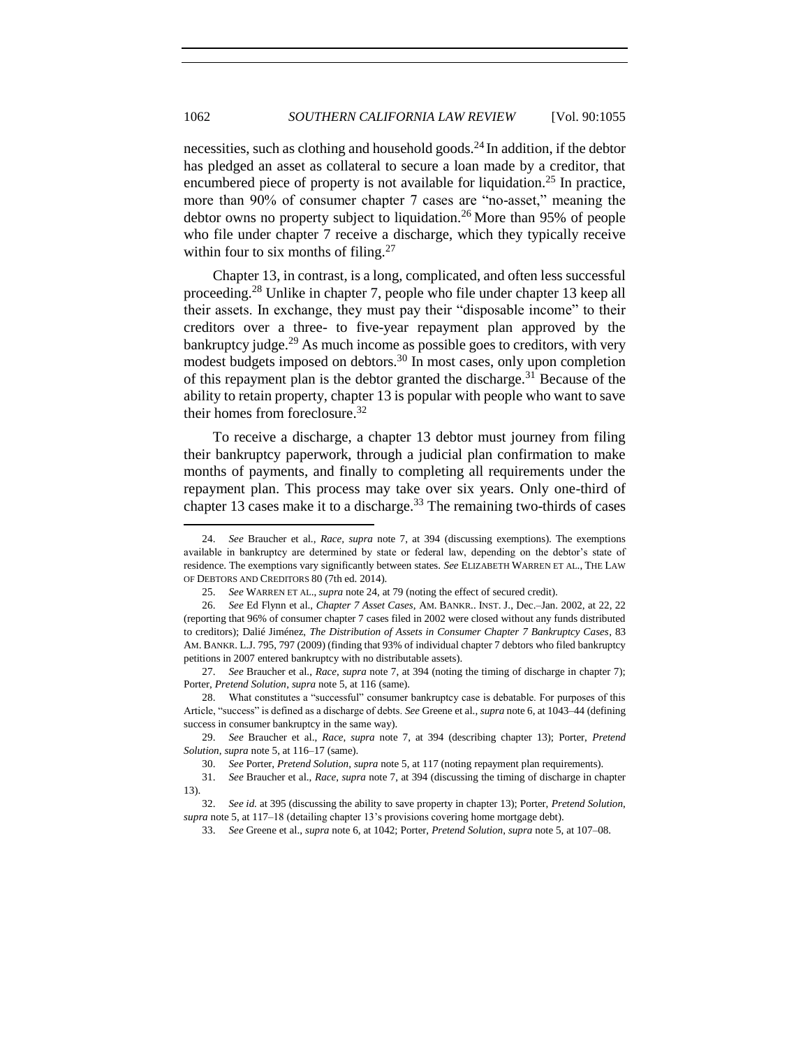necessities, such as clothing and household goods.[24] In addition, if the debtor has pledged an asset as collateral to secure a loan made by a creditor, that encumbered piece of property is not available for liquidation.[25] In practice, more than 90% of consumer chapter 7 cases are "no-asset," meaning the debtor owns no property subject to liquidation.[26] More than 95% of people who file under chapter 7 receive a discharge, which they typically receive within four to six months of filing.[27]

Chapter 13, in contrast, is a long, complicated, and often less successful proceeding.[28] Unlike in chapter 7, people who file under chapter 13 keep all their assets. In exchange, they must pay their "disposable income" to their creditors over a three- to five-year repayment plan approved by the bankruptcy judge.[29] As much income as possible goes to creditors, with very modest budgets imposed on debtors.[30] In most cases, only upon completion of this repayment plan is the debtor granted the discharge.[31] Because of the ability to retain property, chapter 13 is popular with people who want to save their homes from foreclosure.[32]

To receive a discharge, a chapter 13 debtor must journey from filing their bankruptcy paperwork, through a judicial plan confirmation to make months of payments, and finally to completing all requirements under the repayment plan. This process may take over six years. Only one-third of chapter 13 cases make it to a discharge.[33] The remaining two-thirds of cases

---

24. *See* Braucher et al., *Race*, *supra* note 7, at 394 (discussing exemptions). The exemptions available in bankruptcy are determined by state or federal law, depending on the debtor's state of residence. The exemptions vary significantly between states. *See* ELIZABETH WARREN ET AL., THE LAW OF DEBTORS AND CREDITORS 80 (7th ed. 2014).

25. *See* WARREN ET AL., *supra* note 24, at 79 (noting the effect of secured credit).

26. *See* Ed Flynn et al., *Chapter 7 Asset Cases*, AM. BANKR.. INST. J., Dec.–Jan. 2002, at 22, 22 (reporting that 96% of consumer chapter 7 cases filed in 2002 were closed without any funds distributed to creditors); Dalié Jiménez, *The Distribution of Assets in Consumer Chapter 7 Bankruptcy Cases*, 83 AM. BANKR. L.J. 795, 797 (2009) (finding that 93% of individual chapter 7 debtors who filed bankruptcy petitions in 2007 entered bankruptcy with no distributable assets).

27. *See* Braucher et al., *Race*, *supra* note 7, at 394 (noting the timing of discharge in chapter 7); Porter, *Pretend Solution*, *supra* note 5, at 116 (same).

28. What constitutes a "successful" consumer bankruptcy case is debatable. For purposes of this Article, "success" is defined as a discharge of debts. *See* Greene et al., *supra* note 6, at 1043–44 (defining success in consumer bankruptcy in the same way).

29. *See* Braucher et al., *Race*, *supra* note 7, at 394 (describing chapter 13); Porter, *Pretend Solution*, *supra* note 5, at 116–17 (same).

30. *See* Porter, *Pretend Solution*, *supra* note 5, at 117 (noting repayment plan requirements).

31. *See* Braucher et al., *Race*, *supra* note 7, at 394 (discussing the timing of discharge in chapter 13).

32. *See id.* at 395 (discussing the ability to save property in chapter 13); Porter, *Pretend Solution*, *supra* note 5, at 117–18 (detailing chapter 13's provisions covering home mortgage debt).

33. *See* Greene et al., *supra* note 6, at 1042; Porter, *Pretend Solution*, *supra* note 5, at 107–08.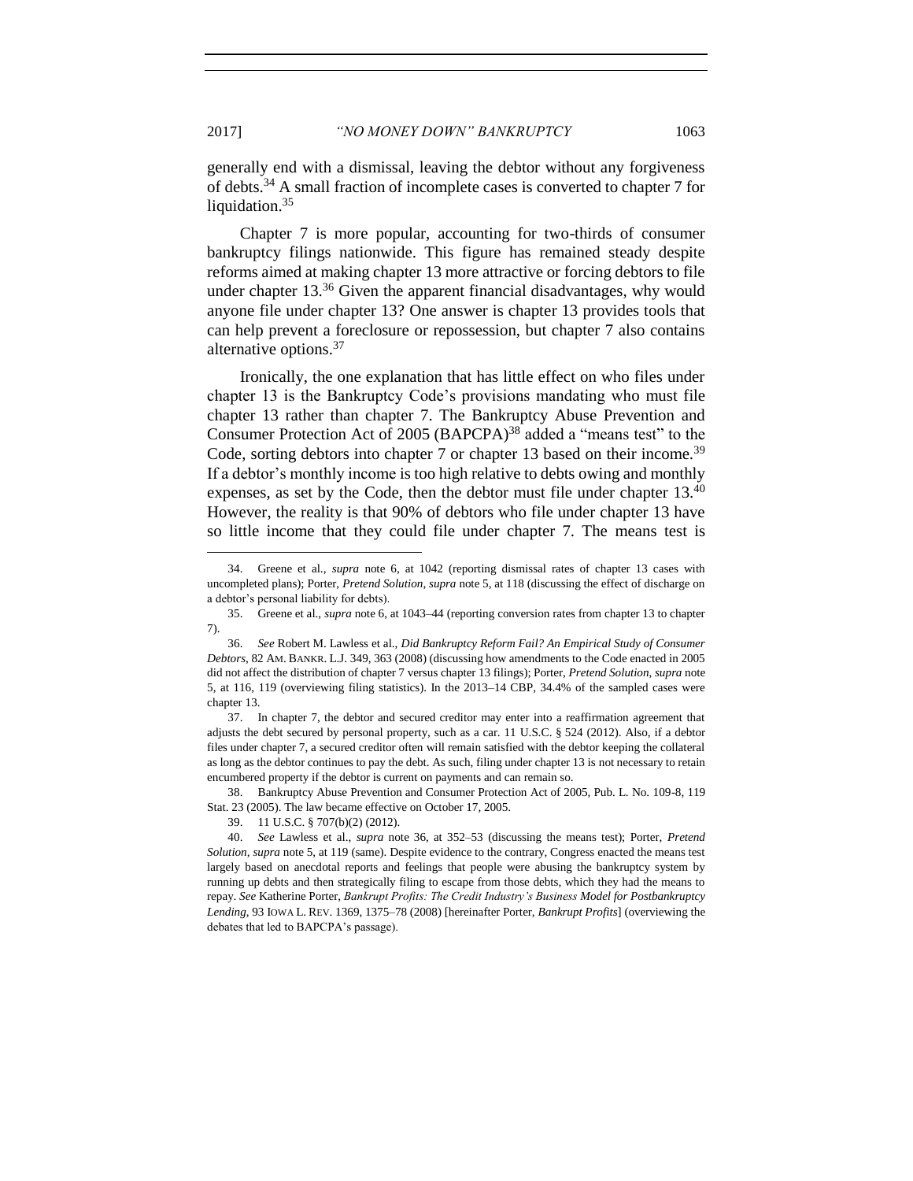generally end with a dismissal, leaving the debtor without any forgiveness of debts.[34] A small fraction of incomplete cases is converted to chapter 7 for liquidation.[35]

Chapter 7 is more popular, accounting for two-thirds of consumer bankruptcy filings nationwide. This figure has remained steady despite reforms aimed at making chapter 13 more attractive or forcing debtors to file under chapter 13.[36] Given the apparent financial disadvantages, why would anyone file under chapter 13? One answer is chapter 13 provides tools that can help prevent a foreclosure or repossession, but chapter 7 also contains alternative options.[37]

Ironically, the one explanation that has little effect on who files under chapter 13 is the Bankruptcy Code's provisions mandating who must file chapter 13 rather than chapter 7. The Bankruptcy Abuse Prevention and Consumer Protection Act of 2005 (BAPCPA)[38] added a "means test" to the Code, sorting debtors into chapter 7 or chapter 13 based on their income.[39] If a debtor's monthly income is too high relative to debts owing and monthly expenses, as set by the Code, then the debtor must file under chapter 13.[40] However, the reality is that 90% of debtors who file under chapter 13 have so little income that they could file under chapter 7. The means test is

---

34. Greene et al., *supra* note 6, at 1042 (reporting dismissal rates of chapter 13 cases with uncompleted plans); Porter, *Pretend Solution*, *supra* note 5, at 118 (discussing the effect of discharge on a debtor's personal liability for debts).

35. Greene et al., *supra* note 6, at 1043–44 (reporting conversion rates from chapter 13 to chapter 7).

36. *See* Robert M. Lawless et al., *Did Bankruptcy Reform Fail? An Empirical Study of Consumer Debtors*, 82 AM. BANKR. L.J. 349, 363 (2008) (discussing how amendments to the Code enacted in 2005 did not affect the distribution of chapter 7 versus chapter 13 filings); Porter, *Pretend Solution*, *supra* note 5, at 116, 119 (overviewing filing statistics). In the 2013–14 CBP, 34.4% of the sampled cases were chapter 13.

37. In chapter 7, the debtor and secured creditor may enter into a reaffirmation agreement that adjusts the debt secured by personal property, such as a car. 11 U.S.C. § 524 (2012). Also, if a debtor files under chapter 7, a secured creditor often will remain satisfied with the debtor keeping the collateral as long as the debtor continues to pay the debt. As such, filing under chapter 13 is not necessary to retain encumbered property if the debtor is current on payments and can remain so.

38. Bankruptcy Abuse Prevention and Consumer Protection Act of 2005, Pub. L. No. 109-8, 119 Stat. 23 (2005). The law became effective on October 17, 2005.

39. 11 U.S.C. § 707(b)(2) (2012).

40. *See* Lawless et al., *supra* note 36, at 352–53 (discussing the means test); Porter, *Pretend Solution*, *supra* note 5, at 119 (same). Despite evidence to the contrary, Congress enacted the means test largely based on anecdotal reports and feelings that people were abusing the bankruptcy system by running up debts and then strategically filing to escape from those debts, which they had the means to repay. *See* Katherine Porter, *Bankrupt Profits: The Credit Industry's Business Model for Postbankruptcy Lending*, 93 IOWA L. REV. 1369, 1375–78 (2008) [hereinafter Porter, *Bankrupt Profits*] (overviewing the debates that led to BAPCPA's passage).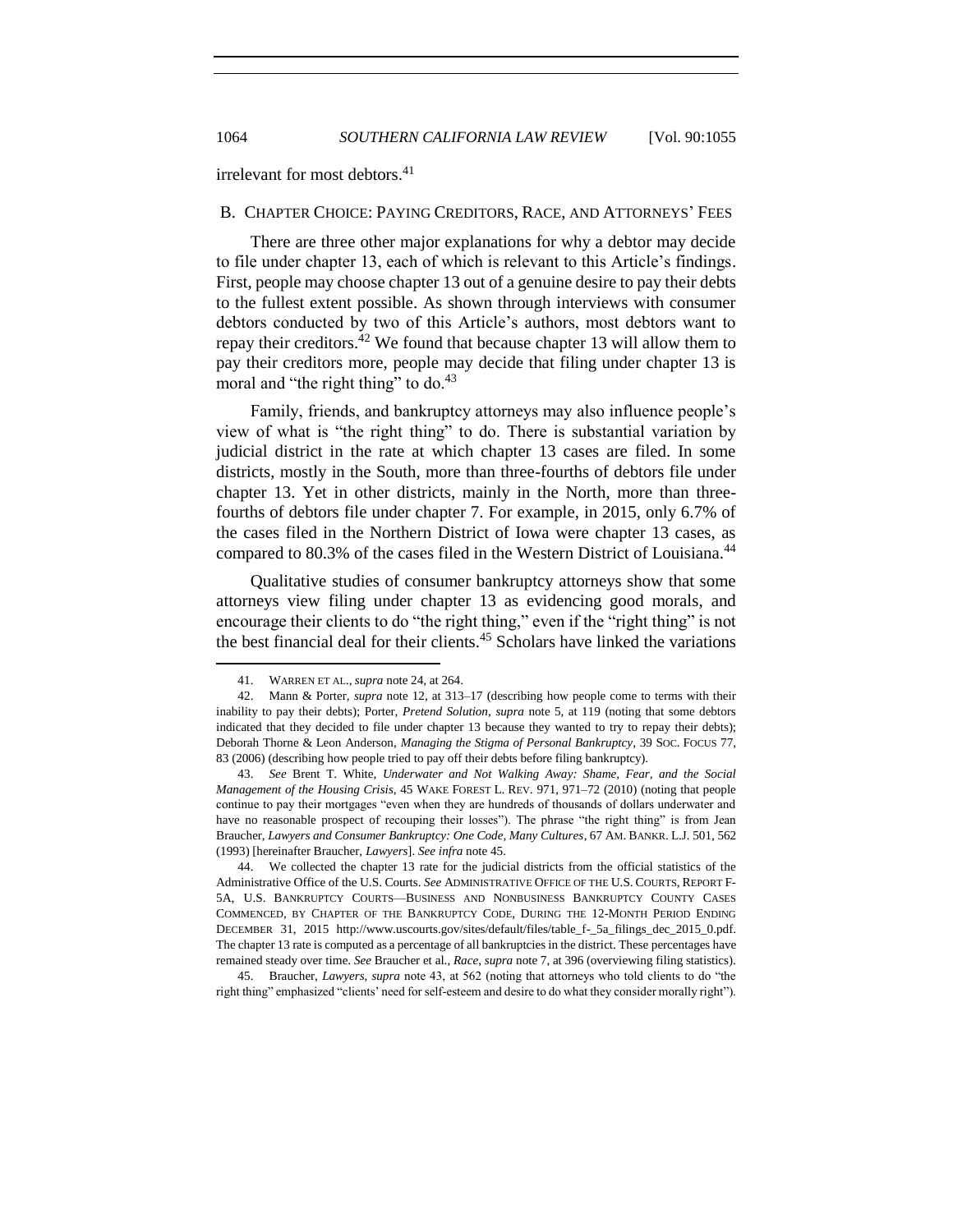irrelevant for most debtors.[41]

## B. CHAPTER CHOICE: PAYING CREDITORS, RACE, AND ATTORNEYS' FEES

There are three other major explanations for why a debtor may decide to file under chapter 13, each of which is relevant to this Article's findings. First, people may choose chapter 13 out of a genuine desire to pay their debts to the fullest extent possible. As shown through interviews with consumer debtors conducted by two of this Article's authors, most debtors want to repay their creditors.[42] We found that because chapter 13 will allow them to pay their creditors more, people may decide that filing under chapter 13 is moral and "the right thing" to do.[43]

Family, friends, and bankruptcy attorneys may also influence people's view of what is "the right thing" to do. There is substantial variation by judicial district in the rate at which chapter 13 cases are filed. In some districts, mostly in the South, more than three-fourths of debtors file under chapter 13. Yet in other districts, mainly in the North, more than three-fourths of debtors file under chapter 7. For example, in 2015, only 6.7% of the cases filed in the Northern District of Iowa were chapter 13 cases, as compared to 80.3% of the cases filed in the Western District of Louisiana.[44]

Qualitative studies of consumer bankruptcy attorneys show that some attorneys view filing under chapter 13 as evidencing good morals, and encourage their clients to do "the right thing," even if the "right thing" is not the best financial deal for their clients.[45] Scholars have linked the variations

---

41. WARREN ET AL., *supra* note 24, at 264.

42. Mann & Porter, *supra* note 12, at 313–17 (describing how people come to terms with their inability to pay their debts); Porter, *Pretend Solution*, *supra* note 5, at 119 (noting that some debtors indicated that they decided to file under chapter 13 because they wanted to try to repay their debts); Deborah Thorne & Leon Anderson, *Managing the Stigma of Personal Bankruptcy*, 39 SOC. FOCUS 77, 83 (2006) (describing how people tried to pay off their debts before filing bankruptcy).

43. *See* Brent T. White, *Underwater and Not Walking Away: Shame, Fear, and the Social Management of the Housing Crisis*, 45 WAKE FOREST L. REV. 971, 971–72 (2010) (noting that people continue to pay their mortgages "even when they are hundreds of thousands of dollars underwater and have no reasonable prospect of recouping their losses"). The phrase "the right thing" is from Jean Braucher, *Lawyers and Consumer Bankruptcy: One Code, Many Cultures*, 67 AM. BANKR. L.J. 501, 562 (1993) [hereinafter Braucher, *Lawyers*]. *See infra* note 45.

44. We collected the chapter 13 rate for the judicial districts from the official statistics of the Administrative Office of the U.S. Courts. *See* ADMINISTRATIVE OFFICE OF THE U.S. COURTS, REPORT F-5A, U.S. BANKRUPTCY COURTS—BUSINESS AND NONBUSINESS BANKRUPTCY COUNTY CASES COMMENCED, BY CHAPTER OF THE BANKRUPTCY CODE, DURING THE 12-MONTH PERIOD ENDING DECEMBER 31, 2015 http://www.uscourts.gov/sites/default/files/table_f-_5a_filings_dec_2015_0.pdf. The chapter 13 rate is computed as a percentage of all bankruptcies in the district. These percentages have remained steady over time. *See* Braucher et al., *Race*, *supra* note 7, at 396 (overviewing filing statistics).

45. Braucher, *Lawyers*, *supra* note 43, at 562 (noting that attorneys who told clients to do "the right thing" emphasized "clients' need for self-esteem and desire to do what they consider morally right").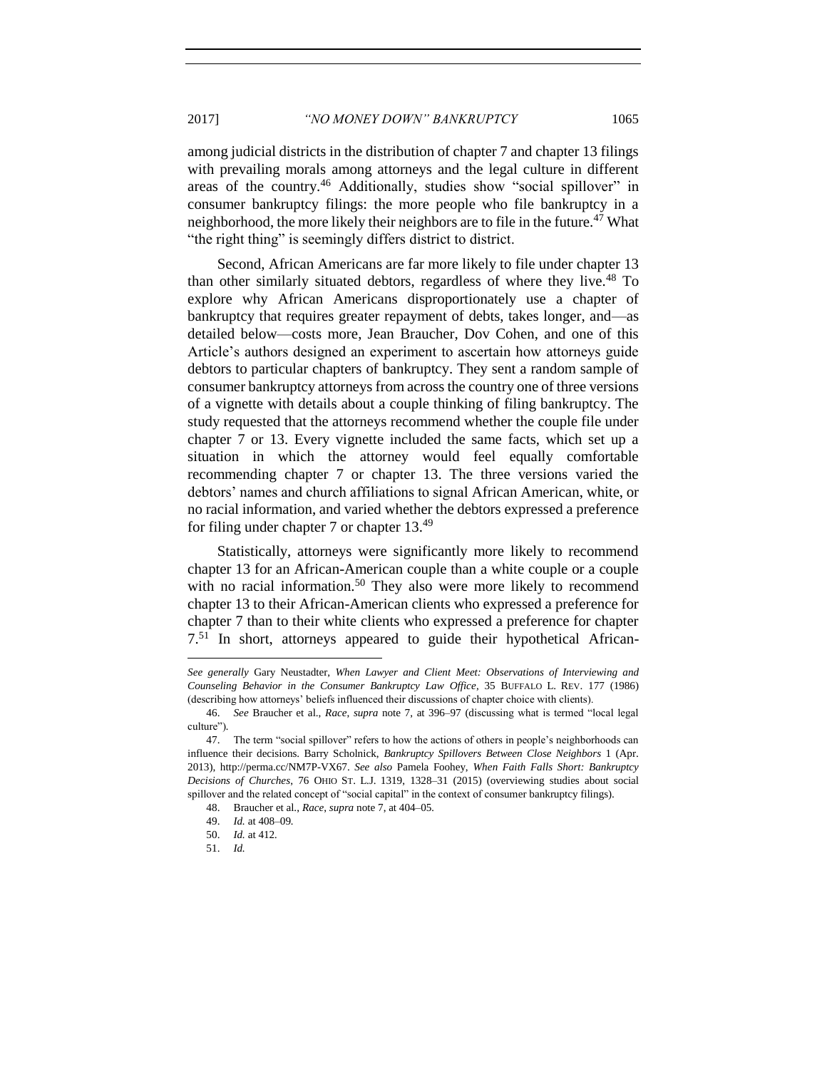among judicial districts in the distribution of chapter 7 and chapter 13 filings with prevailing morals among attorneys and the legal culture in different areas of the country.[46] Additionally, studies show "social spillover" in consumer bankruptcy filings: the more people who file bankruptcy in a neighborhood, the more likely their neighbors are to file in the future.[47] What "the right thing" is seemingly differs district to district.

Second, African Americans are far more likely to file under chapter 13 than other similarly situated debtors, regardless of where they live.[48] To explore why African Americans disproportionately use a chapter of bankruptcy that requires greater repayment of debts, takes longer, and—as detailed below—costs more, Jean Braucher, Dov Cohen, and one of this Article's authors designed an experiment to ascertain how attorneys guide debtors to particular chapters of bankruptcy. They sent a random sample of consumer bankruptcy attorneys from across the country one of three versions of a vignette with details about a couple thinking of filing bankruptcy. The study requested that the attorneys recommend whether the couple file under chapter 7 or 13. Every vignette included the same facts, which set up a situation in which the attorney would feel equally comfortable recommending chapter 7 or chapter 13. The three versions varied the debtors' names and church affiliations to signal African American, white, or no racial information, and varied whether the debtors expressed a preference for filing under chapter 7 or chapter 13.[49]

Statistically, attorneys were significantly more likely to recommend chapter 13 for an African-American couple than a white couple or a couple with no racial information.[50] They also were more likely to recommend chapter 13 to their African-American clients who expressed a preference for chapter 7 than to their white clients who expressed a preference for chapter 7.[51] In short, attorneys appeared to guide their hypothetical African-

---

*See generally* Gary Neustadter, *When Lawyer and Client Meet: Observations of Interviewing and Counseling Behavior in the Consumer Bankruptcy Law Office*, 35 BUFFALO L. REV. 177 (1986) (describing how attorneys' beliefs influenced their discussions of chapter choice with clients).

46. *See* Braucher et al., *Race*, *supra* note 7, at 396–97 (discussing what is termed "local legal culture").

47. The term "social spillover" refers to how the actions of others in people's neighborhoods can influence their decisions. Barry Scholnick, *Bankruptcy Spillovers Between Close Neighbors* 1 (Apr. 2013), http://perma.cc/NM7P-VX67. *See also* Pamela Foohey, *When Faith Falls Short: Bankruptcy Decisions of Churches*, 76 OHIO ST. L.J. 1319, 1328–31 (2015) (overviewing studies about social spillover and the related concept of "social capital" in the context of consumer bankruptcy filings).

48. Braucher et al., *Race*, *supra* note 7, at 404–05.

49. *Id.* at 408–09.

50. *Id.* at 412.

51. *Id.*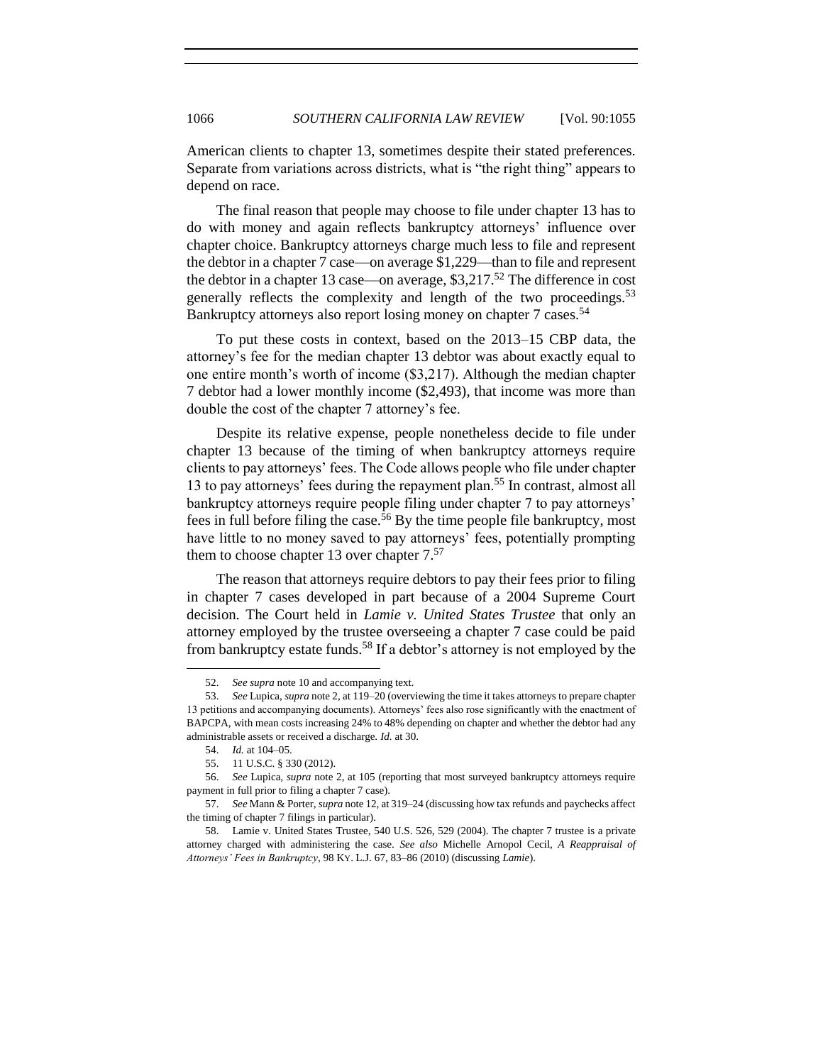American clients to chapter 13, sometimes despite their stated preferences. Separate from variations across districts, what is "the right thing" appears to depend on race.

The final reason that people may choose to file under chapter 13 has to do with money and again reflects bankruptcy attorneys' influence over chapter choice. Bankruptcy attorneys charge much less to file and represent the debtor in a chapter 7 case—on average $1,229—than to file and represent the debtor in a chapter 13 case—on average, $3,217.[52] The difference in cost generally reflects the complexity and length of the two proceedings.[53] Bankruptcy attorneys also report losing money on chapter 7 cases.[54]

To put these costs in context, based on the 2013–15 CBP data, the attorney's fee for the median chapter 13 debtor was about exactly equal to one entire month's worth of income ($3,217). Although the median chapter 7 debtor had a lower monthly income ($2,493), that income was more than double the cost of the chapter 7 attorney's fee.

Despite its relative expense, people nonetheless decide to file under chapter 13 because of the timing of when bankruptcy attorneys require clients to pay attorneys' fees. The Code allows people who file under chapter 13 to pay attorneys' fees during the repayment plan.[55] In contrast, almost all bankruptcy attorneys require people filing under chapter 7 to pay attorneys' fees in full before filing the case.[56] By the time people file bankruptcy, most have little to no money saved to pay attorneys' fees, potentially prompting them to choose chapter 13 over chapter 7.[57]

The reason that attorneys require debtors to pay their fees prior to filing in chapter 7 cases developed in part because of a 2004 Supreme Court decision. The Court held in *Lamie v. United States Trustee* that only an attorney employed by the trustee overseeing a chapter 7 case could be paid from bankruptcy estate funds.[58] If a debtor's attorney is not employed by the

---

52. *See supra* note 10 and accompanying text.

53. *See* Lupica, *supra* note 2, at 119–20 (overviewing the time it takes attorneys to prepare chapter 13 petitions and accompanying documents). Attorneys' fees also rose significantly with the enactment of BAPCPA, with mean costs increasing 24% to 48% depending on chapter and whether the debtor had any administrable assets or received a discharge. *Id.* at 30.

54. *Id.* at 104–05.

55. 11 U.S.C. § 330 (2012).

56. *See* Lupica, *supra* note 2, at 105 (reporting that most surveyed bankruptcy attorneys require payment in full prior to filing a chapter 7 case).

57. *See* Mann & Porter, *supra* note 12, at 319–24 (discussing how tax refunds and paychecks affect the timing of chapter 7 filings in particular).

58. Lamie v. United States Trustee, 540 U.S. 526, 529 (2004). The chapter 7 trustee is a private attorney charged with administering the case. *See also* Michelle Arnopol Cecil, *A Reappraisal of Attorneys' Fees in Bankruptcy*, 98 KY. L.J. 67, 83–86 (2010) (discussing *Lamie*).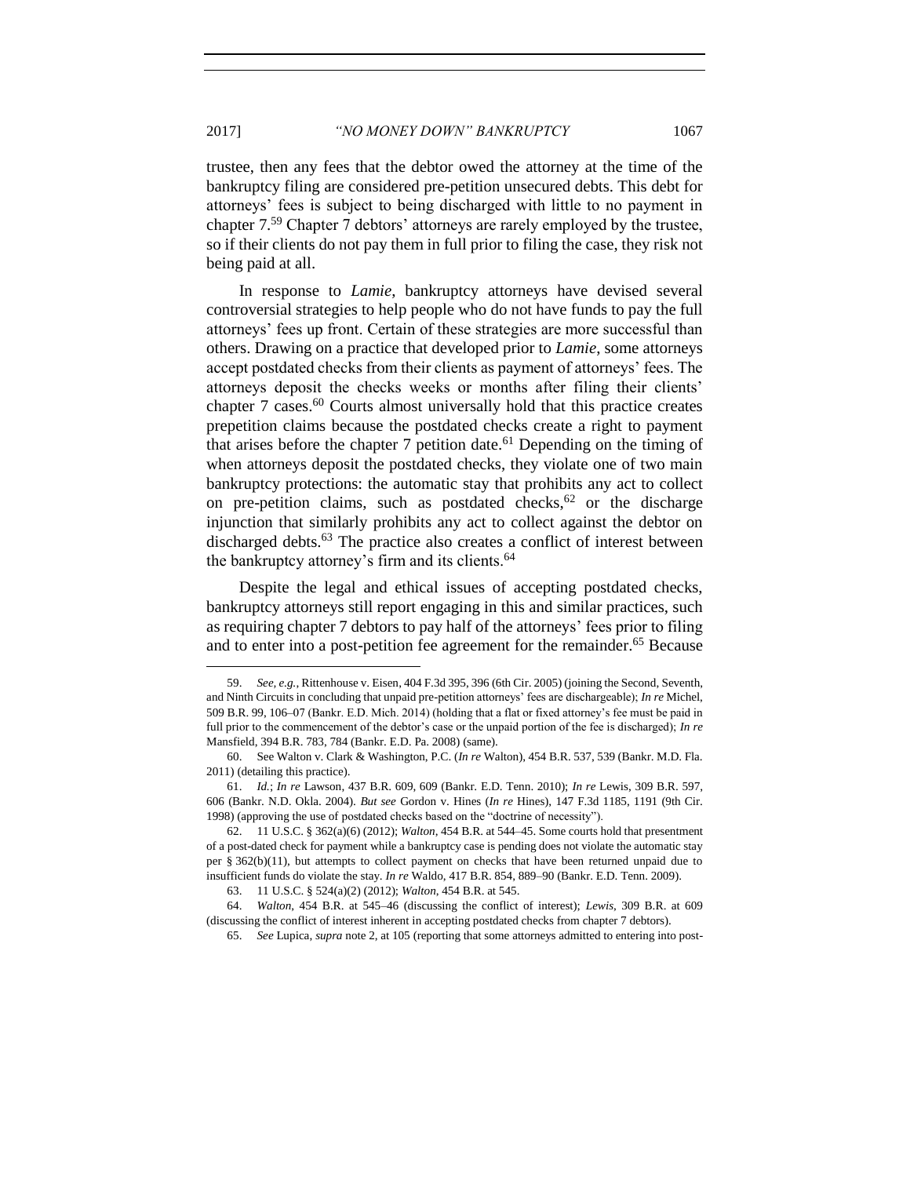trustee, then any fees that the debtor owed the attorney at the time of the bankruptcy filing are considered pre-petition unsecured debts. This debt for attorneys' fees is subject to being discharged with little to no payment in chapter 7.[59] Chapter 7 debtors' attorneys are rarely employed by the trustee, so if their clients do not pay them in full prior to filing the case, they risk not being paid at all.

In response to *Lamie*, bankruptcy attorneys have devised several controversial strategies to help people who do not have funds to pay the full attorneys' fees up front. Certain of these strategies are more successful than others. Drawing on a practice that developed prior to *Lamie*, some attorneys accept postdated checks from their clients as payment of attorneys' fees. The attorneys deposit the checks weeks or months after filing their clients' chapter 7 cases.[60] Courts almost universally hold that this practice creates prepetition claims because the postdated checks create a right to payment that arises before the chapter 7 petition date.[61] Depending on the timing of when attorneys deposit the postdated checks, they violate one of two main bankruptcy protections: the automatic stay that prohibits any act to collect on pre-petition claims, such as postdated checks,[62] or the discharge injunction that similarly prohibits any act to collect against the debtor on discharged debts.[63] The practice also creates a conflict of interest between the bankruptcy attorney's firm and its clients.[64]

Despite the legal and ethical issues of accepting postdated checks, bankruptcy attorneys still report engaging in this and similar practices, such as requiring chapter 7 debtors to pay half of the attorneys' fees prior to filing and to enter into a post-petition fee agreement for the remainder.[65] Because

---

59. *See, e.g.*, Rittenhouse v. Eisen, 404 F.3d 395, 396 (6th Cir. 2005) (joining the Second, Seventh, and Ninth Circuits in concluding that unpaid pre-petition attorneys' fees are dischargeable); *In re* Michel, 509 B.R. 99, 106–07 (Bankr. E.D. Mich. 2014) (holding that a flat or fixed attorney's fee must be paid in full prior to the commencement of the debtor's case or the unpaid portion of the fee is discharged); *In re* Mansfield, 394 B.R. 783, 784 (Bankr. E.D. Pa. 2008) (same).

60. See Walton v. Clark & Washington, P.C. (*In re* Walton), 454 B.R. 537, 539 (Bankr. M.D. Fla. 2011) (detailing this practice).

61. *Id.*; *In re* Lawson, 437 B.R. 609, 609 (Bankr. E.D. Tenn. 2010); *In re* Lewis, 309 B.R. 597, 606 (Bankr. N.D. Okla. 2004). *But see* Gordon v. Hines (*In re* Hines), 147 F.3d 1185, 1191 (9th Cir. 1998) (approving the use of postdated checks based on the "doctrine of necessity").

62. 11 U.S.C. § 362(a)(6) (2012); *Walton*, 454 B.R. at 544–45. Some courts hold that presentment of a post-dated check for payment while a bankruptcy case is pending does not violate the automatic stay per § 362(b)(11), but attempts to collect payment on checks that have been returned unpaid due to insufficient funds do violate the stay. *In re* Waldo, 417 B.R. 854, 889–90 (Bankr. E.D. Tenn. 2009).

63. 11 U.S.C. § 524(a)(2) (2012); *Walton*, 454 B.R. at 545.

64. *Walton*, 454 B.R. at 545–46 (discussing the conflict of interest); *Lewis*, 309 B.R. at 609 (discussing the conflict of interest inherent in accepting postdated checks from chapter 7 debtors).

65. *See* Lupica, *supra* note 2, at 105 (reporting that some attorneys admitted to entering into post-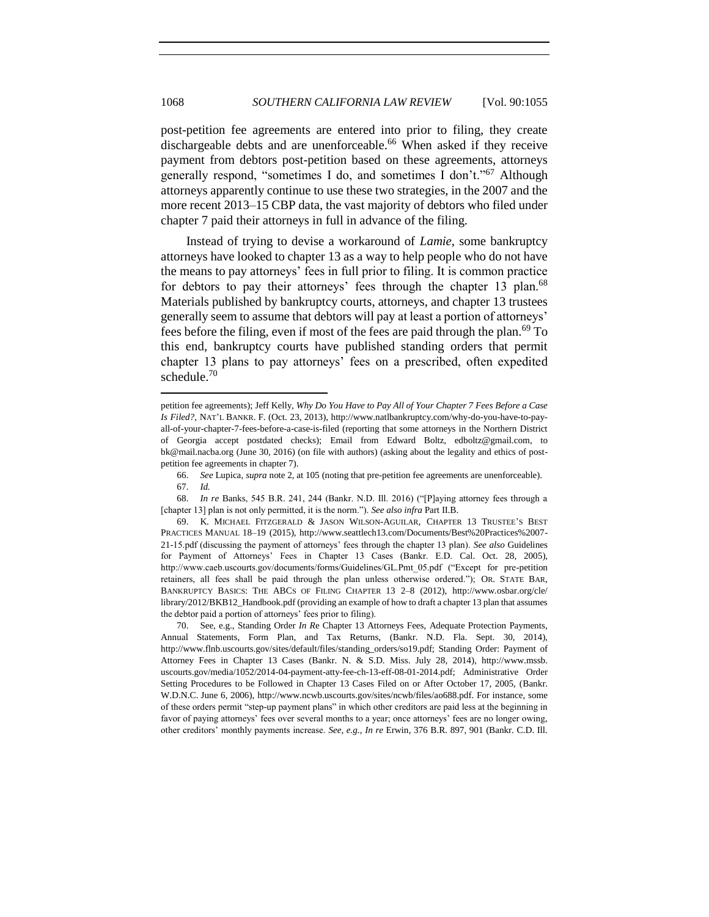post-petition fee agreements are entered into prior to filing, they create dischargeable debts and are unenforceable.[66] When asked if they receive payment from debtors post-petition based on these agreements, attorneys generally respond, "sometimes I do, and sometimes I don't."[67] Although attorneys apparently continue to use these two strategies, in the 2007 and the more recent 2013–15 CBP data, the vast majority of debtors who filed under chapter 7 paid their attorneys in full in advance of the filing.

Instead of trying to devise a workaround of *Lamie*, some bankruptcy attorneys have looked to chapter 13 as a way to help people who do not have the means to pay attorneys' fees in full prior to filing. It is common practice for debtors to pay their attorneys' fees through the chapter 13 plan.[68] Materials published by bankruptcy courts, attorneys, and chapter 13 trustees generally seem to assume that debtors will pay at least a portion of attorneys' fees before the filing, even if most of the fees are paid through the plan.[69] To this end, bankruptcy courts have published standing orders that permit chapter 13 plans to pay attorneys' fees on a prescribed, often expedited schedule.[70]

---

petition fee agreements); Jeff Kelly, *Why Do You Have to Pay All of Your Chapter 7 Fees Before a Case Is Filed?*, NAT'L BANKR. F. (Oct. 23, 2013), http://www.natlbankruptcy.com/why-do-you-have-to-pay-all-of-your-chapter-7-fees-before-a-case-is-filed (reporting that some attorneys in the Northern District of Georgia accept postdated checks); Email from Edward Boltz, edboltz@gmail.com, to bk@mail.nacba.org (June 30, 2016) (on file with authors) (asking about the legality and ethics of post-petition fee agreements in chapter 7).

66. *See* Lupica, *supra* note 2, at 105 (noting that pre-petition fee agreements are unenforceable).

67. *Id.*

68. *In re* Banks, 545 B.R. 241, 244 (Bankr. N.D. Ill. 2016) ("[P]aying attorney fees through a [chapter 13] plan is not only permitted, it is the norm."). *See also infra* Part II.B.

69. K. MICHAEL FITZGERALD & JASON WILSON-AGUILAR, CHAPTER 13 TRUSTEE'S BEST PRACTICES MANUAL 18–19 (2015), http://www.seattlech13.com/Documents/Best%20Practices%2007-21-15.pdf (discussing the payment of attorneys' fees through the chapter 13 plan). *See also* Guidelines for Payment of Attorneys' Fees in Chapter 13 Cases (Bankr. E.D. Cal. Oct. 28, 2005), http://www.caeb.uscourts.gov/documents/forms/Guidelines/GL.Pmt_05.pdf ("Except for pre-petition retainers, all fees shall be paid through the plan unless otherwise ordered."); OR. STATE BAR, BANKRUPTCY BASICS: THE ABCS OF FILING CHAPTER 13 2–8 (2012), http://www.osbar.org/cle/library/2012/BKB12_Handbook.pdf (providing an example of how to draft a chapter 13 plan that assumes the debtor paid a portion of attorneys' fees prior to filing).

70. See, e.g., Standing Order *In Re* Chapter 13 Attorneys Fees, Adequate Protection Payments, Annual Statements, Form Plan, and Tax Returns, (Bankr. N.D. Fla. Sept. 30, 2014), http://www.flnb.uscourts.gov/sites/default/files/standing_orders/so19.pdf; Standing Order: Payment of Attorney Fees in Chapter 13 Cases (Bankr. N. & S.D. Miss. July 28, 2014), http://www.mssb.uscourts.gov/media/1052/2014-04-payment-atty-fee-ch-13-eff-08-01-2014.pdf; Administrative Order Setting Procedures to be Followed in Chapter 13 Cases Filed on or After October 17, 2005, (Bankr. W.D.N.C. June 6, 2006), http://www.ncwb.uscourts.gov/sites/ncwb/files/ao688.pdf. For instance, some of these orders permit "step-up payment plans" in which other creditors are paid less at the beginning in favor of paying attorneys' fees over several months to a year; once attorneys' fees are no longer owing, other creditors' monthly payments increase. *See, e.g.*, *In re* Erwin, 376 B.R. 897, 901 (Bankr. C.D. Ill.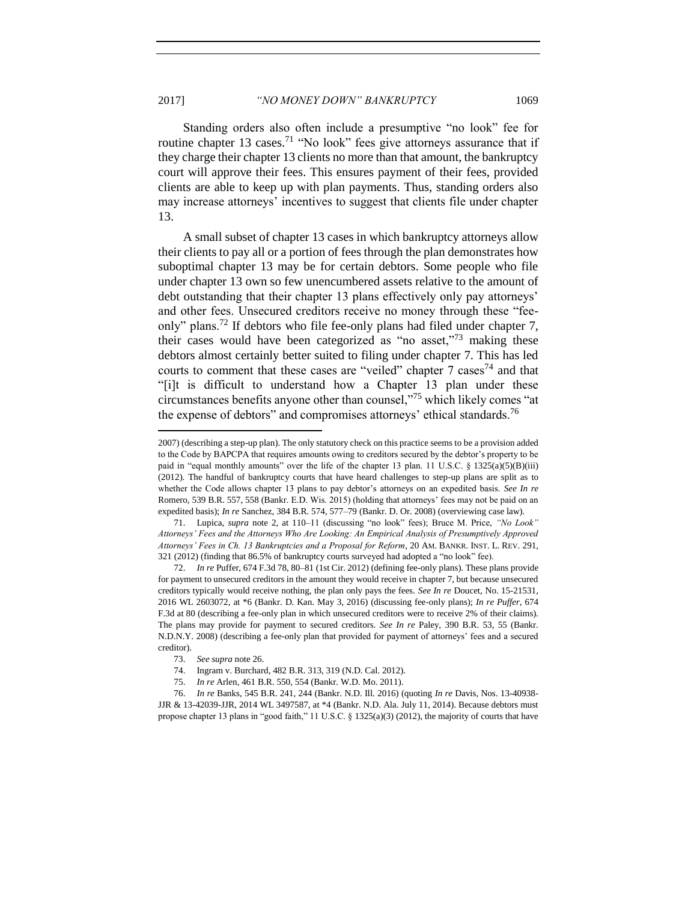Standing orders also often include a presumptive "no look" fee for routine chapter 13 cases.[71] "No look" fees give attorneys assurance that if they charge their chapter 13 clients no more than that amount, the bankruptcy court will approve their fees. This ensures payment of their fees, provided clients are able to keep up with plan payments. Thus, standing orders also may increase attorneys' incentives to suggest that clients file under chapter 13.

A small subset of chapter 13 cases in which bankruptcy attorneys allow their clients to pay all or a portion of fees through the plan demonstrates how suboptimal chapter 13 may be for certain debtors. Some people who file under chapter 13 own so few unencumbered assets relative to the amount of debt outstanding that their chapter 13 plans effectively only pay attorneys' and other fees. Unsecured creditors receive no money through these "fee-only" plans.[72] If debtors who file fee-only plans had filed under chapter 7, their cases would have been categorized as "no asset,"[73] making these debtors almost certainly better suited to filing under chapter 7. This has led courts to comment that these cases are "veiled" chapter 7 cases[74] and that "[i]t is difficult to understand how a Chapter 13 plan under these circumstances benefits anyone other than counsel,"[75] which likely comes "at the expense of debtors" and compromises attorneys' ethical standards.[76]

---

2007) (describing a step-up plan). The only statutory check on this practice seems to be a provision added to the Code by BAPCPA that requires amounts owing to creditors secured by the debtor's property to be paid in "equal monthly amounts" over the life of the chapter 13 plan. 11 U.S.C. § 1325(a)(5)(B)(iii) (2012). The handful of bankruptcy courts that have heard challenges to step-up plans are split as to whether the Code allows chapter 13 plans to pay debtor's attorneys on an expedited basis. *See In re* Romero, 539 B.R. 557, 558 (Bankr. E.D. Wis. 2015) (holding that attorneys' fees may not be paid on an expedited basis); *In re* Sanchez, 384 B.R. 574, 577–79 (Bankr. D. Or. 2008) (overviewing case law).

71. Lupica, *supra* note 2, at 110–11 (discussing "no look" fees); Bruce M. Price, *"No Look" Attorneys' Fees and the Attorneys Who Are Looking: An Empirical Analysis of Presumptively Approved Attorneys' Fees in Ch. 13 Bankruptcies and a Proposal for Reform*, 20 AM. BANKR. INST. L. REV. 291, 321 (2012) (finding that 86.5% of bankruptcy courts surveyed had adopted a "no look" fee).

72. *In re* Puffer, 674 F.3d 78, 80–81 (1st Cir. 2012) (defining fee-only plans). These plans provide for payment to unsecured creditors in the amount they would receive in chapter 7, but because unsecured creditors typically would receive nothing, the plan only pays the fees. *See In re* Doucet, No. 15-21531, 2016 WL 2603072, at *6 (Bankr. D. Kan. May 3, 2016) (discussing fee-only plans); *In re Puffer*, 674 F.3d at 80 (describing a fee-only plan in which unsecured creditors were to receive 2% of their claims). The plans may provide for payment to secured creditors. *See In re* Paley, 390 B.R. 53, 55 (Bankr. N.D.N.Y. 2008) (describing a fee-only plan that provided for payment of attorneys' fees and a secured creditor).

73. *See supra* note 26.

74. Ingram v. Burchard, 482 B.R. 313, 319 (N.D. Cal. 2012).

75. *In re* Arlen, 461 B.R. 550, 554 (Bankr. W.D. Mo. 2011).

76. *In re* Banks, 545 B.R. 241, 244 (Bankr. N.D. Ill. 2016) (quoting *In re* Davis, Nos. 13-40938-JJR & 13-42039-JJR, 2014 WL 3497587, at *4 (Bankr. N.D. Ala. July 11, 2014). Because debtors must propose chapter 13 plans in "good faith," 11 U.S.C. § 1325(a)(3) (2012), the majority of courts that have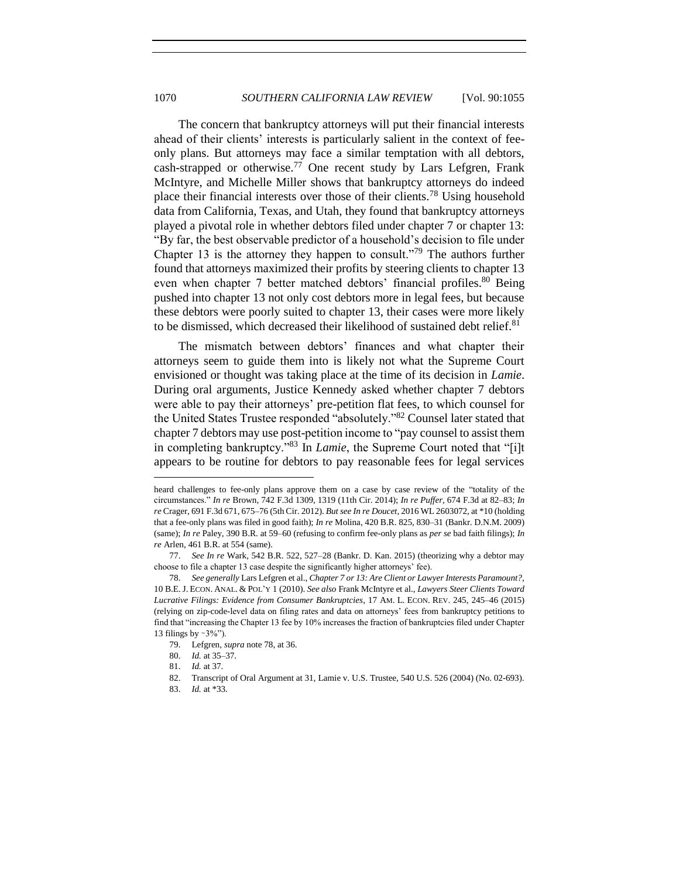The concern that bankruptcy attorneys will put their financial interests ahead of their clients' interests is particularly salient in the context of fee-only plans. But attorneys may face a similar temptation with all debtors, cash-strapped or otherwise.[77] One recent study by Lars Lefgren, Frank McIntyre, and Michelle Miller shows that bankruptcy attorneys do indeed place their financial interests over those of their clients.[78] Using household data from California, Texas, and Utah, they found that bankruptcy attorneys played a pivotal role in whether debtors filed under chapter 7 or chapter 13: "By far, the best observable predictor of a household's decision to file under Chapter 13 is the attorney they happen to consult."[79] The authors further found that attorneys maximized their profits by steering clients to chapter 13 even when chapter 7 better matched debtors' financial profiles.[80] Being pushed into chapter 13 not only cost debtors more in legal fees, but because these debtors were poorly suited to chapter 13, their cases were more likely to be dismissed, which decreased their likelihood of sustained debt relief.[81]

The mismatch between debtors' finances and what chapter their attorneys seem to guide them into is likely not what the Supreme Court envisioned or thought was taking place at the time of its decision in *Lamie*. During oral arguments, Justice Kennedy asked whether chapter 7 debtors were able to pay their attorneys' pre-petition flat fees, to which counsel for the United States Trustee responded "absolutely."[82] Counsel later stated that chapter 7 debtors may use post-petition income to "pay counsel to assist them in completing bankruptcy."[83] In *Lamie*, the Supreme Court noted that "[i]t appears to be routine for debtors to pay reasonable fees for legal services

---

heard challenges to fee-only plans approve them on a case by case review of the "totality of the circumstances." *In re* Brown, 742 F.3d 1309, 1319 (11th Cir. 2014); *In re Puffer*, 674 F.3d at 82–83; *In re* Crager, 691 F.3d 671, 675–76 (5th Cir. 2012). *But see In re Doucet*, 2016 WL 2603072, at *10 (holding that a fee-only plans was filed in good faith); *In re* Molina, 420 B.R. 825, 830–31 (Bankr. D.N.M. 2009) (same); *In re* Paley, 390 B.R. at 59–60 (refusing to confirm fee-only plans as *per se* bad faith filings); *In re* Arlen, 461 B.R. at 554 (same).

77. *See In re* Wark, 542 B.R. 522, 527–28 (Bankr. D. Kan. 2015) (theorizing why a debtor may choose to file a chapter 13 case despite the significantly higher attorneys' fee).

78. *See generally* Lars Lefgren et al., *Chapter 7 or 13: Are Client or Lawyer Interests Paramount?*, 10 B.E. J. ECON. ANAL. & POL'Y 1 (2010). *See also* Frank McIntyre et al., *Lawyers Steer Clients Toward Lucrative Filings: Evidence from Consumer Bankruptcies*, 17 AM. L. ECON. REV. 245, 245–46 (2015) (relying on zip-code-level data on filing rates and data on attorneys' fees from bankruptcy petitions to find that "increasing the Chapter 13 fee by 10% increases the fraction of bankruptcies filed under Chapter 13 filings by ~3%").

79. Lefgren, *supra* note 78, at 36.

80. *Id.* at 35–37.

81. *Id.* at 37.

82. Transcript of Oral Argument at 31, Lamie v. U.S. Trustee, 540 U.S. 526 (2004) (No. 02-693).

83. *Id.* at *33.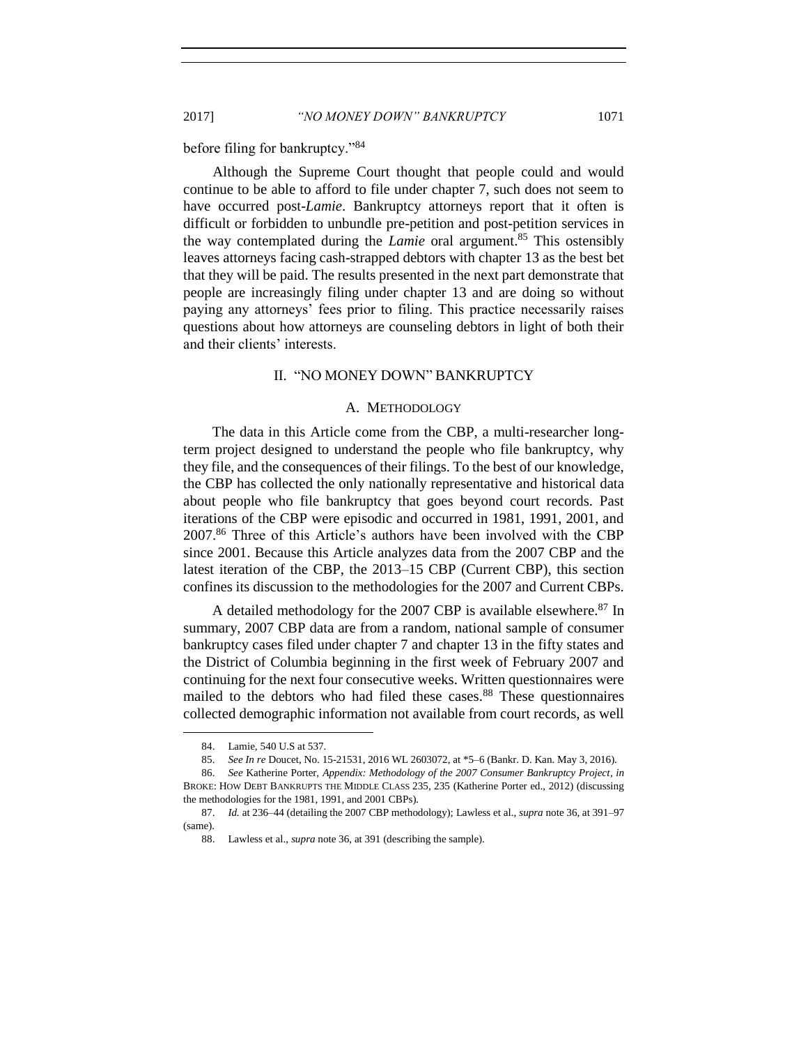before filing for bankruptcy."[84]

Although the Supreme Court thought that people could and would continue to be able to afford to file under chapter 7, such does not seem to have occurred post-*Lamie*. Bankruptcy attorneys report that it often is difficult or forbidden to unbundle pre-petition and post-petition services in the way contemplated during the *Lamie* oral argument.[85] This ostensibly leaves attorneys facing cash-strapped debtors with chapter 13 as the best bet that they will be paid. The results presented in the next part demonstrate that people are increasingly filing under chapter 13 and are doing so without paying any attorneys' fees prior to filing. This practice necessarily raises questions about how attorneys are counseling debtors in light of both their and their clients' interests.

## II. "NO MONEY DOWN" BANKRUPTCY

### A. METHODOLOGY

The data in this Article come from the CBP, a multi-researcher long-term project designed to understand the people who file bankruptcy, why they file, and the consequences of their filings. To the best of our knowledge, the CBP has collected the only nationally representative and historical data about people who file bankruptcy that goes beyond court records. Past iterations of the CBP were episodic and occurred in 1981, 1991, 2001, and 2007.[86] Three of this Article's authors have been involved with the CBP since 2001. Because this Article analyzes data from the 2007 CBP and the latest iteration of the CBP, the 2013–15 CBP (Current CBP), this section confines its discussion to the methodologies for the 2007 and Current CBPs.

A detailed methodology for the 2007 CBP is available elsewhere.[87] In summary, 2007 CBP data are from a random, national sample of consumer bankruptcy cases filed under chapter 7 and chapter 13 in the fifty states and the District of Columbia beginning in the first week of February 2007 and continuing for the next four consecutive weeks. Written questionnaires were mailed to the debtors who had filed these cases.[88] These questionnaires collected demographic information not available from court records, as well

---

84. Lamie, 540 U.S at 537.

85. *See In re* Doucet, No. 15-21531, 2016 WL 2603072, at *5–6 (Bankr. D. Kan. May 3, 2016).

86. *See* Katherine Porter, *Appendix: Methodology of the 2007 Consumer Bankruptcy Project*, *in* BROKE: HOW DEBT BANKRUPTS THE MIDDLE CLASS 235, 235 (Katherine Porter ed., 2012) (discussing the methodologies for the 1981, 1991, and 2001 CBPs).

87. *Id.* at 236–44 (detailing the 2007 CBP methodology); Lawless et al., *supra* note 36, at 391–97 (same).

88. Lawless et al., *supra* note 36, at 391 (describing the sample).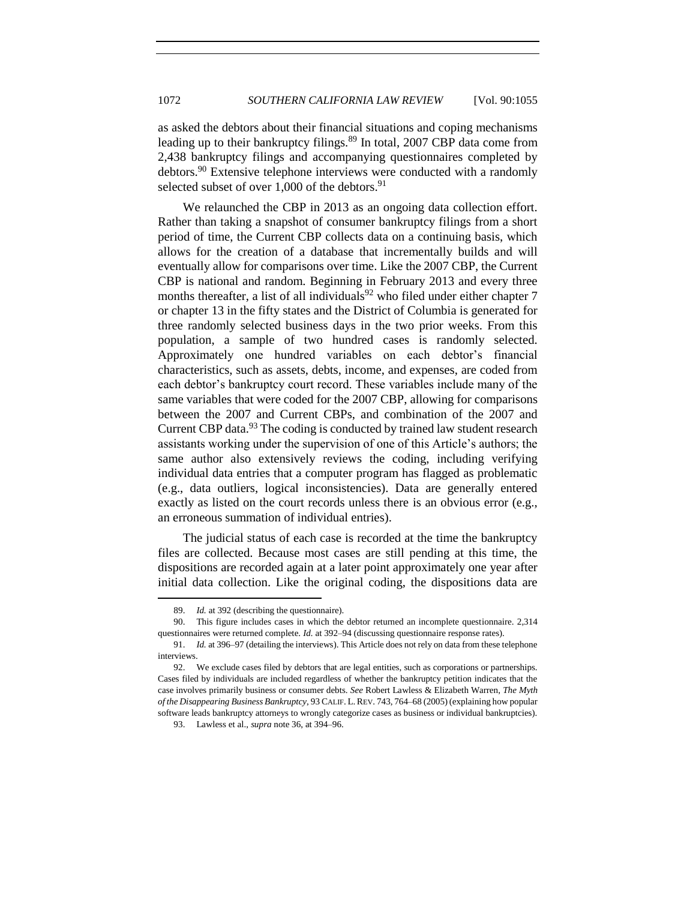as asked the debtors about their financial situations and coping mechanisms leading up to their bankruptcy filings.[89] In total, 2007 CBP data come from 2,438 bankruptcy filings and accompanying questionnaires completed by debtors.[90] Extensive telephone interviews were conducted with a randomly selected subset of over 1,000 of the debtors.[91]

We relaunched the CBP in 2013 as an ongoing data collection effort. Rather than taking a snapshot of consumer bankruptcy filings from a short period of time, the Current CBP collects data on a continuing basis, which allows for the creation of a database that incrementally builds and will eventually allow for comparisons over time. Like the 2007 CBP, the Current CBP is national and random. Beginning in February 2013 and every three months thereafter, a list of all individuals[92] who filed under either chapter 7 or chapter 13 in the fifty states and the District of Columbia is generated for three randomly selected business days in the two prior weeks. From this population, a sample of two hundred cases is randomly selected. Approximately one hundred variables on each debtor's financial characteristics, such as assets, debts, income, and expenses, are coded from each debtor's bankruptcy court record. These variables include many of the same variables that were coded for the 2007 CBP, allowing for comparisons between the 2007 and Current CBPs, and combination of the 2007 and Current CBP data.[93] The coding is conducted by trained law student research assistants working under the supervision of one of this Article's authors; the same author also extensively reviews the coding, including verifying individual data entries that a computer program has flagged as problematic (e.g., data outliers, logical inconsistencies). Data are generally entered exactly as listed on the court records unless there is an obvious error (e.g., an erroneous summation of individual entries).

The judicial status of each case is recorded at the time the bankruptcy files are collected. Because most cases are still pending at this time, the dispositions are recorded again at a later point approximately one year after initial data collection. Like the original coding, the dispositions data are

---

89. *Id.* at 392 (describing the questionnaire).

90. This figure includes cases in which the debtor returned an incomplete questionnaire. 2,314 questionnaires were returned complete. *Id.* at 392–94 (discussing questionnaire response rates).

91. *Id.* at 396–97 (detailing the interviews). This Article does not rely on data from these telephone interviews.

92. We exclude cases filed by debtors that are legal entities, such as corporations or partnerships. Cases filed by individuals are included regardless of whether the bankruptcy petition indicates that the case involves primarily business or consumer debts. *See* Robert Lawless & Elizabeth Warren, *The Myth of the Disappearing Business Bankruptcy*, 93 CALIF. L. REV. 743, 764–68 (2005) (explaining how popular software leads bankruptcy attorneys to wrongly categorize cases as business or individual bankruptcies).

93. Lawless et al., *supra* note 36, at 394–96.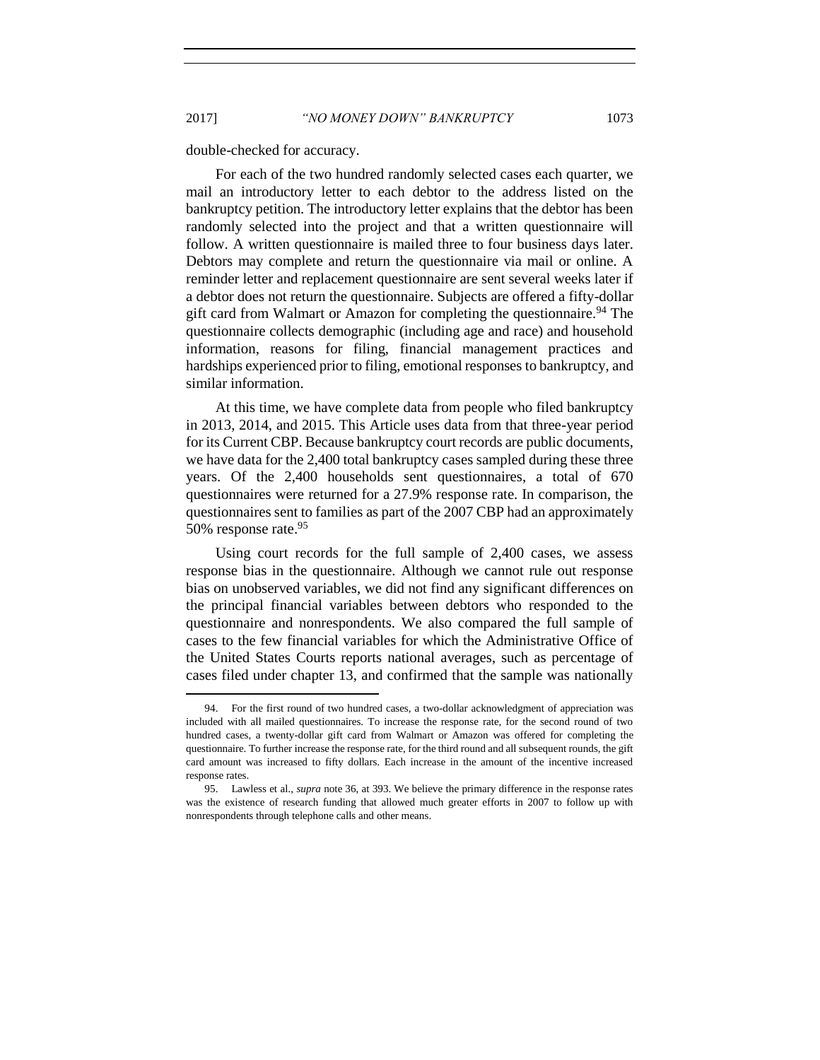double-checked for accuracy.

For each of the two hundred randomly selected cases each quarter, we mail an introductory letter to each debtor to the address listed on the bankruptcy petition. The introductory letter explains that the debtor has been randomly selected into the project and that a written questionnaire will follow. A written questionnaire is mailed three to four business days later. Debtors may complete and return the questionnaire via mail or online. A reminder letter and replacement questionnaire are sent several weeks later if a debtor does not return the questionnaire. Subjects are offered a fifty-dollar gift card from Walmart or Amazon for completing the questionnaire.[94] The questionnaire collects demographic (including age and race) and household information, reasons for filing, financial management practices and hardships experienced prior to filing, emotional responses to bankruptcy, and similar information.

At this time, we have complete data from people who filed bankruptcy in 2013, 2014, and 2015. This Article uses data from that three-year period for its Current CBP. Because bankruptcy court records are public documents, we have data for the 2,400 total bankruptcy cases sampled during these three years. Of the 2,400 households sent questionnaires, a total of 670 questionnaires were returned for a 27.9% response rate. In comparison, the questionnaires sent to families as part of the 2007 CBP had an approximately 50% response rate.[95]

Using court records for the full sample of 2,400 cases, we assess response bias in the questionnaire. Although we cannot rule out response bias on unobserved variables, we did not find any significant differences on the principal financial variables between debtors who responded to the questionnaire and nonrespondents. We also compared the full sample of cases to the few financial variables for which the Administrative Office of the United States Courts reports national averages, such as percentage of cases filed under chapter 13, and confirmed that the sample was nationally

---

94. For the first round of two hundred cases, a two-dollar acknowledgment of appreciation was included with all mailed questionnaires. To increase the response rate, for the second round of two hundred cases, a twenty-dollar gift card from Walmart or Amazon was offered for completing the questionnaire. To further increase the response rate, for the third round and all subsequent rounds, the gift card amount was increased to fifty dollars. Each increase in the amount of the incentive increased response rates.

95. Lawless et al., *supra* note 36, at 393. We believe the primary difference in the response rates was the existence of research funding that allowed much greater efforts in 2007 to follow up with nonrespondents through telephone calls and other means.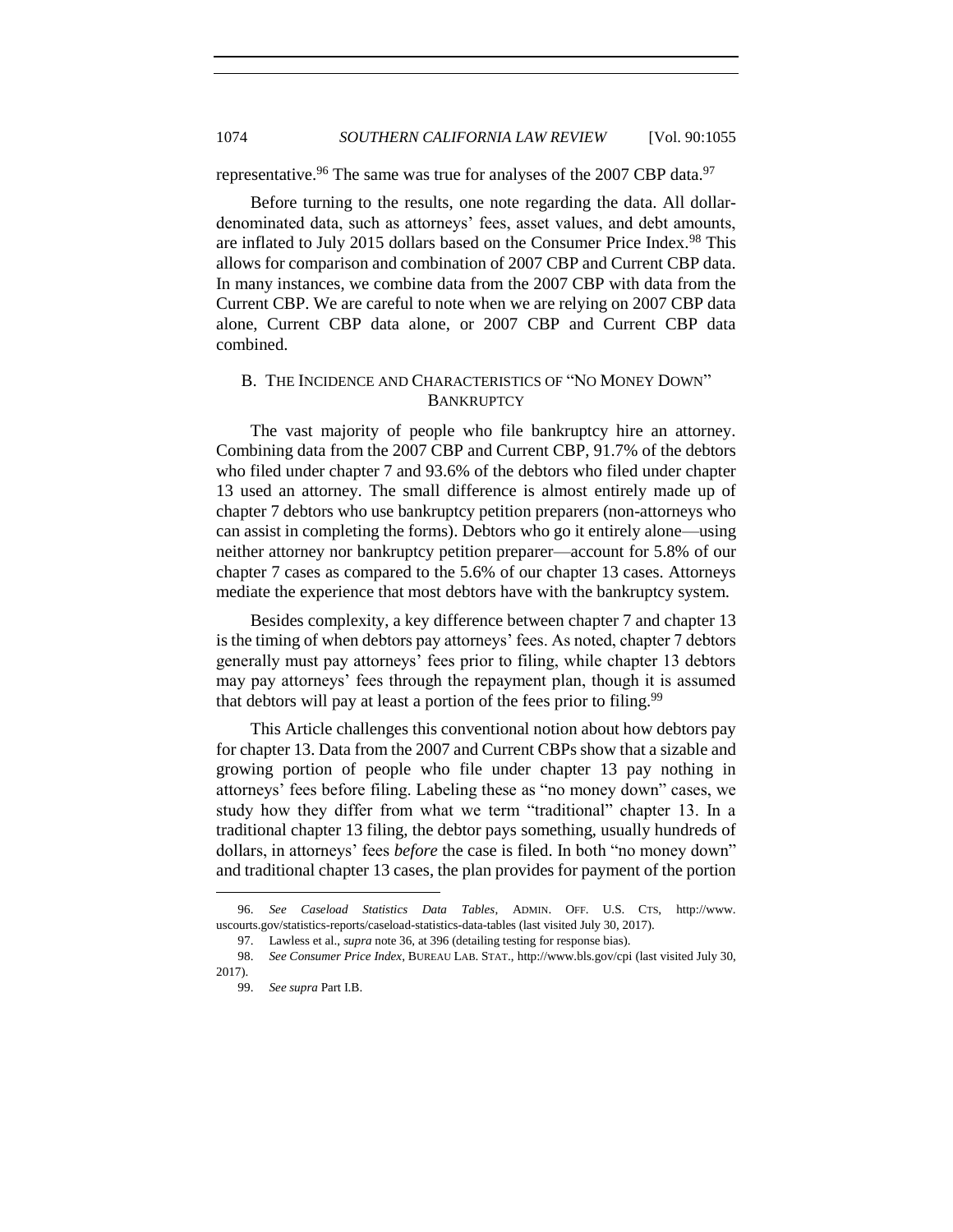representative.[96] The same was true for analyses of the 2007 CBP data.[97]

Before turning to the results, one note regarding the data. All dollar-denominated data, such as attorneys' fees, asset values, and debt amounts, are inflated to July 2015 dollars based on the Consumer Price Index.[98] This allows for comparison and combination of 2007 CBP and Current CBP data. In many instances, we combine data from the 2007 CBP with data from the Current CBP. We are careful to note when we are relying on 2007 CBP data alone, Current CBP data alone, or 2007 CBP and Current CBP data combined.

### B. THE INCIDENCE AND CHARACTERISTICS OF "NO MONEY DOWN" BANKRUPTCY

The vast majority of people who file bankruptcy hire an attorney. Combining data from the 2007 CBP and Current CBP, 91.7% of the debtors who filed under chapter 7 and 93.6% of the debtors who filed under chapter 13 used an attorney. The small difference is almost entirely made up of chapter 7 debtors who use bankruptcy petition preparers (non-attorneys who can assist in completing the forms). Debtors who go it entirely alone—using neither attorney nor bankruptcy petition preparer—account for 5.8% of our chapter 7 cases as compared to the 5.6% of our chapter 13 cases. Attorneys mediate the experience that most debtors have with the bankruptcy system.

Besides complexity, a key difference between chapter 7 and chapter 13 is the timing of when debtors pay attorneys' fees. As noted, chapter 7 debtors generally must pay attorneys' fees prior to filing, while chapter 13 debtors may pay attorneys' fees through the repayment plan, though it is assumed that debtors will pay at least a portion of the fees prior to filing.[99]

This Article challenges this conventional notion about how debtors pay for chapter 13. Data from the 2007 and Current CBPs show that a sizable and growing portion of people who file under chapter 13 pay nothing in attorneys' fees before filing. Labeling these as "no money down" cases, we study how they differ from what we term "traditional" chapter 13. In a traditional chapter 13 filing, the debtor pays something, usually hundreds of dollars, in attorneys' fees *before* the case is filed. In both "no money down" and traditional chapter 13 cases, the plan provides for payment of the portion

---

96. *See Caseload Statistics Data Tables*, ADMIN. OFF. U.S. CTS, http://www.uscourts.gov/statistics-reports/caseload-statistics-data-tables (last visited July 30, 2017).

97. Lawless et al., *supra* note 36, at 396 (detailing testing for response bias).

98. *See Consumer Price Index*, BUREAU LAB. STAT., http://www.bls.gov/cpi (last visited July 30, 2017).

99. *See supra* Part I.B.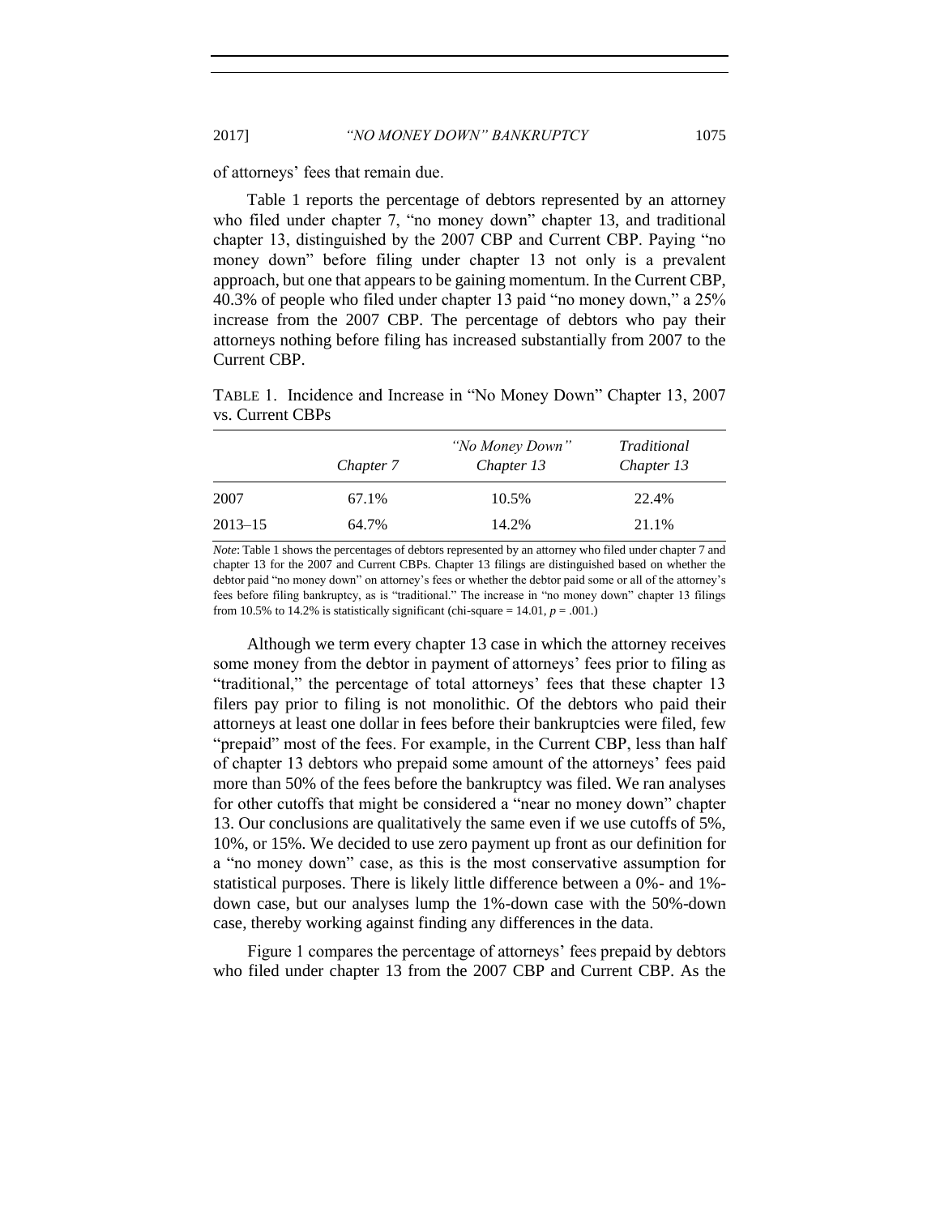of attorneys' fees that remain due.

Table 1 reports the percentage of debtors represented by an attorney who filed under chapter 7, "no money down" chapter 13, and traditional chapter 13, distinguished by the 2007 CBP and Current CBP. Paying "no money down" before filing under chapter 13 not only is a prevalent approach, but one that appears to be gaining momentum. In the Current CBP, 40.3% of people who filed under chapter 13 paid "no money down," a 25% increase from the 2007 CBP. The percentage of debtors who pay their attorneys nothing before filing has increased substantially from 2007 to the Current CBP.

TABLE 1. Incidence and Increase in "No Money Down" Chapter 13, 2007 vs. Current CBPs

| | *Chapter 7* | *"No Money Down" Chapter 13* | *Traditional Chapter 13* |
|---|---|---|---|
| 2007 | 67.1% | 10.5% | 22.4% |
| 2013–15 | 64.7% | 14.2% | 21.1% |

*Note*: Table 1 shows the percentages of debtors represented by an attorney who filed under chapter 7 and chapter 13 for the 2007 and Current CBPs. Chapter 13 filings are distinguished based on whether the debtor paid "no money down" on attorney's fees or whether the debtor paid some or all of the attorney's fees before filing bankruptcy, as is "traditional." The increase in "no money down" chapter 13 filings from 10.5% to 14.2% is statistically significant (chi-square = 14.01, $p = .001$.)

Although we term every chapter 13 case in which the attorney receives some money from the debtor in payment of attorneys' fees prior to filing as "traditional," the percentage of total attorneys' fees that these chapter 13 filers pay prior to filing is not monolithic. Of the debtors who paid their attorneys at least one dollar in fees before their bankruptcies were filed, few "prepaid" most of the fees. For example, in the Current CBP, less than half of chapter 13 debtors who prepaid some amount of the attorneys' fees paid more than 50% of the fees before the bankruptcy was filed. We ran analyses for other cutoffs that might be considered a "near no money down" chapter 13. Our conclusions are qualitatively the same even if we use cutoffs of 5%, 10%, or 15%. We decided to use zero payment up front as our definition for a "no money down" case, as this is the most conservative assumption for statistical purposes. There is likely little difference between a 0%- and 1%-down case, but our analyses lump the 1%-down case with the 50%-down case, thereby working against finding any differences in the data.

Figure 1 compares the percentage of attorneys' fees prepaid by debtors who filed under chapter 13 from the 2007 CBP and Current CBP. As the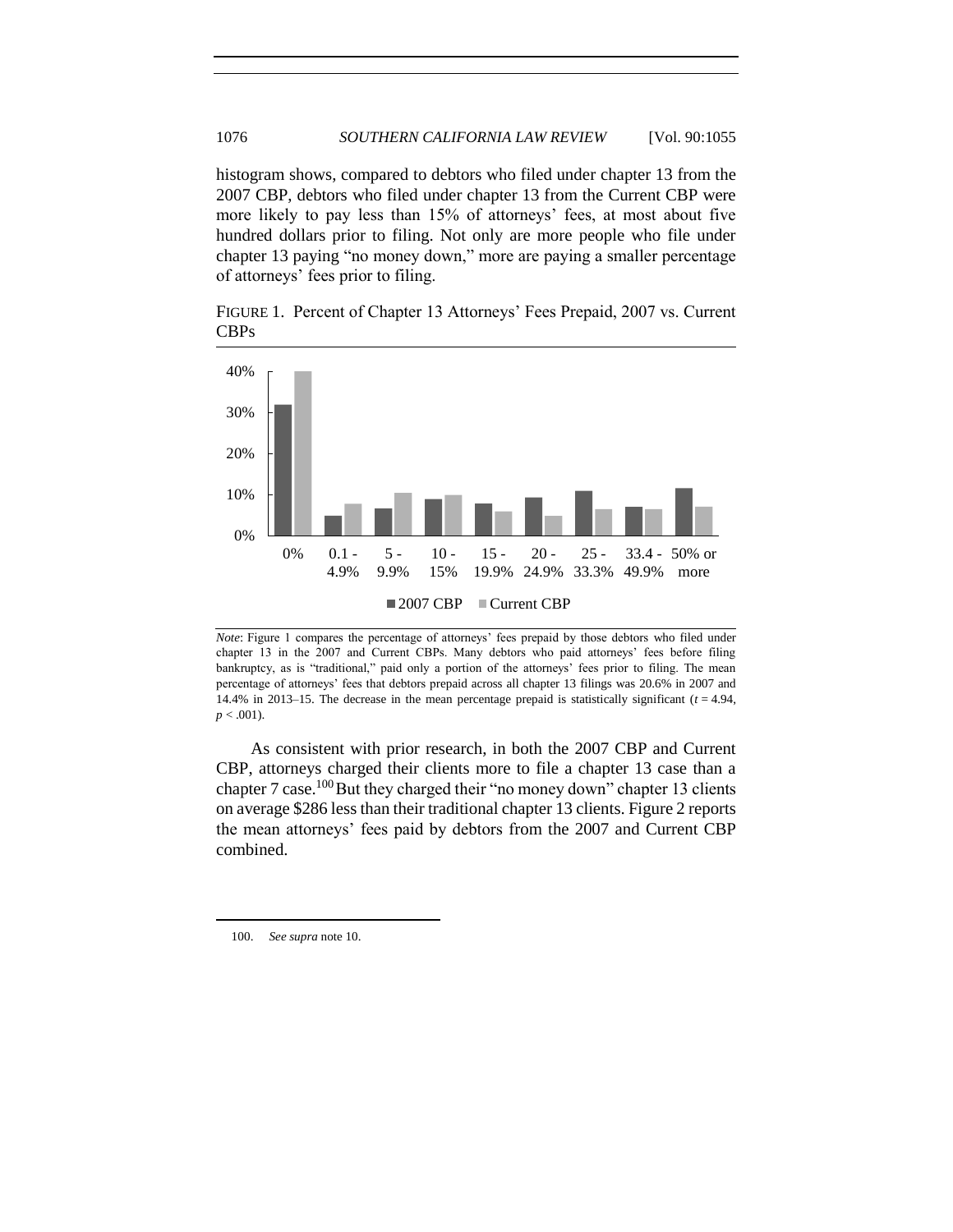histogram shows, compared to debtors who filed under chapter 13 from the 2007 CBP, debtors who filed under chapter 13 from the Current CBP were more likely to pay less than 15% of attorneys' fees, at most about five hundred dollars prior to filing. Not only are more people who file under chapter 13 paying "no money down," more are paying a smaller percentage of attorneys' fees prior to filing.

FIGURE 1. Percent of Chapter 13 Attorneys' Fees Prepaid, 2007 vs. Current CBPs

*Note*: Figure 1 compares the percentage of attorneys' fees prepaid by those debtors who filed under chapter 13 in the 2007 and Current CBPs. Many debtors who paid attorneys' fees before filing bankruptcy, as is "traditional," paid only a portion of the attorneys' fees prior to filing. The mean percentage of attorneys' fees that debtors prepaid across all chapter 13 filings was 20.6% in 2007 and 14.4% in 2013–15. The decrease in the mean percentage prepaid is statistically significant ($t = 4.94$, $p < .001$).

As consistent with prior research, in both the 2007 CBP and Current CBP, attorneys charged their clients more to file a chapter 13 case than a chapter 7 case.[100] But they charged their "no money down" chapter 13 clients on average $286 less than their traditional chapter 13 clients. Figure 2 reports the mean attorneys' fees paid by debtors from the 2007 and Current CBP combined.

100. *See supra* note 10.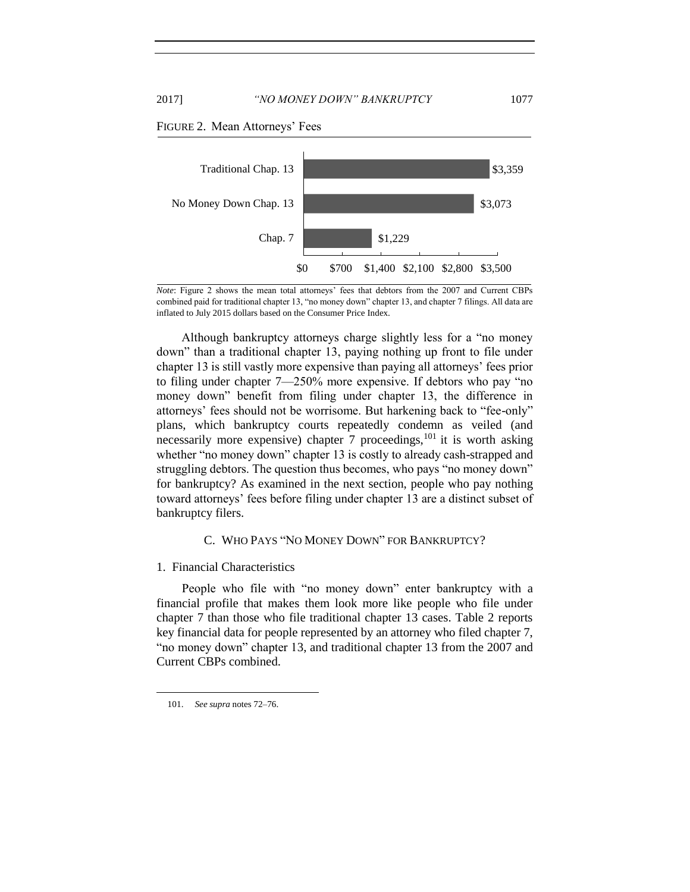FIGURE 2. Mean Attorneys' Fees

Traditional Chap. 13

$3,359

No Money Down Chap. 13

$3,073

Chap. 7

$1,229

$0 $700 $1,400 $2,100 $2,800 $3,500

*Note*: Figure 2 shows the mean total attorneys' fees that debtors from the 2007 and Current CBPs combined paid for traditional chapter 13, "no money down" chapter 13, and chapter 7 filings. All data are inflated to July 2015 dollars based on the Consumer Price Index.

Although bankruptcy attorneys charge slightly less for a "no money down" than a traditional chapter 13, paying nothing up front to file under chapter 13 is still vastly more expensive than paying all attorneys' fees prior to filing under chapter 7—250% more expensive. If debtors who pay "no money down" benefit from filing under chapter 13, the difference in attorneys' fees should not be worrisome. But harkening back to "fee-only" plans, which bankruptcy courts repeatedly condemn as veiled (and necessarily more expensive) chapter 7 proceedings,[101] it is worth asking whether "no money down" chapter 13 is costly to already cash-strapped and struggling debtors. The question thus becomes, who pays "no money down" for bankruptcy? As examined in the next section, people who pay nothing toward attorneys' fees before filing under chapter 13 are a distinct subset of bankruptcy filers.

## C. WHO PAYS "NO MONEY DOWN" FOR BANKRUPTCY?

### 1. Financial Characteristics

People who file with "no money down" enter bankruptcy with a financial profile that makes them look more like people who file under chapter 7 than those who file traditional chapter 13 cases. Table 2 reports key financial data for people represented by an attorney who filed chapter 7, "no money down" chapter 13, and traditional chapter 13 from the 2007 and Current CBPs combined.

101. *See supra* notes 72–76.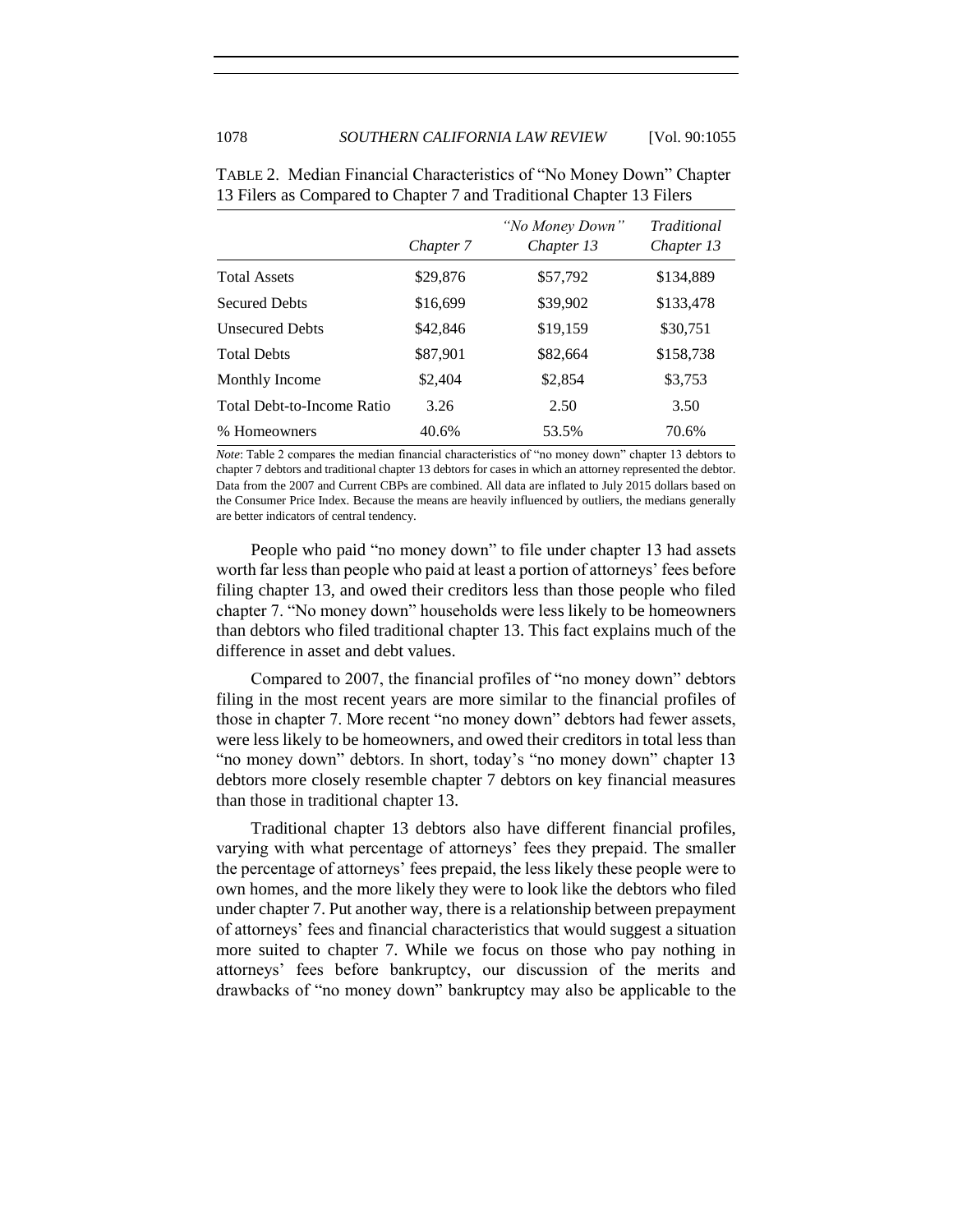TABLE 2. Median Financial Characteristics of "No Money Down" Chapter 13 Filers as Compared to Chapter 7 and Traditional Chapter 13 Filers

| | *Chapter 7* | *"No Money Down" Chapter 13* | *Traditional Chapter 13* |
|---|---|---|---|
| Total Assets | $29,876 | $57,792 | $134,889 |
| Secured Debts | $16,699 | $39,902 | $133,478 |
| Unsecured Debts | $42,846 | $19,159 | $30,751 |
| Total Debts | $87,901 | $82,664 | $158,738 |
| Monthly Income | $2,404 | $2,854 | $3,753 |
| Total Debt-to-Income Ratio | 3.26 | 2.50 | 3.50 |
| % Homeowners | 40.6% | 53.5% | 70.6% |

*Note*: Table 2 compares the median financial characteristics of "no money down" chapter 13 debtors to chapter 7 debtors and traditional chapter 13 debtors for cases in which an attorney represented the debtor. Data from the 2007 and Current CBPs are combined. All data are inflated to July 2015 dollars based on the Consumer Price Index. Because the means are heavily influenced by outliers, the medians generally are better indicators of central tendency.

People who paid "no money down" to file under chapter 13 had assets worth far less than people who paid at least a portion of attorneys' fees before filing chapter 13, and owed their creditors less than those people who filed chapter 7. "No money down" households were less likely to be homeowners than debtors who filed traditional chapter 13. This fact explains much of the difference in asset and debt values.

Compared to 2007, the financial profiles of "no money down" debtors filing in the most recent years are more similar to the financial profiles of those in chapter 7. More recent "no money down" debtors had fewer assets, were less likely to be homeowners, and owed their creditors in total less than "no money down" debtors. In short, today's "no money down" chapter 13 debtors more closely resemble chapter 7 debtors on key financial measures than those in traditional chapter 13.

Traditional chapter 13 debtors also have different financial profiles, varying with what percentage of attorneys' fees they prepaid. The smaller the percentage of attorneys' fees prepaid, the less likely these people were to own homes, and the more likely they were to look like the debtors who filed under chapter 7. Put another way, there is a relationship between prepayment of attorneys' fees and financial characteristics that would suggest a situation more suited to chapter 7. While we focus on those who pay nothing in attorneys' fees before bankruptcy, our discussion of the merits and drawbacks of "no money down" bankruptcy may also be applicable to the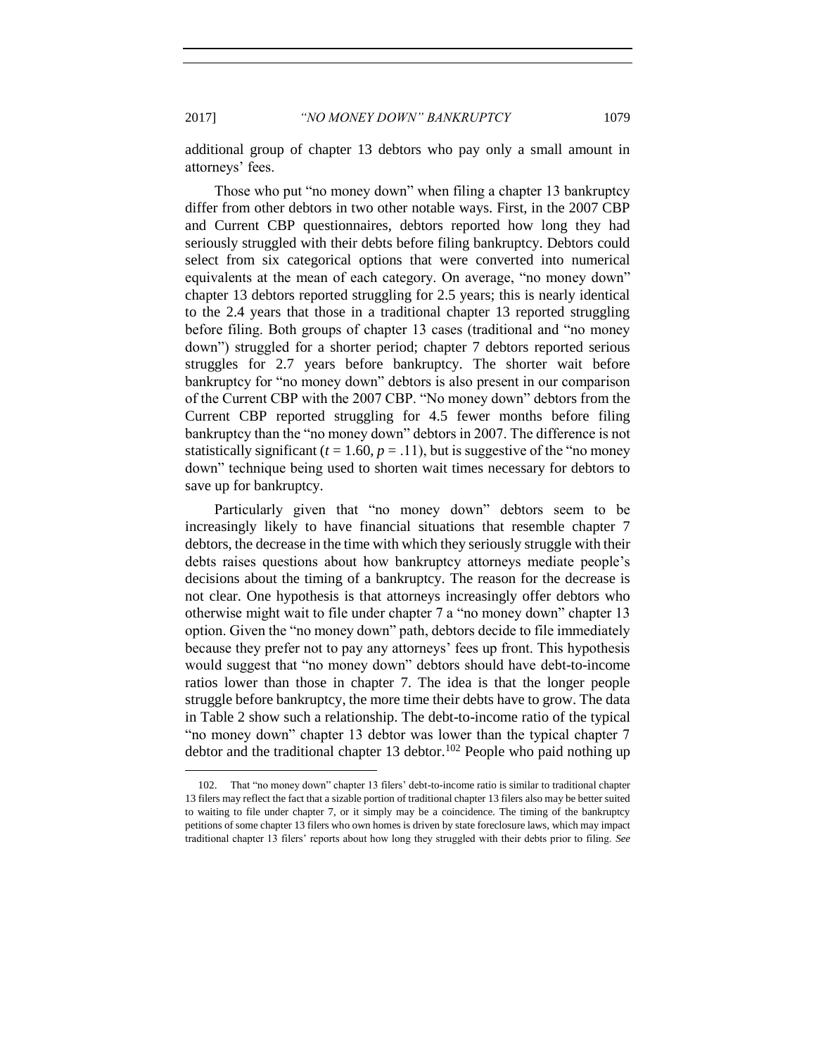additional group of chapter 13 debtors who pay only a small amount in attorneys' fees.

Those who put "no money down" when filing a chapter 13 bankruptcy differ from other debtors in two other notable ways. First, in the 2007 CBP and Current CBP questionnaires, debtors reported how long they had seriously struggled with their debts before filing bankruptcy. Debtors could select from six categorical options that were converted into numerical equivalents at the mean of each category. On average, "no money down" chapter 13 debtors reported struggling for 2.5 years; this is nearly identical to the 2.4 years that those in a traditional chapter 13 reported struggling before filing. Both groups of chapter 13 cases (traditional and "no money down") struggled for a shorter period; chapter 7 debtors reported serious struggles for 2.7 years before bankruptcy. The shorter wait before bankruptcy for "no money down" debtors is also present in our comparison of the Current CBP with the 2007 CBP. "No money down" debtors from the Current CBP reported struggling for 4.5 fewer months before filing bankruptcy than the "no money down" debtors in 2007. The difference is not statistically significant ($t = 1.60$, $p = .11$), but is suggestive of the "no money down" technique being used to shorten wait times necessary for debtors to save up for bankruptcy.

Particularly given that "no money down" debtors seem to be increasingly likely to have financial situations that resemble chapter 7 debtors, the decrease in the time with which they seriously struggle with their debts raises questions about how bankruptcy attorneys mediate people's decisions about the timing of a bankruptcy. The reason for the decrease is not clear. One hypothesis is that attorneys increasingly offer debtors who otherwise might wait to file under chapter 7 a "no money down" chapter 13 option. Given the "no money down" path, debtors decide to file immediately because they prefer not to pay any attorneys' fees up front. This hypothesis would suggest that "no money down" debtors should have debt-to-income ratios lower than those in chapter 7. The idea is that the longer people struggle before bankruptcy, the more time their debts have to grow. The data in Table 2 show such a relationship. The debt-to-income ratio of the typical "no money down" chapter 13 debtor was lower than the typical chapter 7 debtor and the traditional chapter 13 debtor.[102] People who paid nothing up

102. That "no money down" chapter 13 filers' debt-to-income ratio is similar to traditional chapter 13 filers may reflect the fact that a sizable portion of traditional chapter 13 filers also may be better suited to waiting to file under chapter 7, or it simply may be a coincidence. The timing of the bankruptcy petitions of some chapter 13 filers who own homes is driven by state foreclosure laws, which may impact traditional chapter 13 filers' reports about how long they struggled with their debts prior to filing. *See*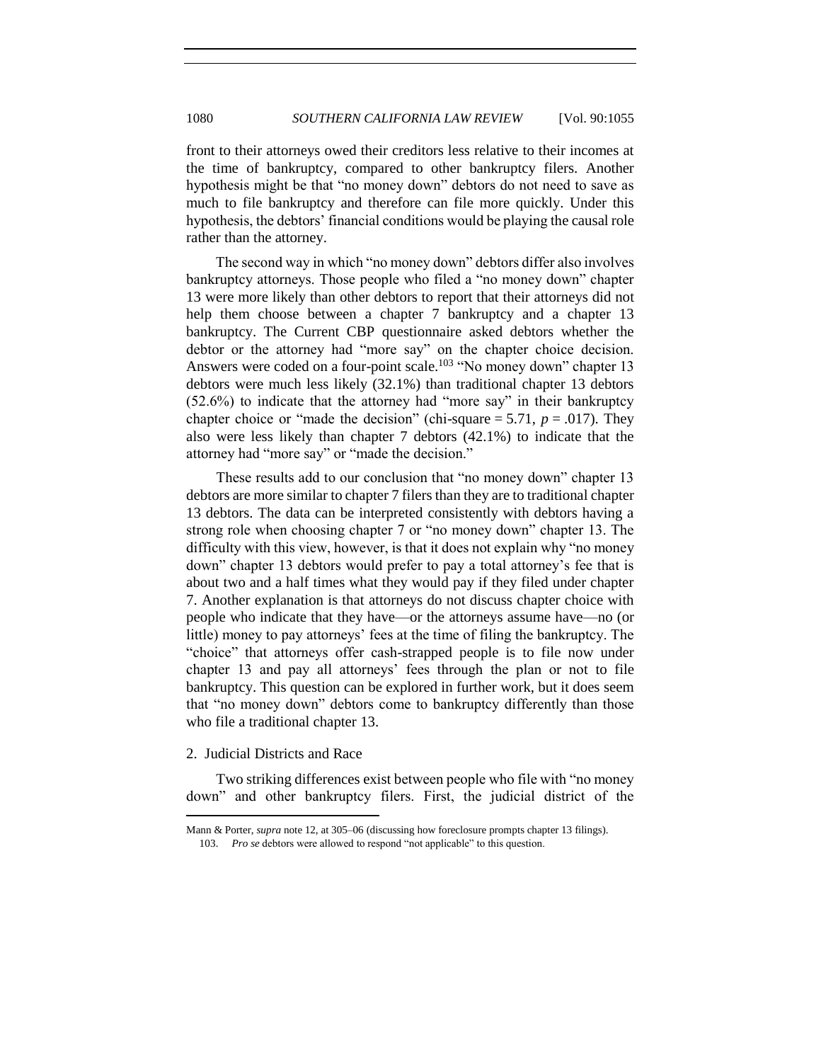front to their attorneys owed their creditors less relative to their incomes at the time of bankruptcy, compared to other bankruptcy filers. Another hypothesis might be that "no money down" debtors do not need to save as much to file bankruptcy and therefore can file more quickly. Under this hypothesis, the debtors' financial conditions would be playing the causal role rather than the attorney.

The second way in which "no money down" debtors differ also involves bankruptcy attorneys. Those people who filed a "no money down" chapter 13 were more likely than other debtors to report that their attorneys did not help them choose between a chapter 7 bankruptcy and a chapter 13 bankruptcy. The Current CBP questionnaire asked debtors whether the debtor or the attorney had "more say" on the chapter choice decision. Answers were coded on a four-point scale.[103] "No money down" chapter 13 debtors were much less likely (32.1%) than traditional chapter 13 debtors (52.6%) to indicate that the attorney had "more say" in their bankruptcy chapter choice or "made the decision" (chi-square = 5.71, $p = .017$). They also were less likely than chapter 7 debtors (42.1%) to indicate that the attorney had "more say" or "made the decision."

These results add to our conclusion that "no money down" chapter 13 debtors are more similar to chapter 7 filers than they are to traditional chapter 13 debtors. The data can be interpreted consistently with debtors having a strong role when choosing chapter 7 or "no money down" chapter 13. The difficulty with this view, however, is that it does not explain why "no money down" chapter 13 debtors would prefer to pay a total attorney's fee that is about two and a half times what they would pay if they filed under chapter 7. Another explanation is that attorneys do not discuss chapter choice with people who indicate that they have—or the attorneys assume have—no (or little) money to pay attorneys' fees at the time of filing the bankruptcy. The "choice" that attorneys offer cash-strapped people is to file now under chapter 13 and pay all attorneys' fees through the plan or not to file bankruptcy. This question can be explored in further work, but it does seem that "no money down" debtors come to bankruptcy differently than those who file a traditional chapter 13.

### 2. Judicial Districts and Race

Two striking differences exist between people who file with "no money down" and other bankruptcy filers. First, the judicial district of the

---

Mann & Porter, *supra* note 12, at 305–06 (discussing how foreclosure prompts chapter 13 filings).

103. *Pro se* debtors were allowed to respond "not applicable" to this question.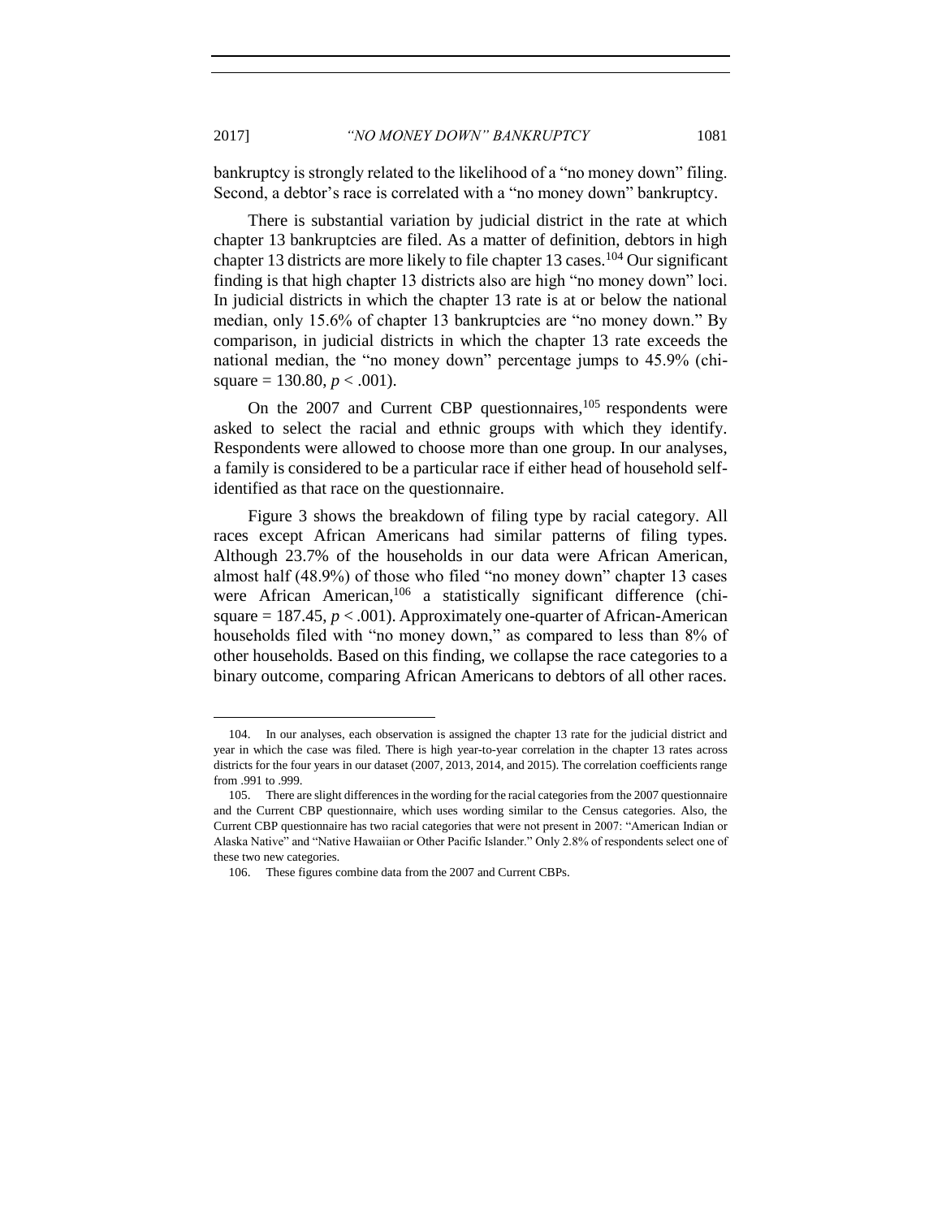bankruptcy is strongly related to the likelihood of a "no money down" filing. Second, a debtor's race is correlated with a "no money down" bankruptcy.

There is substantial variation by judicial district in the rate at which chapter 13 bankruptcies are filed. As a matter of definition, debtors in high chapter 13 districts are more likely to file chapter 13 cases.[104] Our significant finding is that high chapter 13 districts also are high "no money down" loci. In judicial districts in which the chapter 13 rate is at or below the national median, only 15.6% of chapter 13 bankruptcies are "no money down." By comparison, in judicial districts in which the chapter 13 rate exceeds the national median, the "no money down" percentage jumps to 45.9% (chi-square = 130.80, $p < .001$).

On the 2007 and Current CBP questionnaires,[105] respondents were asked to select the racial and ethnic groups with which they identify. Respondents were allowed to choose more than one group. In our analyses, a family is considered to be a particular race if either head of household self-identified as that race on the questionnaire.

Figure 3 shows the breakdown of filing type by racial category. All races except African Americans had similar patterns of filing types. Although 23.7% of the households in our data were African American, almost half (48.9%) of those who filed "no money down" chapter 13 cases were African American,[106] a statistically significant difference (chi-square = 187.45, $p < .001$). Approximately one-quarter of African-American households filed with "no money down," as compared to less than 8% of other households. Based on this finding, we collapse the race categories to a binary outcome, comparing African Americans to debtors of all other races.

---

104. In our analyses, each observation is assigned the chapter 13 rate for the judicial district and year in which the case was filed. There is high year-to-year correlation in the chapter 13 rates across districts for the four years in our dataset (2007, 2013, 2014, and 2015). The correlation coefficients range from .991 to .999.

105. There are slight differences in the wording for the racial categories from the 2007 questionnaire and the Current CBP questionnaire, which uses wording similar to the Census categories. Also, the Current CBP questionnaire has two racial categories that were not present in 2007: "American Indian or Alaska Native" and "Native Hawaiian or Other Pacific Islander." Only 2.8% of respondents select one of these two new categories.

106. These figures combine data from the 2007 and Current CBPs.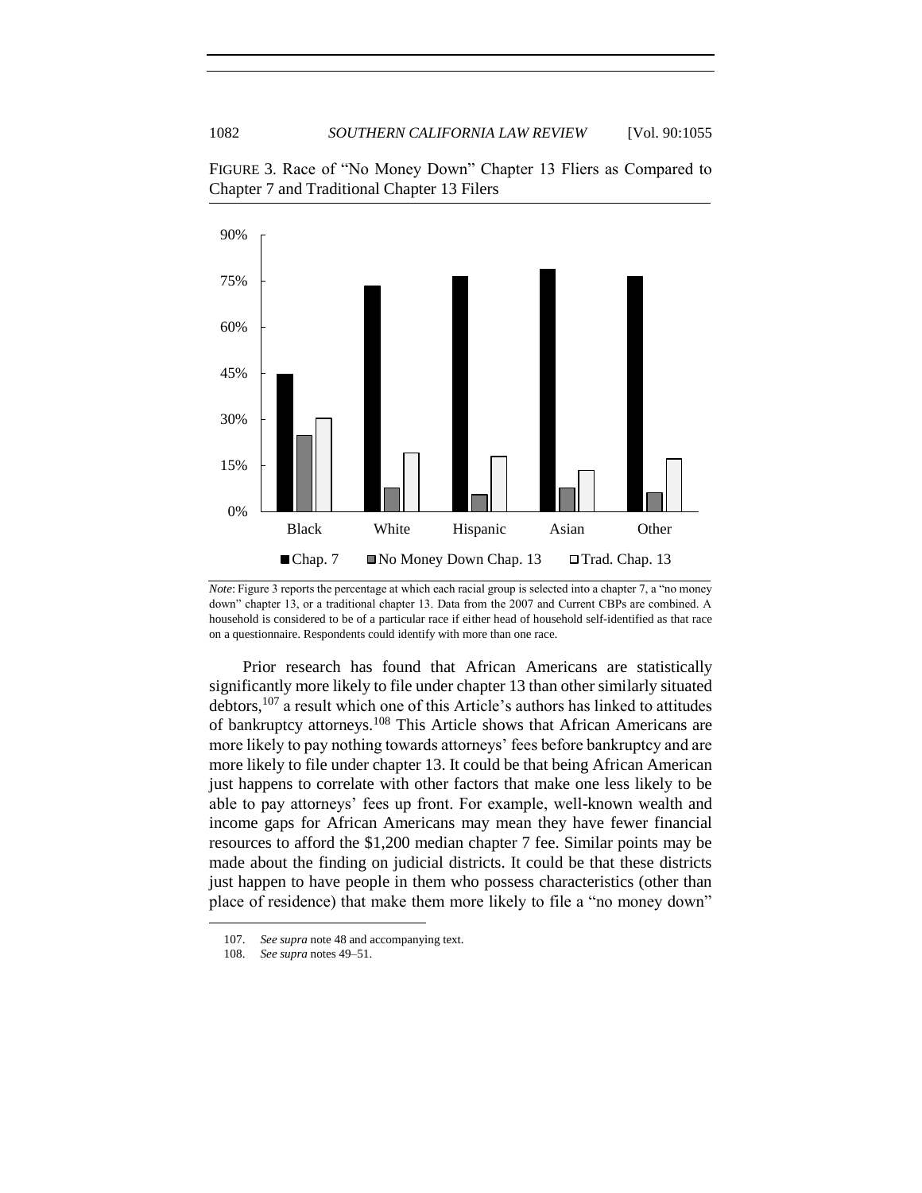FIGURE 3. Race of "No Money Down" Chapter 13 Fliers as Compared to Chapter 7 and Traditional Chapter 13 Filers

90%
75%
60%
45%
30%
15%
0%

Black
White
Hispanic
Asian
Other

■ Chap. 7 ■ No Money Down Chap. 13 □ Trad. Chap. 13

*Note*: Figure 3 reports the percentage at which each racial group is selected into a chapter 7, a "no money down" chapter 13, or a traditional chapter 13. Data from the 2007 and Current CBPs are combined. A household is considered to be of a particular race if either head of household self-identified as that race on a questionnaire. Respondents could identify with more than one race.

Prior research has found that African Americans are statistically significantly more likely to file under chapter 13 than other similarly situated debtors,[107] a result which one of this Article's authors has linked to attitudes of bankruptcy attorneys.[108] This Article shows that African Americans are more likely to pay nothing towards attorneys' fees before bankruptcy and are more likely to file under chapter 13. It could be that being African American just happens to correlate with other factors that make one less likely to be able to pay attorneys' fees up front. For example, well-known wealth and income gaps for African Americans may mean they have fewer financial resources to afford the $1,200 median chapter 7 fee. Similar points may be made about the finding on judicial districts. It could be that these districts just happen to have people in them who possess characteristics (other than place of residence) that make them more likely to file a "no money down"

107. *See supra* note 48 and accompanying text.

108. *See supra* notes 49–51.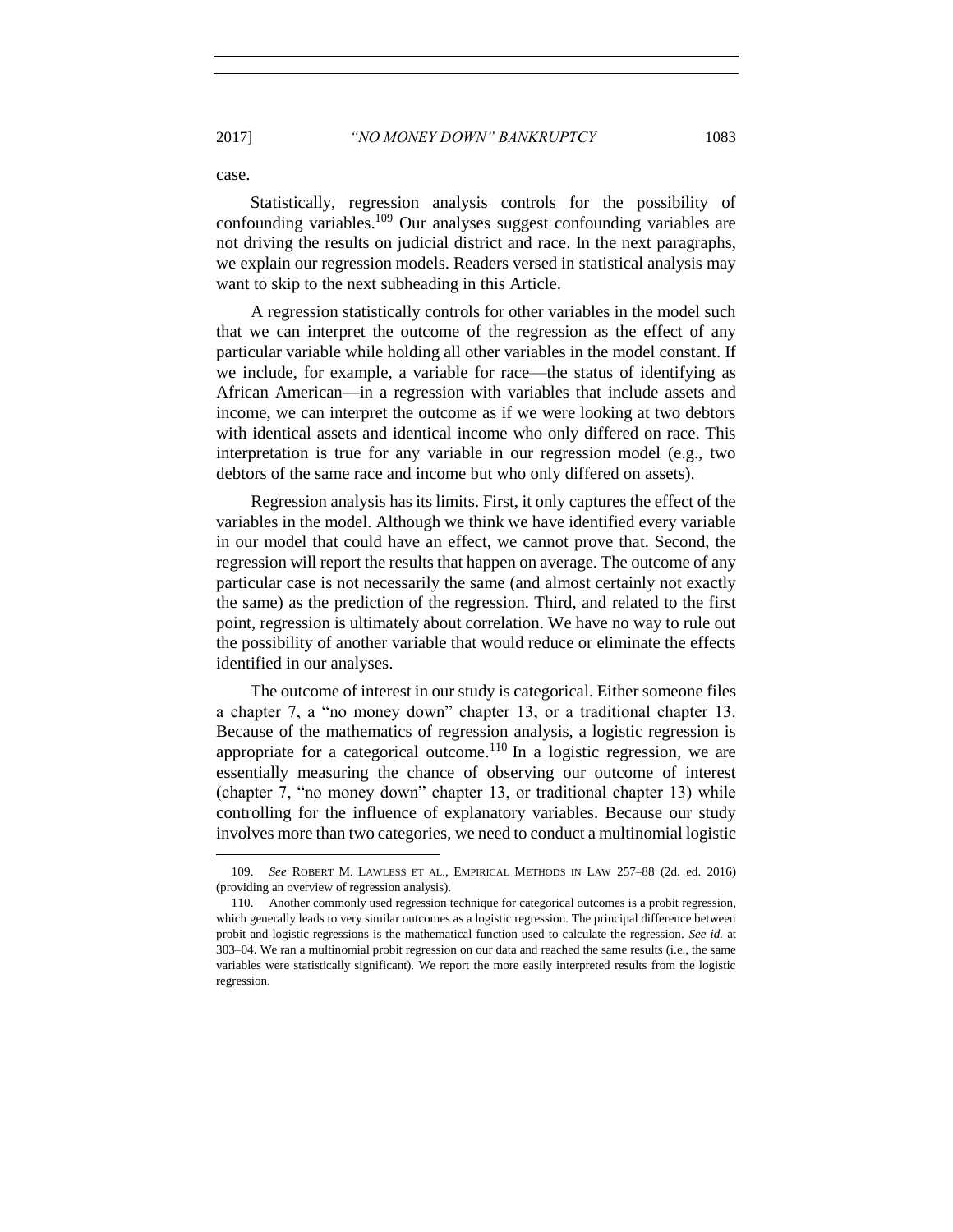case.

Statistically, regression analysis controls for the possibility of confounding variables.[109] Our analyses suggest confounding variables are not driving the results on judicial district and race. In the next paragraphs, we explain our regression models. Readers versed in statistical analysis may want to skip to the next subheading in this Article.

A regression statistically controls for other variables in the model such that we can interpret the outcome of the regression as the effect of any particular variable while holding all other variables in the model constant. If we include, for example, a variable for race—the status of identifying as African American—in a regression with variables that include assets and income, we can interpret the outcome as if we were looking at two debtors with identical assets and identical income who only differed on race. This interpretation is true for any variable in our regression model (e.g., two debtors of the same race and income but who only differed on assets).

Regression analysis has its limits. First, it only captures the effect of the variables in the model. Although we think we have identified every variable in our model that could have an effect, we cannot prove that. Second, the regression will report the results that happen on average. The outcome of any particular case is not necessarily the same (and almost certainly not exactly the same) as the prediction of the regression. Third, and related to the first point, regression is ultimately about correlation. We have no way to rule out the possibility of another variable that would reduce or eliminate the effects identified in our analyses.

The outcome of interest in our study is categorical. Either someone files a chapter 7, a "no money down" chapter 13, or a traditional chapter 13. Because of the mathematics of regression analysis, a logistic regression is appropriate for a categorical outcome.[110] In a logistic regression, we are essentially measuring the chance of observing our outcome of interest (chapter 7, "no money down" chapter 13, or traditional chapter 13) while controlling for the influence of explanatory variables. Because our study involves more than two categories, we need to conduct a multinomial logistic

---

109. *See* ROBERT M. LAWLESS ET AL., EMPIRICAL METHODS IN LAW 257–88 (2d. ed. 2016) (providing an overview of regression analysis).

110. Another commonly used regression technique for categorical outcomes is a probit regression, which generally leads to very similar outcomes as a logistic regression. The principal difference between probit and logistic regressions is the mathematical function used to calculate the regression. *See id.* at 303–04. We ran a multinomial probit regression on our data and reached the same results (i.e., the same variables were statistically significant). We report the more easily interpreted results from the logistic regression.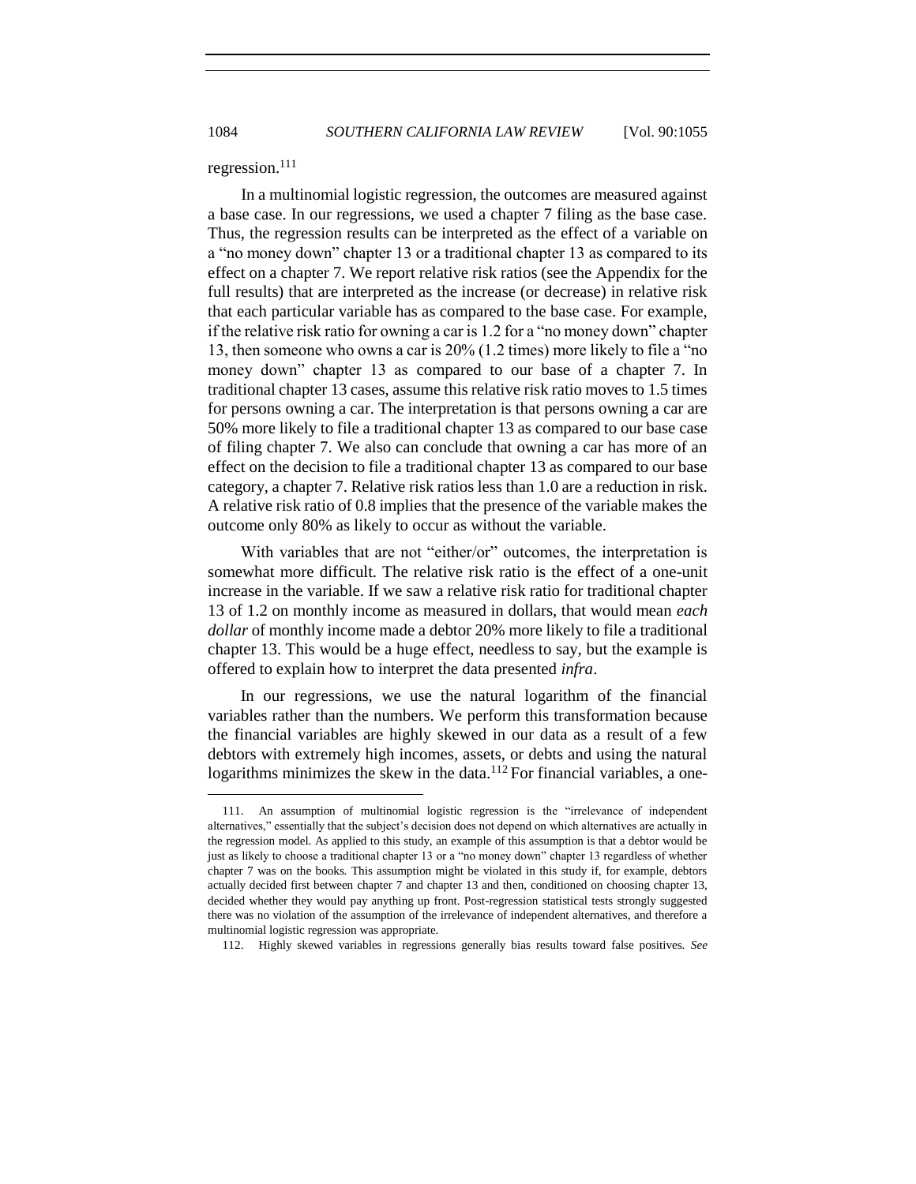regression.[111]

In a multinomial logistic regression, the outcomes are measured against a base case. In our regressions, we used a chapter 7 filing as the base case. Thus, the regression results can be interpreted as the effect of a variable on a "no money down" chapter 13 or a traditional chapter 13 as compared to its effect on a chapter 7. We report relative risk ratios (see the Appendix for the full results) that are interpreted as the increase (or decrease) in relative risk that each particular variable has as compared to the base case. For example, if the relative risk ratio for owning a car is 1.2 for a "no money down" chapter 13, then someone who owns a car is 20% (1.2 times) more likely to file a "no money down" chapter 13 as compared to our base of a chapter 7. In traditional chapter 13 cases, assume this relative risk ratio moves to 1.5 times for persons owning a car. The interpretation is that persons owning a car are 50% more likely to file a traditional chapter 13 as compared to our base case of filing chapter 7. We also can conclude that owning a car has more of an effect on the decision to file a traditional chapter 13 as compared to our base category, a chapter 7. Relative risk ratios less than 1.0 are a reduction in risk. A relative risk ratio of 0.8 implies that the presence of the variable makes the outcome only 80% as likely to occur as without the variable.

With variables that are not "either/or" outcomes, the interpretation is somewhat more difficult. The relative risk ratio is the effect of a one-unit increase in the variable. If we saw a relative risk ratio for traditional chapter 13 of 1.2 on monthly income as measured in dollars, that would mean *each dollar* of monthly income made a debtor 20% more likely to file a traditional chapter 13. This would be a huge effect, needless to say, but the example is offered to explain how to interpret the data presented *infra*.

In our regressions, we use the natural logarithm of the financial variables rather than the numbers. We perform this transformation because the financial variables are highly skewed in our data as a result of a few debtors with extremely high incomes, assets, or debts and using the natural logarithms minimizes the skew in the data.[112] For financial variables, a one-

---

111. An assumption of multinomial logistic regression is the "irrelevance of independent alternatives," essentially that the subject's decision does not depend on which alternatives are actually in the regression model. As applied to this study, an example of this assumption is that a debtor would be just as likely to choose a traditional chapter 13 or a "no money down" chapter 13 regardless of whether chapter 7 was on the books. This assumption might be violated in this study if, for example, debtors actually decided first between chapter 7 and chapter 13 and then, conditioned on choosing chapter 13, decided whether they would pay anything up front. Post-regression statistical tests strongly suggested there was no violation of the assumption of the irrelevance of independent alternatives, and therefore a multinomial logistic regression was appropriate.

112. Highly skewed variables in regressions generally bias results toward false positives. *See*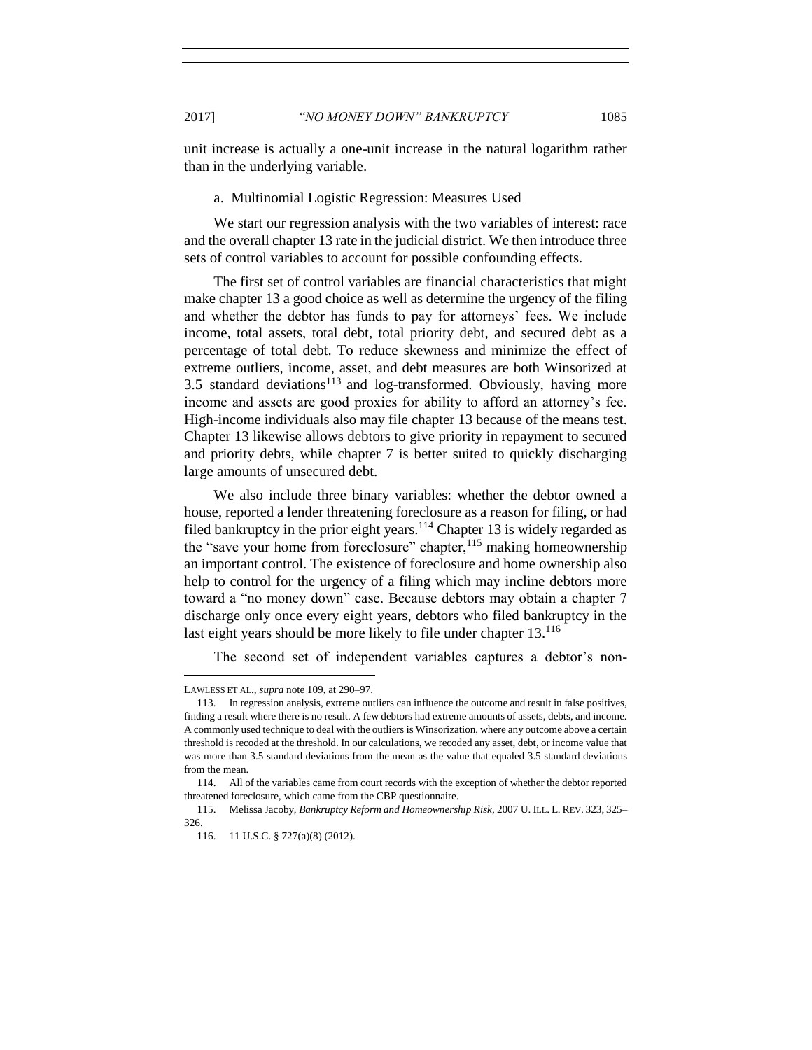unit increase is actually a one-unit increase in the natural logarithm rather than in the underlying variable.

a. Multinomial Logistic Regression: Measures Used

We start our regression analysis with the two variables of interest: race and the overall chapter 13 rate in the judicial district. We then introduce three sets of control variables to account for possible confounding effects.

The first set of control variables are financial characteristics that might make chapter 13 a good choice as well as determine the urgency of the filing and whether the debtor has funds to pay for attorneys' fees. We include income, total assets, total debt, total priority debt, and secured debt as a percentage of total debt. To reduce skewness and minimize the effect of extreme outliers, income, asset, and debt measures are both Winsorized at 3.5 standard deviations[113] and log-transformed. Obviously, having more income and assets are good proxies for ability to afford an attorney's fee. High-income individuals also may file chapter 13 because of the means test. Chapter 13 likewise allows debtors to give priority in repayment to secured and priority debts, while chapter 7 is better suited to quickly discharging large amounts of unsecured debt.

We also include three binary variables: whether the debtor owned a house, reported a lender threatening foreclosure as a reason for filing, or had filed bankruptcy in the prior eight years.[114] Chapter 13 is widely regarded as the "save your home from foreclosure" chapter,[115] making homeownership an important control. The existence of foreclosure and home ownership also help to control for the urgency of a filing which may incline debtors more toward a "no money down" case. Because debtors may obtain a chapter 7 discharge only once every eight years, debtors who filed bankruptcy in the last eight years should be more likely to file under chapter 13.[116]

The second set of independent variables captures a debtor's non-

---

LAWLESS ET AL., *supra* note 109, at 290–97.

113. In regression analysis, extreme outliers can influence the outcome and result in false positives, finding a result where there is no result. A few debtors had extreme amounts of assets, debts, and income. A commonly used technique to deal with the outliers is Winsorization, where any outcome above a certain threshold is recoded at the threshold. In our calculations, we recoded any asset, debt, or income value that was more than 3.5 standard deviations from the mean as the value that equaled 3.5 standard deviations from the mean.

114. All of the variables came from court records with the exception of whether the debtor reported threatened foreclosure, which came from the CBP questionnaire.

115. Melissa Jacoby, *Bankruptcy Reform and Homeownership Risk*, 2007 U. ILL. L. REV. 323, 325–326.

116. 11 U.S.C. § 727(a)(8) (2012).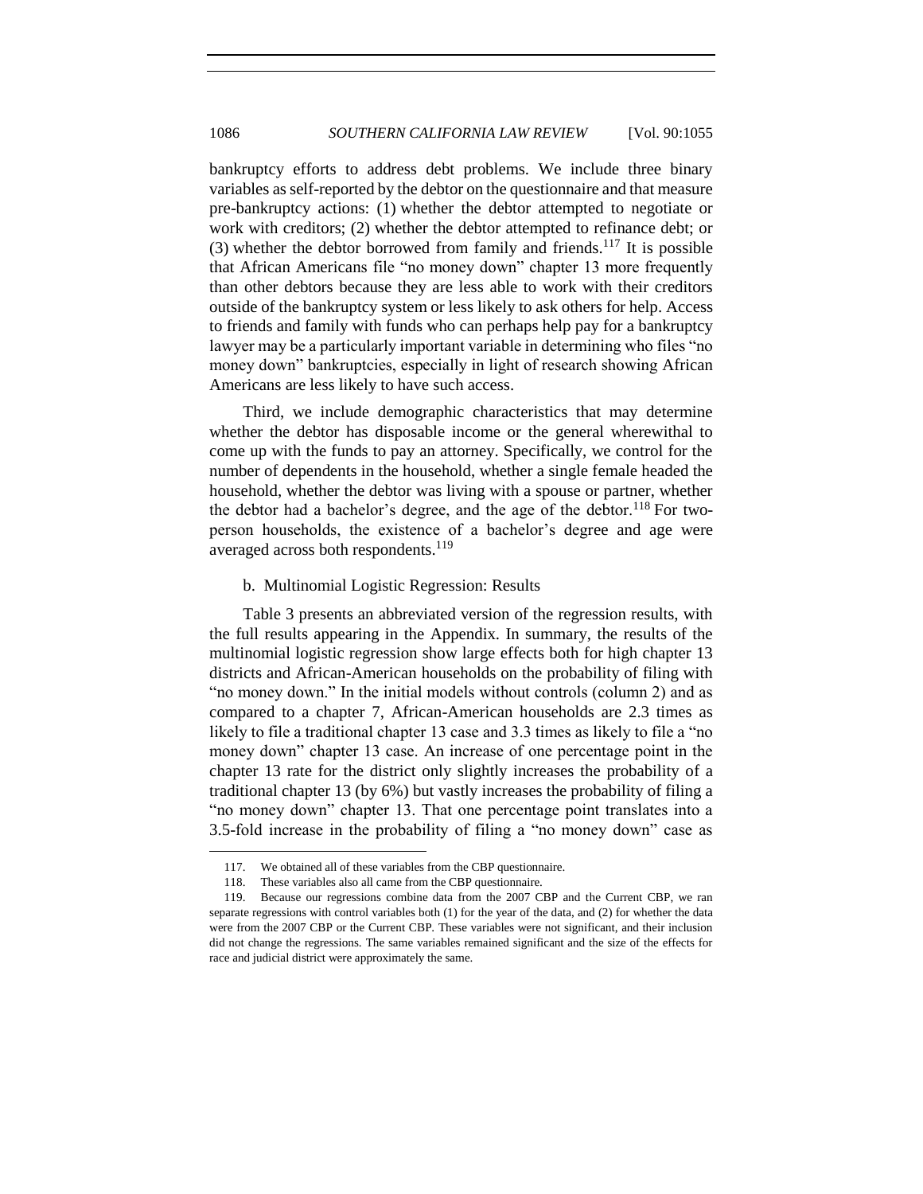bankruptcy efforts to address debt problems. We include three binary variables as self-reported by the debtor on the questionnaire and that measure pre-bankruptcy actions: (1) whether the debtor attempted to negotiate or work with creditors; (2) whether the debtor attempted to refinance debt; or (3) whether the debtor borrowed from family and friends.[117] It is possible that African Americans file "no money down" chapter 13 more frequently than other debtors because they are less able to work with their creditors outside of the bankruptcy system or less likely to ask others for help. Access to friends and family with funds who can perhaps help pay for a bankruptcy lawyer may be a particularly important variable in determining who files "no money down" bankruptcies, especially in light of research showing African Americans are less likely to have such access.

Third, we include demographic characteristics that may determine whether the debtor has disposable income or the general wherewithal to come up with the funds to pay an attorney. Specifically, we control for the number of dependents in the household, whether a single female headed the household, whether the debtor was living with a spouse or partner, whether the debtor had a bachelor's degree, and the age of the debtor.[118] For two-person households, the existence of a bachelor's degree and age were averaged across both respondents.[119]

b. Multinomial Logistic Regression: Results

Table 3 presents an abbreviated version of the regression results, with the full results appearing in the Appendix. In summary, the results of the multinomial logistic regression show large effects both for high chapter 13 districts and African-American households on the probability of filing with "no money down." In the initial models without controls (column 2) and as compared to a chapter 7, African-American households are 2.3 times as likely to file a traditional chapter 13 case and 3.3 times as likely to file a "no money down" chapter 13 case. An increase of one percentage point in the chapter 13 rate for the district only slightly increases the probability of a traditional chapter 13 (by 6%) but vastly increases the probability of filing a "no money down" chapter 13. That one percentage point translates into a 3.5-fold increase in the probability of filing a "no money down" case as

117. We obtained all of these variables from the CBP questionnaire.

118. These variables also all came from the CBP questionnaire.

119. Because our regressions combine data from the 2007 CBP and the Current CBP, we ran separate regressions with control variables both (1) for the year of the data, and (2) for whether the data were from the 2007 CBP or the Current CBP. These variables were not significant, and their inclusion did not change the regressions. The same variables remained significant and the size of the effects for race and judicial district were approximately the same.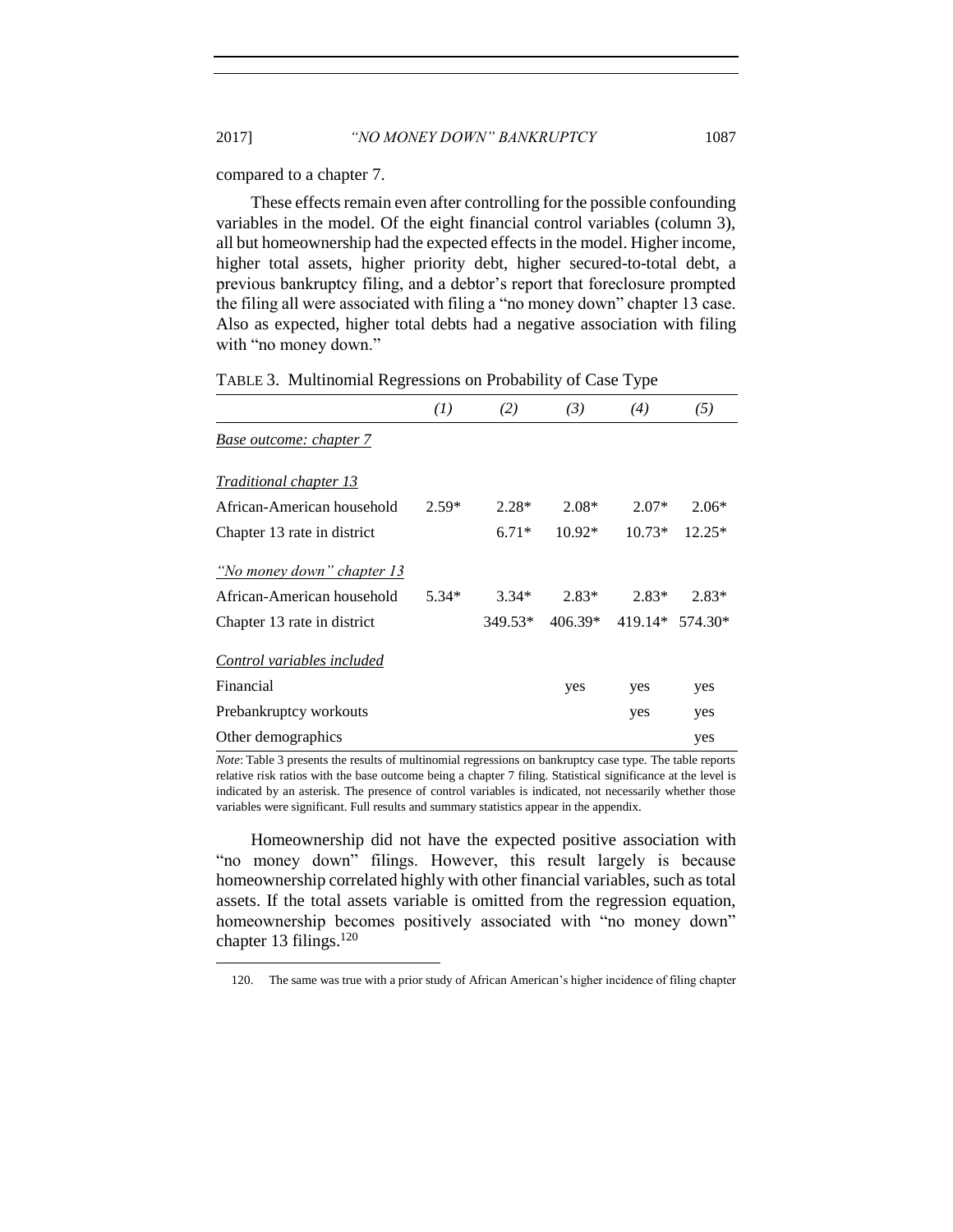compared to a chapter 7.

These effects remain even after controlling for the possible confounding variables in the model. Of the eight financial control variables (column 3), all but homeownership had the expected effects in the model. Higher income, higher total assets, higher priority debt, higher secured-to-total debt, a previous bankruptcy filing, and a debtor's report that foreclosure prompted the filing all were associated with filing a "no money down" chapter 13 case. Also as expected, higher total debts had a negative association with filing with "no money down."

TABLE 3. Multinomial Regressions on Probability of Case Type

| | *(1)* | *(2)* | *(3)* | *(4)* | *(5)* |
|---|---|---|---|---|---|
| <u>*Base outcome: chapter 7*</u> | | | | | |
| <u>*Traditional chapter 13*</u> | | | | | |
| African-American household | 2.59* | 2.28* | 2.08* | 2.07* | 2.06* |
| Chapter 13 rate in district | | 6.71* | 10.92* | 10.73* | 12.25* |
| <u>*"No money down" chapter 13*</u> | | | | | |
| African-American household | 5.34* | 3.34* | 2.83* | 2.83* | 2.83* |
| Chapter 13 rate in district | | 349.53* | 406.39* | 419.14* | 574.30* |
| <u>*Control variables included*</u> | | | | | |
| Financial | | | yes | yes | yes |
| Prebankruptcy workouts | | | | yes | yes |
| Other demographics | | | | | yes |

*Note*: Table 3 presents the results of multinomial regressions on bankruptcy case type. The table reports relative risk ratios with the base outcome being a chapter 7 filing. Statistical significance at the level is indicated by an asterisk. The presence of control variables is indicated, not necessarily whether those variables were significant. Full results and summary statistics appear in the appendix.

Homeownership did not have the expected positive association with "no money down" filings. However, this result largely is because homeownership correlated highly with other financial variables, such as total assets. If the total assets variable is omitted from the regression equation, homeownership becomes positively associated with "no money down" chapter 13 filings.[120]

120. The same was true with a prior study of African American's higher incidence of filing chapter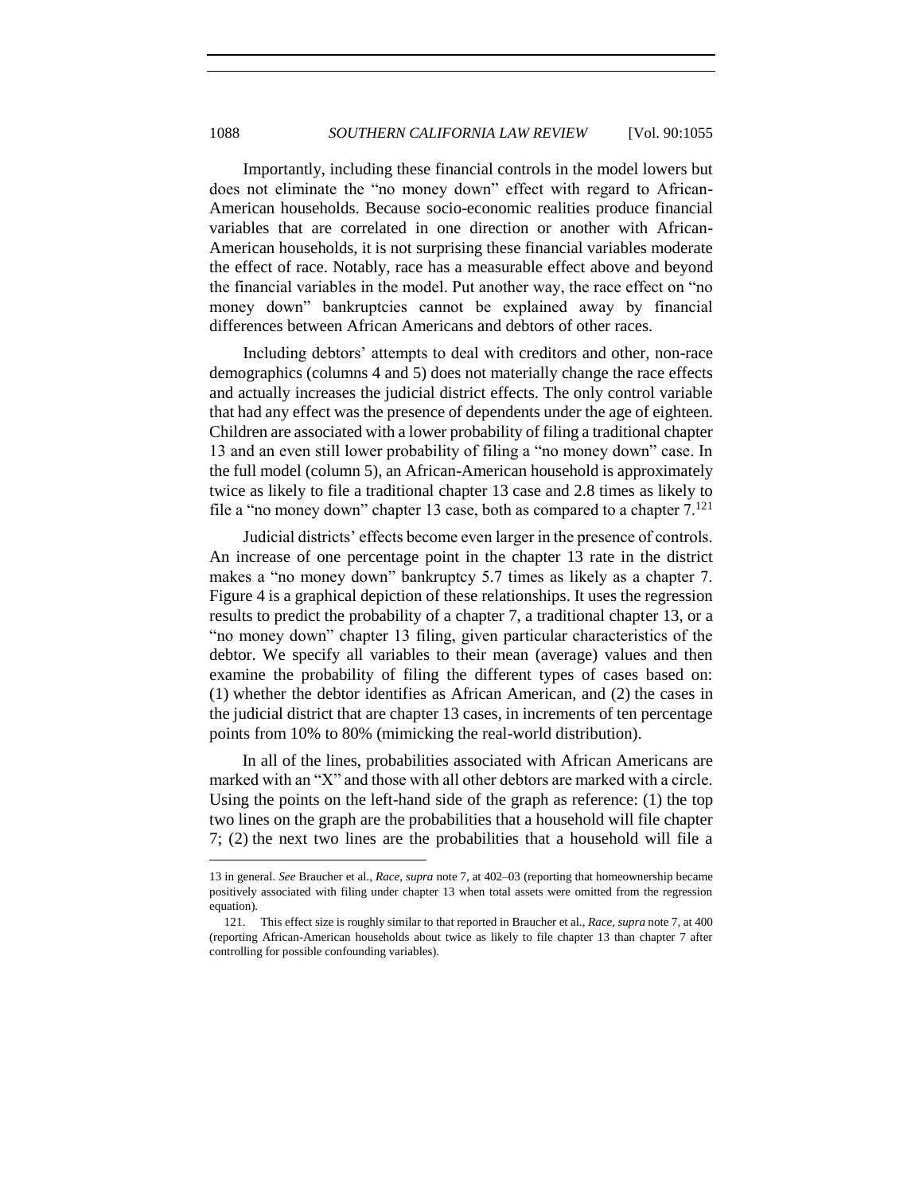Importantly, including these financial controls in the model lowers but does not eliminate the "no money down" effect with regard to African-American households. Because socio-economic realities produce financial variables that are correlated in one direction or another with African-American households, it is not surprising these financial variables moderate the effect of race. Notably, race has a measurable effect above and beyond the financial variables in the model. Put another way, the race effect on "no money down" bankruptcies cannot be explained away by financial differences between African Americans and debtors of other races.

Including debtors' attempts to deal with creditors and other, non-race demographics (columns 4 and 5) does not materially change the race effects and actually increases the judicial district effects. The only control variable that had any effect was the presence of dependents under the age of eighteen. Children are associated with a lower probability of filing a traditional chapter 13 and an even still lower probability of filing a "no money down" case. In the full model (column 5), an African-American household is approximately twice as likely to file a traditional chapter 13 case and 2.8 times as likely to file a "no money down" chapter 13 case, both as compared to a chapter 7.[121]

Judicial districts' effects become even larger in the presence of controls. An increase of one percentage point in the chapter 13 rate in the district makes a "no money down" bankruptcy 5.7 times as likely as a chapter 7. Figure 4 is a graphical depiction of these relationships. It uses the regression results to predict the probability of a chapter 7, a traditional chapter 13, or a "no money down" chapter 13 filing, given particular characteristics of the debtor. We specify all variables to their mean (average) values and then examine the probability of filing the different types of cases based on: (1) whether the debtor identifies as African American, and (2) the cases in the judicial district that are chapter 13 cases, in increments of ten percentage points from 10% to 80% (mimicking the real-world distribution).

In all of the lines, probabilities associated with African Americans are marked with an "X" and those with all other debtors are marked with a circle. Using the points on the left-hand side of the graph as reference: (1) the top two lines on the graph are the probabilities that a household will file chapter 7; (2) the next two lines are the probabilities that a household will file a

---

13 in general. *See* Braucher et al., *Race*, *supra* note 7, at 402–03 (reporting that homeownership became positively associated with filing under chapter 13 when total assets were omitted from the regression equation).

121. This effect size is roughly similar to that reported in Braucher et al., *Race*, *supra* note 7, at 400 (reporting African-American households about twice as likely to file chapter 13 than chapter 7 after controlling for possible confounding variables).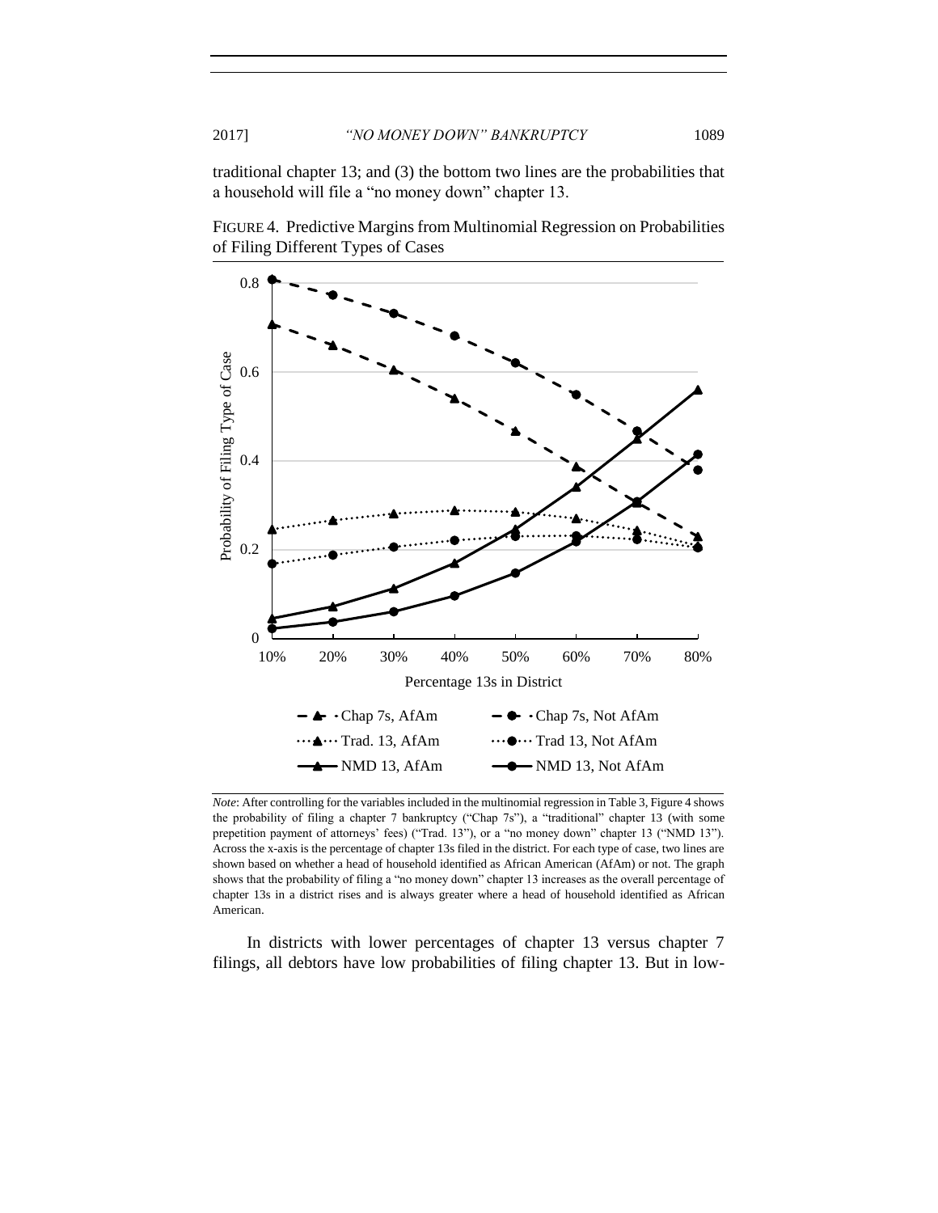traditional chapter 13; and (3) the bottom two lines are the probabilities that a household will file a "no money down" chapter 13.

FIGURE 4. Predictive Margins from Multinomial Regression on Probabilities of Filing Different Types of Cases

Probability of Filing Type of Case

0.8
0.6
0.4
0.2
0

10% 20% 30% 40% 50% 60% 70% 80%

Percentage 13s in District

Chap 7s, AfAm
Chap 7s, Not AfAm
Trad. 13, AfAm
Trad 13, Not AfAm
NMD 13, AfAm
NMD 13, Not AfAm

*Note*: After controlling for the variables included in the multinomial regression in Table 3, Figure 4 shows the probability of filing a chapter 7 bankruptcy ("Chap 7s"), a "traditional" chapter 13 (with some prepetition payment of attorneys' fees) ("Trad. 13"), or a "no money down" chapter 13 ("NMD 13"). Across the x-axis is the percentage of chapter 13s filed in the district. For each type of case, two lines are shown based on whether a head of household identified as African American (AfAm) or not. The graph shows that the probability of filing a "no money down" chapter 13 increases as the overall percentage of chapter 13s in a district rises and is always greater where a head of household identified as African American.

In districts with lower percentages of chapter 13 versus chapter 7 filings, all debtors have low probabilities of filing chapter 13. But in low-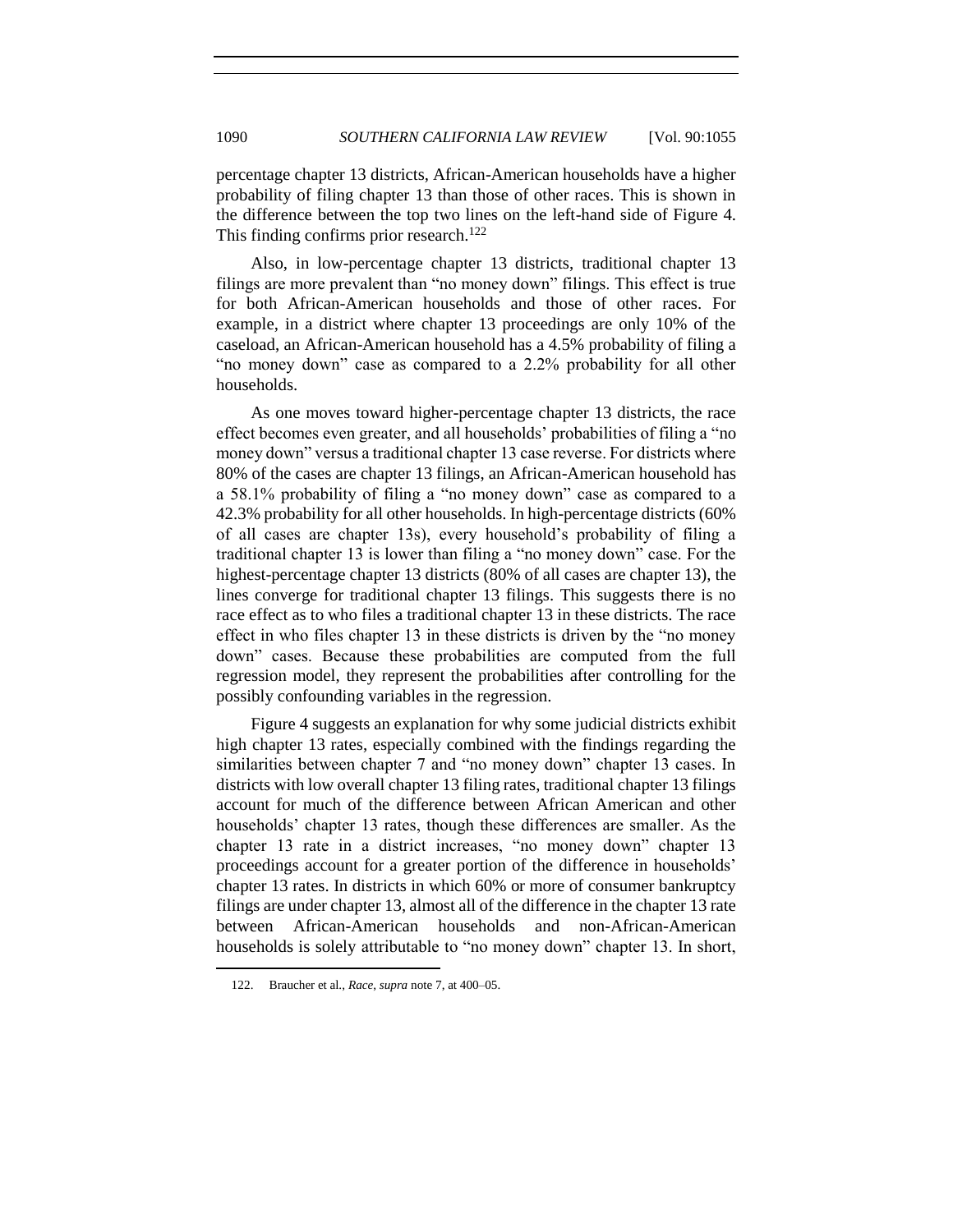percentage chapter 13 districts, African-American households have a higher probability of filing chapter 13 than those of other races. This is shown in the difference between the top two lines on the left-hand side of Figure 4. This finding confirms prior research.[122]

Also, in low-percentage chapter 13 districts, traditional chapter 13 filings are more prevalent than "no money down" filings. This effect is true for both African-American households and those of other races. For example, in a district where chapter 13 proceedings are only 10% of the caseload, an African-American household has a 4.5% probability of filing a "no money down" case as compared to a 2.2% probability for all other households.

As one moves toward higher-percentage chapter 13 districts, the race effect becomes even greater, and all households' probabilities of filing a "no money down" versus a traditional chapter 13 case reverse. For districts where 80% of the cases are chapter 13 filings, an African-American household has a 58.1% probability of filing a "no money down" case as compared to a 42.3% probability for all other households. In high-percentage districts (60% of all cases are chapter 13s), every household's probability of filing a traditional chapter 13 is lower than filing a "no money down" case. For the highest-percentage chapter 13 districts (80% of all cases are chapter 13), the lines converge for traditional chapter 13 filings. This suggests there is no race effect as to who files a traditional chapter 13 in these districts. The race effect in who files chapter 13 in these districts is driven by the "no money down" cases. Because these probabilities are computed from the full regression model, they represent the probabilities after controlling for the possibly confounding variables in the regression.

Figure 4 suggests an explanation for why some judicial districts exhibit high chapter 13 rates, especially combined with the findings regarding the similarities between chapter 7 and "no money down" chapter 13 cases. In districts with low overall chapter 13 filing rates, traditional chapter 13 filings account for much of the difference between African American and other households' chapter 13 rates, though these differences are smaller. As the chapter 13 rate in a district increases, "no money down" chapter 13 proceedings account for a greater portion of the difference in households' chapter 13 rates. In districts in which 60% or more of consumer bankruptcy filings are under chapter 13, almost all of the difference in the chapter 13 rate between African-American households and non-African-American households is solely attributable to "no money down" chapter 13. In short,

122. Braucher et al., *Race*, *supra* note 7, at 400–05.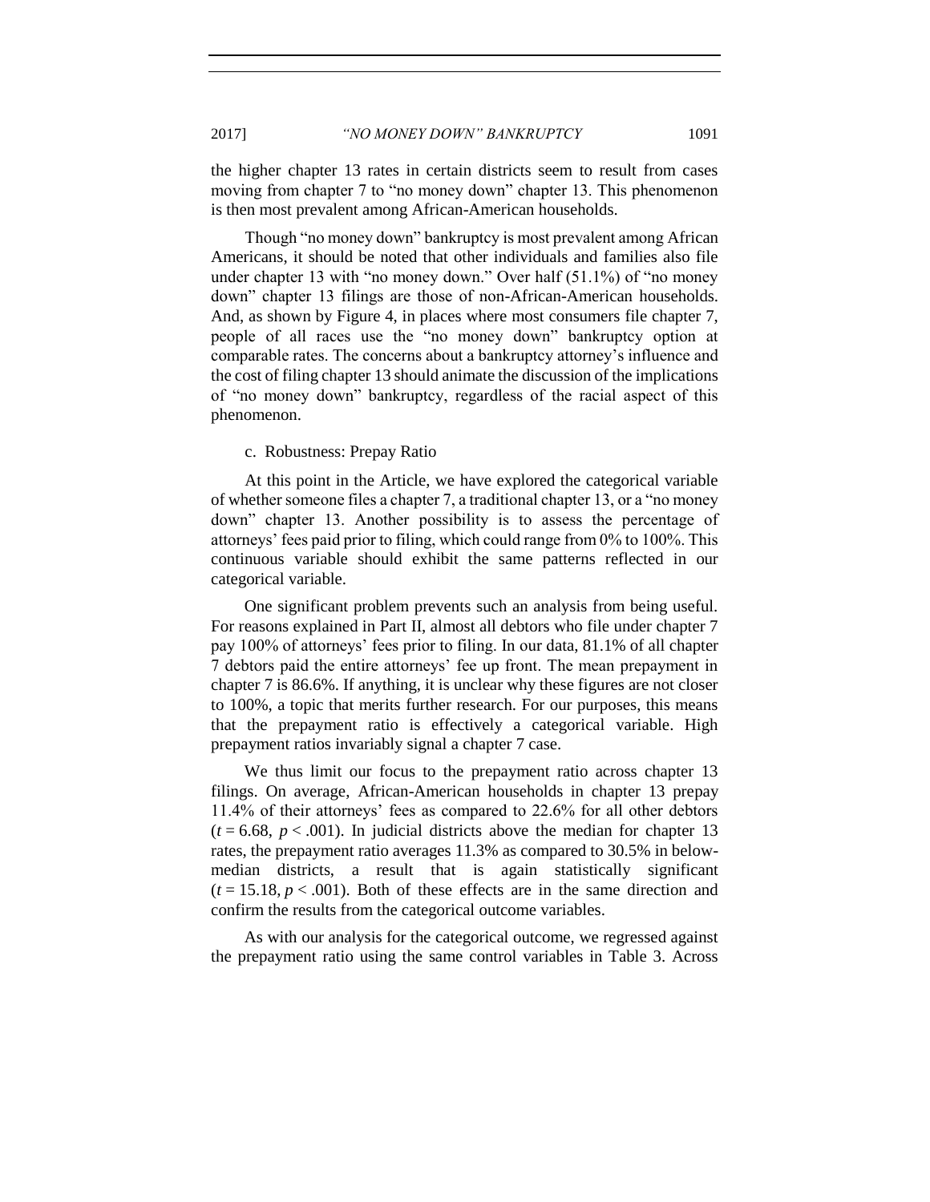the higher chapter 13 rates in certain districts seem to result from cases moving from chapter 7 to "no money down" chapter 13. This phenomenon is then most prevalent among African-American households.

Though "no money down" bankruptcy is most prevalent among African Americans, it should be noted that other individuals and families also file under chapter 13 with "no money down." Over half (51.1%) of "no money down" chapter 13 filings are those of non-African-American households. And, as shown by Figure 4, in places where most consumers file chapter 7, people of all races use the "no money down" bankruptcy option at comparable rates. The concerns about a bankruptcy attorney's influence and the cost of filing chapter 13 should animate the discussion of the implications of "no money down" bankruptcy, regardless of the racial aspect of this phenomenon.

c. Robustness: Prepay Ratio

At this point in the Article, we have explored the categorical variable of whether someone files a chapter 7, a traditional chapter 13, or a "no money down" chapter 13. Another possibility is to assess the percentage of attorneys' fees paid prior to filing, which could range from 0% to 100%. This continuous variable should exhibit the same patterns reflected in our categorical variable.

One significant problem prevents such an analysis from being useful. For reasons explained in Part II, almost all debtors who file under chapter 7 pay 100% of attorneys' fees prior to filing. In our data, 81.1% of all chapter 7 debtors paid the entire attorneys' fee up front. The mean prepayment in chapter 7 is 86.6%. If anything, it is unclear why these figures are not closer to 100%, a topic that merits further research. For our purposes, this means that the prepayment ratio is effectively a categorical variable. High prepayment ratios invariably signal a chapter 7 case.

We thus limit our focus to the prepayment ratio across chapter 13 filings. On average, African-American households in chapter 13 prepay 11.4% of their attorneys' fees as compared to 22.6% for all other debtors ($t = 6.68$, $p < .001$). In judicial districts above the median for chapter 13 rates, the prepayment ratio averages 11.3% as compared to 30.5% in below-median districts, a result that is again statistically significant ($t = 15.18$, $p < .001$). Both of these effects are in the same direction and confirm the results from the categorical outcome variables.

As with our analysis for the categorical outcome, we regressed against the prepayment ratio using the same control variables in Table 3. Across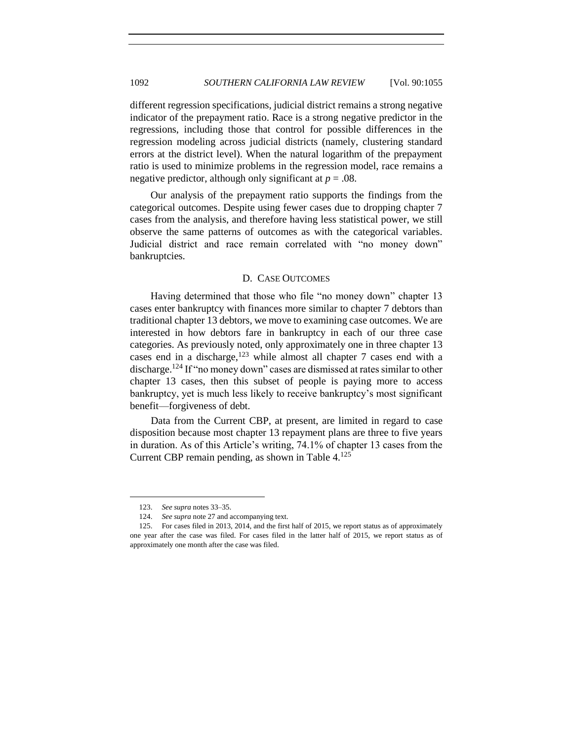different regression specifications, judicial district remains a strong negative indicator of the prepayment ratio. Race is a strong negative predictor in the regressions, including those that control for possible differences in the regression modeling across judicial districts (namely, clustering standard errors at the district level). When the natural logarithm of the prepayment ratio is used to minimize problems in the regression model, race remains a negative predictor, although only significant at $p = .08$.

Our analysis of the prepayment ratio supports the findings from the categorical outcomes. Despite using fewer cases due to dropping chapter 7 cases from the analysis, and therefore having less statistical power, we still observe the same patterns of outcomes as with the categorical variables. Judicial district and race remain correlated with "no money down" bankruptcies.

### D. CASE OUTCOMES

Having determined that those who file "no money down" chapter 13 cases enter bankruptcy with finances more similar to chapter 7 debtors than traditional chapter 13 debtors, we move to examining case outcomes. We are interested in how debtors fare in bankruptcy in each of our three case categories. As previously noted, only approximately one in three chapter 13 cases end in a discharge,[123] while almost all chapter 7 cases end with a discharge.[124] If "no money down" cases are dismissed at rates similar to other chapter 13 cases, then this subset of people is paying more to access bankruptcy, yet is much less likely to receive bankruptcy's most significant benefit—forgiveness of debt.

Data from the Current CBP, at present, are limited in regard to case disposition because most chapter 13 repayment plans are three to five years in duration. As of this Article's writing, 74.1% of chapter 13 cases from the Current CBP remain pending, as shown in Table 4.[125]

---

123. *See supra* notes 33–35.

124. *See supra* note 27 and accompanying text.

125. For cases filed in 2013, 2014, and the first half of 2015, we report status as of approximately one year after the case was filed. For cases filed in the latter half of 2015, we report status as of approximately one month after the case was filed.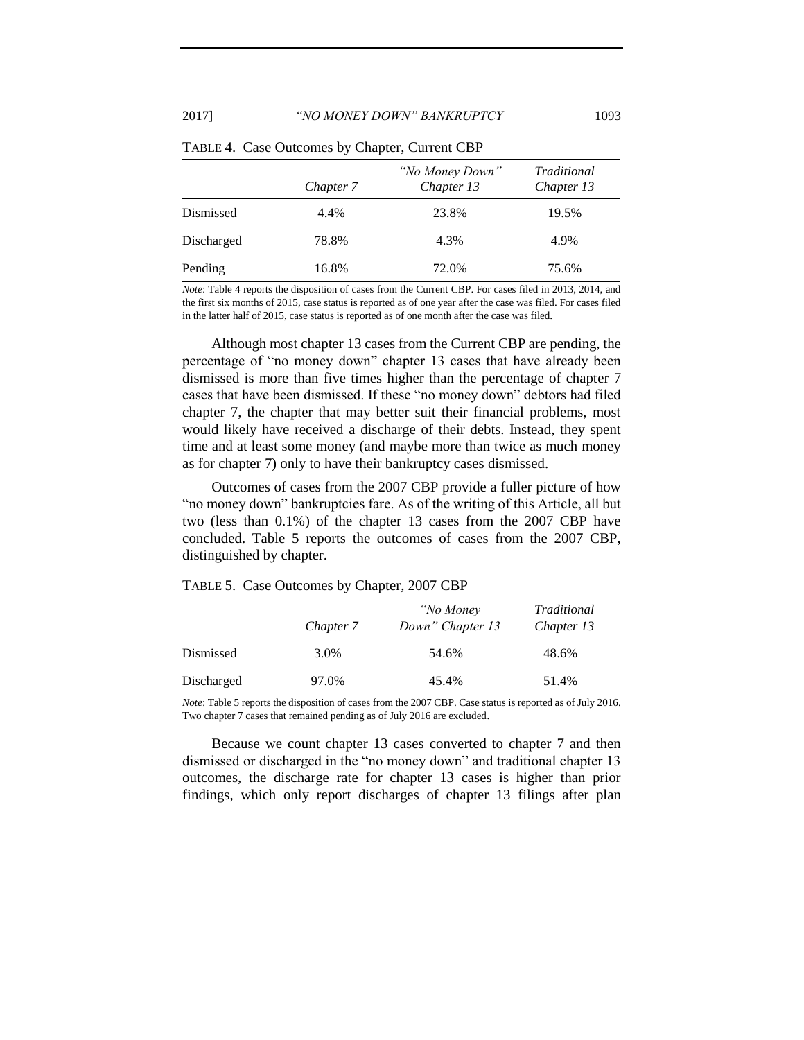TABLE 4. Case Outcomes by Chapter, Current CBP

| | *Chapter 7* | *"No Money Down" Chapter 13* | *Traditional Chapter 13* |
|---|---|---|---|
| Dismissed | 4.4% | 23.8% | 19.5% |
| Discharged | 78.8% | 4.3% | 4.9% |
| Pending | 16.8% | 72.0% | 75.6% |

*Note*: Table 4 reports the disposition of cases from the Current CBP. For cases filed in 2013, 2014, and the first six months of 2015, case status is reported as of one year after the case was filed. For cases filed in the latter half of 2015, case status is reported as of one month after the case was filed.

Although most chapter 13 cases from the Current CBP are pending, the percentage of "no money down" chapter 13 cases that have already been dismissed is more than five times higher than the percentage of chapter 7 cases that have been dismissed. If these "no money down" debtors had filed chapter 7, the chapter that may better suit their financial problems, most would likely have received a discharge of their debts. Instead, they spent time and at least some money (and maybe more than twice as much money as for chapter 7) only to have their bankruptcy cases dismissed.

Outcomes of cases from the 2007 CBP provide a fuller picture of how "no money down" bankruptcies fare. As of the writing of this Article, all but two (less than 0.1%) of the chapter 13 cases from the 2007 CBP have concluded. Table 5 reports the outcomes of cases from the 2007 CBP, distinguished by chapter.

TABLE 5. Case Outcomes by Chapter, 2007 CBP

| | *Chapter 7* | *"No Money Down" Chapter 13* | *Traditional Chapter 13* |
|---|---|---|---|
| Dismissed | 3.0% | 54.6% | 48.6% |
| Discharged | 97.0% | 45.4% | 51.4% |

*Note*: Table 5 reports the disposition of cases from the 2007 CBP. Case status is reported as of July 2016. Two chapter 7 cases that remained pending as of July 2016 are excluded.

Because we count chapter 13 cases converted to chapter 7 and then dismissed or discharged in the "no money down" and traditional chapter 13 outcomes, the discharge rate for chapter 13 cases is higher than prior findings, which only report discharges of chapter 13 filings after plan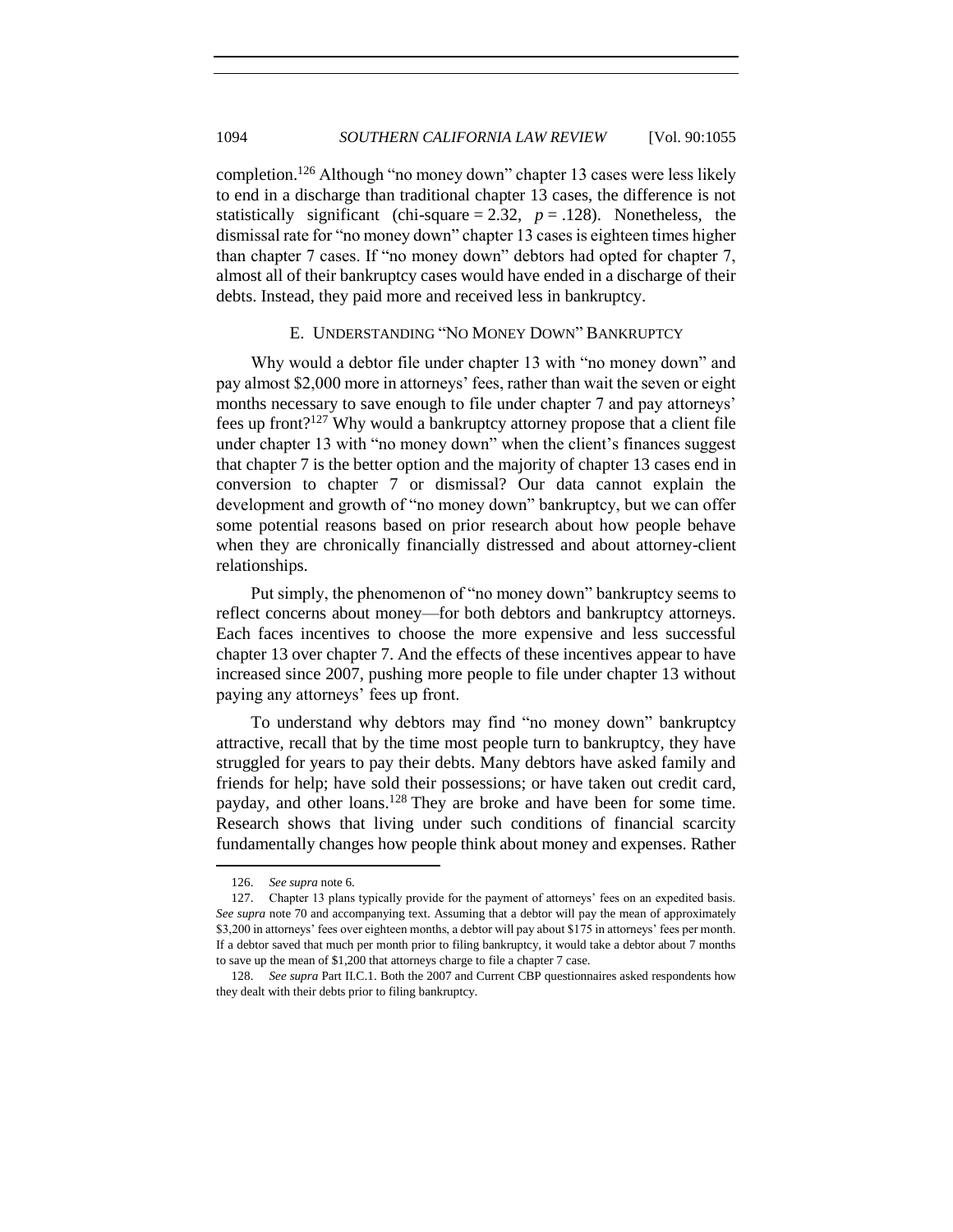completion.[126] Although "no money down" chapter 13 cases were less likely to end in a discharge than traditional chapter 13 cases, the difference is not statistically significant (chi-square = 2.32, $p = .128$). Nonetheless, the dismissal rate for "no money down" chapter 13 cases is eighteen times higher than chapter 7 cases. If "no money down" debtors had opted for chapter 7, almost all of their bankruptcy cases would have ended in a discharge of their debts. Instead, they paid more and received less in bankruptcy.

### E. UNDERSTANDING "NO MONEY DOWN" BANKRUPTCY

Why would a debtor file under chapter 13 with "no money down" and pay almost $2,000 more in attorneys' fees, rather than wait the seven or eight months necessary to save enough to file under chapter 7 and pay attorneys' fees up front?[127] Why would a bankruptcy attorney propose that a client file under chapter 13 with "no money down" when the client's finances suggest that chapter 7 is the better option and the majority of chapter 13 cases end in conversion to chapter 7 or dismissal? Our data cannot explain the development and growth of "no money down" bankruptcy, but we can offer some potential reasons based on prior research about how people behave when they are chronically financially distressed and about attorney-client relationships.

Put simply, the phenomenon of "no money down" bankruptcy seems to reflect concerns about money—for both debtors and bankruptcy attorneys. Each faces incentives to choose the more expensive and less successful chapter 13 over chapter 7. And the effects of these incentives appear to have increased since 2007, pushing more people to file under chapter 13 without paying any attorneys' fees up front.

To understand why debtors may find "no money down" bankruptcy attractive, recall that by the time most people turn to bankruptcy, they have struggled for years to pay their debts. Many debtors have asked family and friends for help; have sold their possessions; or have taken out credit card, payday, and other loans.[128] They are broke and have been for some time. Research shows that living under such conditions of financial scarcity fundamentally changes how people think about money and expenses. Rather

---

126. *See supra* note 6.

127. Chapter 13 plans typically provide for the payment of attorneys' fees on an expedited basis. *See supra* note 70 and accompanying text. Assuming that a debtor will pay the mean of approximately $3,200 in attorneys' fees over eighteen months, a debtor will pay about $175 in attorneys' fees per month. If a debtor saved that much per month prior to filing bankruptcy, it would take a debtor about 7 months to save up the mean of $1,200 that attorneys charge to file a chapter 7 case.

128. *See supra* Part II.C.1. Both the 2007 and Current CBP questionnaires asked respondents how they dealt with their debts prior to filing bankruptcy.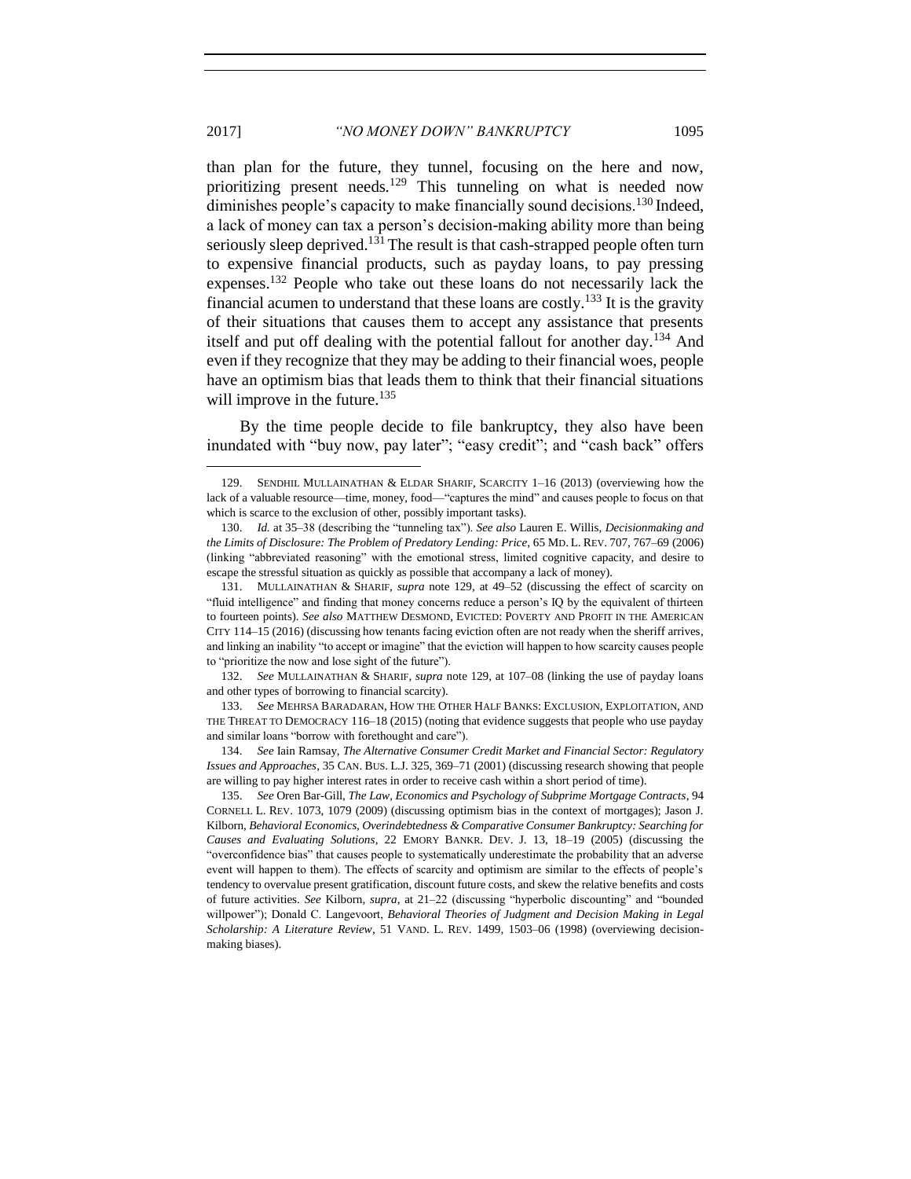than plan for the future, they tunnel, focusing on the here and now, prioritizing present needs.[129] This tunneling on what is needed now diminishes people's capacity to make financially sound decisions.[130] Indeed, a lack of money can tax a person's decision-making ability more than being seriously sleep deprived.[131] The result is that cash-strapped people often turn to expensive financial products, such as payday loans, to pay pressing expenses.[132] People who take out these loans do not necessarily lack the financial acumen to understand that these loans are costly.[133] It is the gravity of their situations that causes them to accept any assistance that presents itself and put off dealing with the potential fallout for another day.[134] And even if they recognize that they may be adding to their financial woes, people have an optimism bias that leads them to think that their financial situations will improve in the future.[135]

By the time people decide to file bankruptcy, they also have been inundated with "buy now, pay later"; "easy credit"; and "cash back" offers

---

129. SENDHIL MULLAINATHAN & ELDAR SHARIF, SCARCITY 1–16 (2013) (overviewing how the lack of a valuable resource—time, money, food—"captures the mind" and causes people to focus on that which is scarce to the exclusion of other, possibly important tasks).

130. *Id.* at 35–38 (describing the "tunneling tax"). *See also* Lauren E. Willis, *Decisionmaking and the Limits of Disclosure: The Problem of Predatory Lending: Price*, 65 MD. L. REV. 707, 767–69 (2006) (linking "abbreviated reasoning" with the emotional stress, limited cognitive capacity, and desire to escape the stressful situation as quickly as possible that accompany a lack of money).

131. MULLAINATHAN & SHARIF, *supra* note 129, at 49–52 (discussing the effect of scarcity on "fluid intelligence" and finding that money concerns reduce a person's IQ by the equivalent of thirteen to fourteen points). *See also* MATTHEW DESMOND, EVICTED: POVERTY AND PROFIT IN THE AMERICAN CITY 114–15 (2016) (discussing how tenants facing eviction often are not ready when the sheriff arrives, and linking an inability "to accept or imagine" that the eviction will happen to how scarcity causes people to "prioritize the now and lose sight of the future").

132. *See* MULLAINATHAN & SHARIF, *supra* note 129, at 107–08 (linking the use of payday loans and other types of borrowing to financial scarcity).

133. *See* MEHRSA BARADARAN, HOW THE OTHER HALF BANKS: EXCLUSION, EXPLOITATION, AND THE THREAT TO DEMOCRACY 116–18 (2015) (noting that evidence suggests that people who use payday and similar loans "borrow with forethought and care").

134. *See* Iain Ramsay, *The Alternative Consumer Credit Market and Financial Sector: Regulatory Issues and Approaches*, 35 CAN. BUS. L.J. 325, 369–71 (2001) (discussing research showing that people are willing to pay higher interest rates in order to receive cash within a short period of time).

135. *See* Oren Bar-Gill, *The Law, Economics and Psychology of Subprime Mortgage Contracts*, 94 CORNELL L. REV. 1073, 1079 (2009) (discussing optimism bias in the context of mortgages); Jason J. Kilborn, *Behavioral Economics, Overindebtedness & Comparative Consumer Bankruptcy: Searching for Causes and Evaluating Solutions*, 22 EMORY BANKR. DEV. J. 13, 18–19 (2005) (discussing the "overconfidence bias" that causes people to systematically underestimate the probability that an adverse event will happen to them). The effects of scarcity and optimism are similar to the effects of people's tendency to overvalue present gratification, discount future costs, and skew the relative benefits and costs of future activities. *See* Kilborn, *supra*, at 21–22 (discussing "hyperbolic discounting" and "bounded willpower"); Donald C. Langevoort, *Behavioral Theories of Judgment and Decision Making in Legal Scholarship: A Literature Review*, 51 VAND. L. REV. 1499, 1503–06 (1998) (overviewing decision-making biases).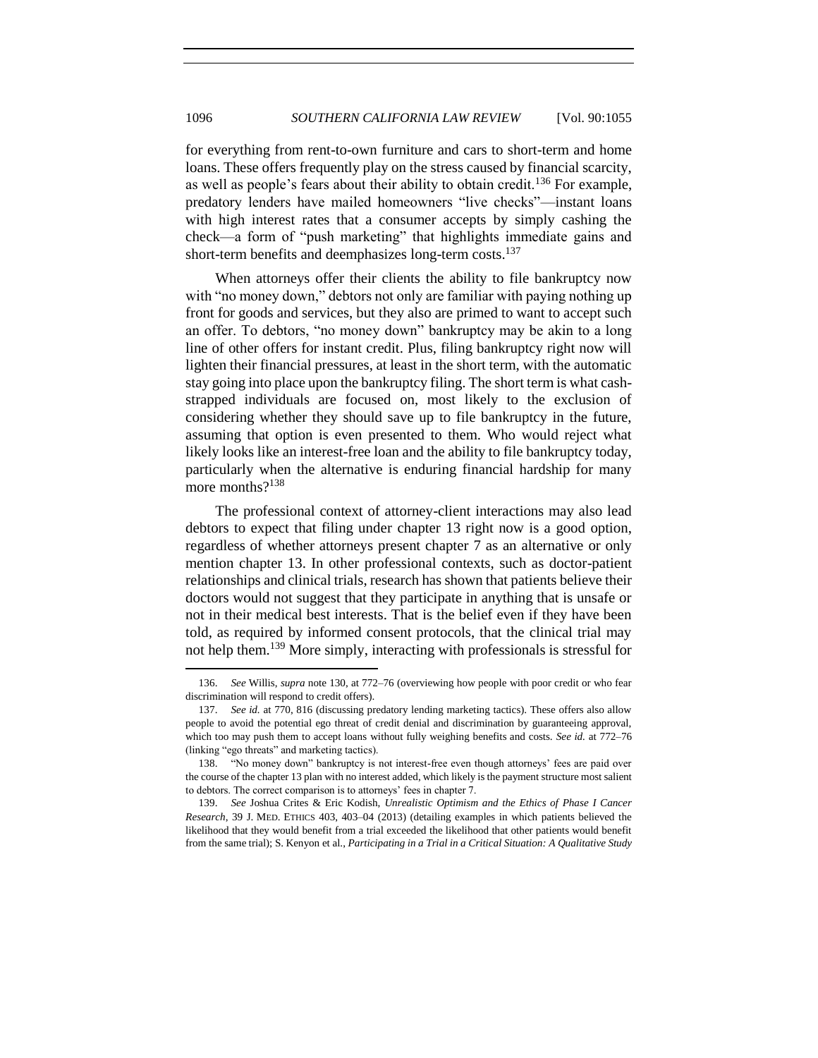for everything from rent-to-own furniture and cars to short-term and home loans. These offers frequently play on the stress caused by financial scarcity, as well as people's fears about their ability to obtain credit.[136] For example, predatory lenders have mailed homeowners "live checks"—instant loans with high interest rates that a consumer accepts by simply cashing the check—a form of "push marketing" that highlights immediate gains and short-term benefits and deemphasizes long-term costs.[137]

When attorneys offer their clients the ability to file bankruptcy now with "no money down," debtors not only are familiar with paying nothing up front for goods and services, but they also are primed to want to accept such an offer. To debtors, "no money down" bankruptcy may be akin to a long line of other offers for instant credit. Plus, filing bankruptcy right now will lighten their financial pressures, at least in the short term, with the automatic stay going into place upon the bankruptcy filing. The short term is what cash-strapped individuals are focused on, most likely to the exclusion of considering whether they should save up to file bankruptcy in the future, assuming that option is even presented to them. Who would reject what likely looks like an interest-free loan and the ability to file bankruptcy today, particularly when the alternative is enduring financial hardship for many more months?[138]

The professional context of attorney-client interactions may also lead debtors to expect that filing under chapter 13 right now is a good option, regardless of whether attorneys present chapter 7 as an alternative or only mention chapter 13. In other professional contexts, such as doctor-patient relationships and clinical trials, research has shown that patients believe their doctors would not suggest that they participate in anything that is unsafe or not in their medical best interests. That is the belief even if they have been told, as required by informed consent protocols, that the clinical trial may not help them.[139] More simply, interacting with professionals is stressful for

---

136. *See* Willis, *supra* note 130, at 772–76 (overviewing how people with poor credit or who fear discrimination will respond to credit offers).

137. *See id.* at 770, 816 (discussing predatory lending marketing tactics). These offers also allow people to avoid the potential ego threat of credit denial and discrimination by guaranteeing approval, which too may push them to accept loans without fully weighing benefits and costs. *See id.* at 772–76 (linking "ego threats" and marketing tactics).

138. "No money down" bankruptcy is not interest-free even though attorneys' fees are paid over the course of the chapter 13 plan with no interest added, which likely is the payment structure most salient to debtors. The correct comparison is to attorneys' fees in chapter 7.

139. *See* Joshua Crites & Eric Kodish, *Unrealistic Optimism and the Ethics of Phase I Cancer Research*, 39 J. MED. ETHICS 403, 403–04 (2013) (detailing examples in which patients believed the likelihood that they would benefit from a trial exceeded the likelihood that other patients would benefit from the same trial); S. Kenyon et al., *Participating in a Trial in a Critical Situation: A Qualitative Study*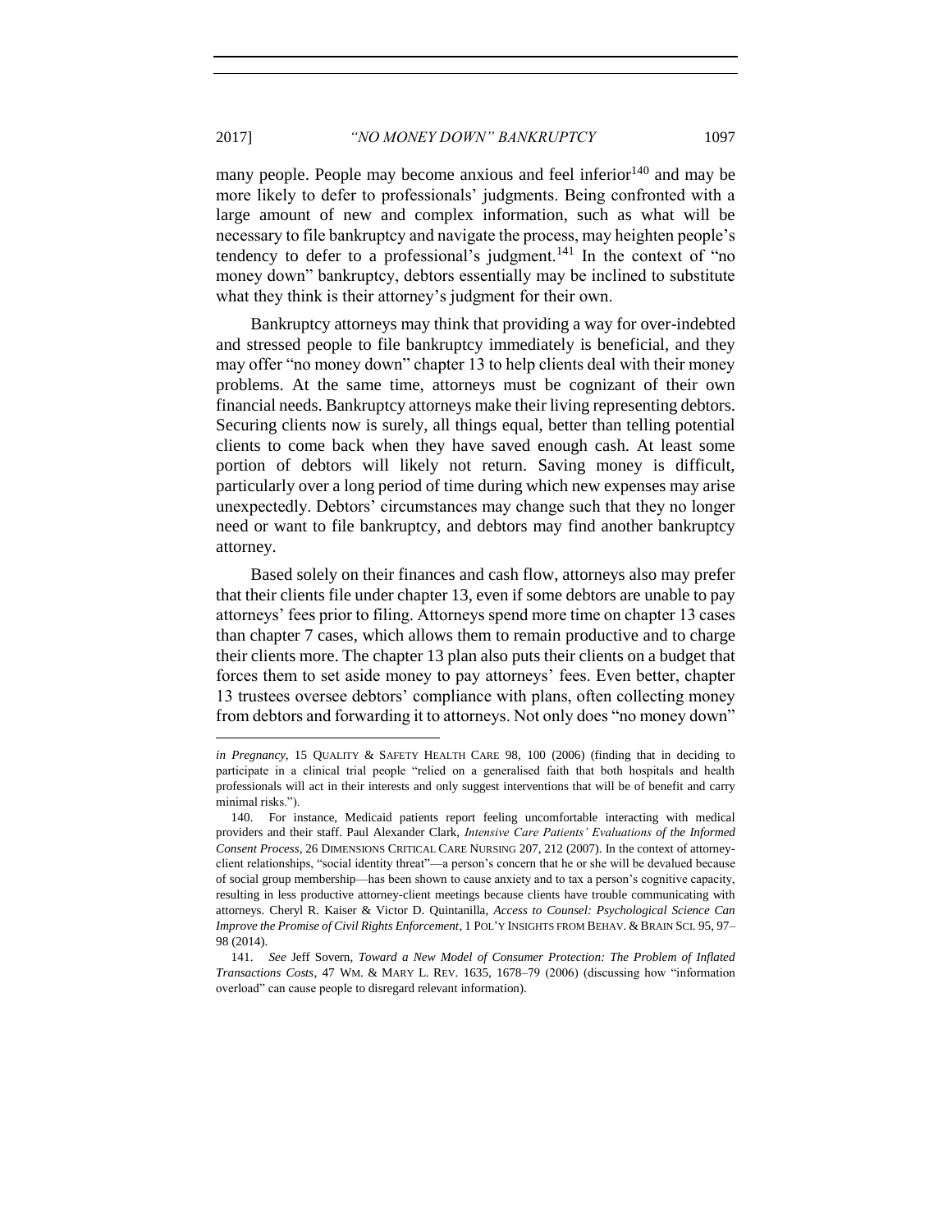many people. People may become anxious and feel inferior[140] and may be more likely to defer to professionals' judgments. Being confronted with a large amount of new and complex information, such as what will be necessary to file bankruptcy and navigate the process, may heighten people's tendency to defer to a professional's judgment.[141] In the context of "no money down" bankruptcy, debtors essentially may be inclined to substitute what they think is their attorney's judgment for their own.

Bankruptcy attorneys may think that providing a way for over-indebted and stressed people to file bankruptcy immediately is beneficial, and they may offer "no money down" chapter 13 to help clients deal with their money problems. At the same time, attorneys must be cognizant of their own financial needs. Bankruptcy attorneys make their living representing debtors. Securing clients now is surely, all things equal, better than telling potential clients to come back when they have saved enough cash. At least some portion of debtors will likely not return. Saving money is difficult, particularly over a long period of time during which new expenses may arise unexpectedly. Debtors' circumstances may change such that they no longer need or want to file bankruptcy, and debtors may find another bankruptcy attorney.

Based solely on their finances and cash flow, attorneys also may prefer that their clients file under chapter 13, even if some debtors are unable to pay attorneys' fees prior to filing. Attorneys spend more time on chapter 13 cases than chapter 7 cases, which allows them to remain productive and to charge their clients more. The chapter 13 plan also puts their clients on a budget that forces them to set aside money to pay attorneys' fees. Even better, chapter 13 trustees oversee debtors' compliance with plans, often collecting money from debtors and forwarding it to attorneys. Not only does "no money down"

---

*in Pregnancy*, 15 QUALITY & SAFETY HEALTH CARE 98, 100 (2006) (finding that in deciding to participate in a clinical trial people "relied on a generalised faith that both hospitals and health professionals will act in their interests and only suggest interventions that will be of benefit and carry minimal risks.").

140. For instance, Medicaid patients report feeling uncomfortable interacting with medical providers and their staff. Paul Alexander Clark, *Intensive Care Patients' Evaluations of the Informed Consent Process*, 26 DIMENSIONS CRITICAL CARE NURSING 207, 212 (2007). In the context of attorney-client relationships, "social identity threat"—a person's concern that he or she will be devalued because of social group membership—has been shown to cause anxiety and to tax a person's cognitive capacity, resulting in less productive attorney-client meetings because clients have trouble communicating with attorneys. Cheryl R. Kaiser & Victor D. Quintanilla, *Access to Counsel: Psychological Science Can Improve the Promise of Civil Rights Enforcement*, 1 POL'Y INSIGHTS FROM BEHAV. & BRAIN SCI. 95, 97–98 (2014).

141. *See* Jeff Sovern, *Toward a New Model of Consumer Protection: The Problem of Inflated Transactions Costs*, 47 WM. & MARY L. REV. 1635, 1678–79 (2006) (discussing how "information overload" can cause people to disregard relevant information).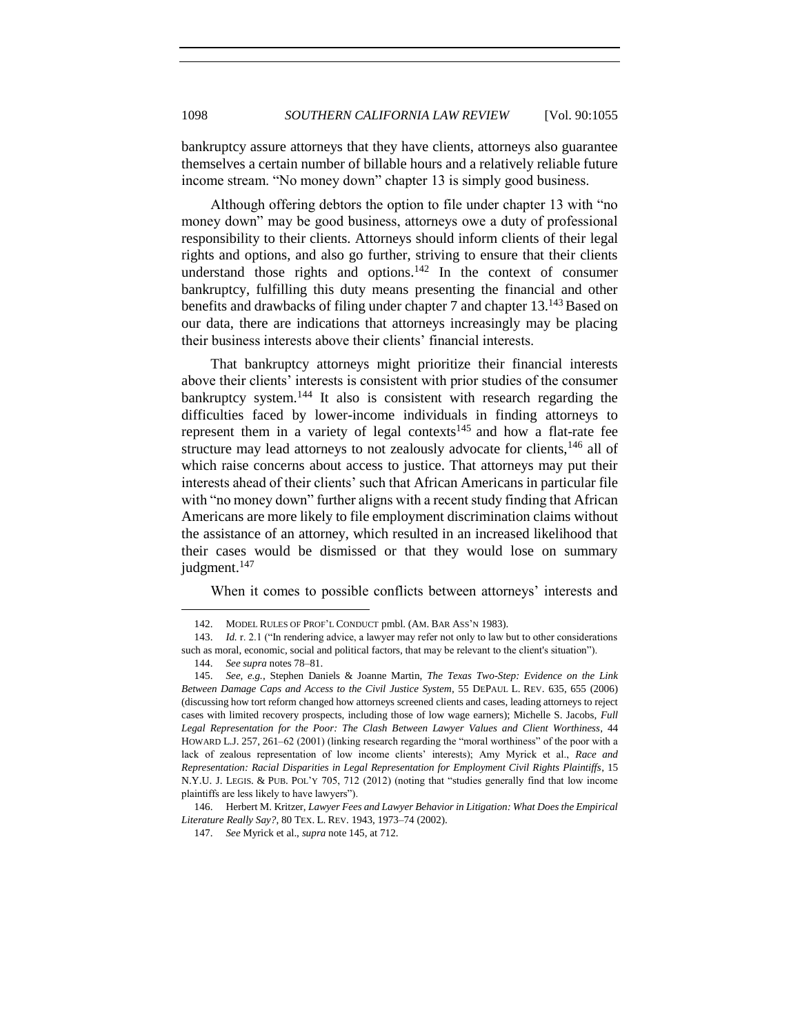bankruptcy assure attorneys that they have clients, attorneys also guarantee themselves a certain number of billable hours and a relatively reliable future income stream. "No money down" chapter 13 is simply good business.

Although offering debtors the option to file under chapter 13 with "no money down" may be good business, attorneys owe a duty of professional responsibility to their clients. Attorneys should inform clients of their legal rights and options, and also go further, striving to ensure that their clients understand those rights and options.[142] In the context of consumer bankruptcy, fulfilling this duty means presenting the financial and other benefits and drawbacks of filing under chapter 7 and chapter 13.[143] Based on our data, there are indications that attorneys increasingly may be placing their business interests above their clients' financial interests.

That bankruptcy attorneys might prioritize their financial interests above their clients' interests is consistent with prior studies of the consumer bankruptcy system.[144] It also is consistent with research regarding the difficulties faced by lower-income individuals in finding attorneys to represent them in a variety of legal contexts[145] and how a flat-rate fee structure may lead attorneys to not zealously advocate for clients,[146] all of which raise concerns about access to justice. That attorneys may put their interests ahead of their clients' such that African Americans in particular file with "no money down" further aligns with a recent study finding that African Americans are more likely to file employment discrimination claims without the assistance of an attorney, which resulted in an increased likelihood that their cases would be dismissed or that they would lose on summary judgment.[147]

When it comes to possible conflicts between attorneys' interests and

---

142. MODEL RULES OF PROF'L CONDUCT pmbl. (AM. BAR ASS'N 1983).

143. *Id.* r. 2.1 ("In rendering advice, a lawyer may refer not only to law but to other considerations such as moral, economic, social and political factors, that may be relevant to the client's situation").

144. *See supra* notes 78–81.

145. *See, e.g.*, Stephen Daniels & Joanne Martin, *The Texas Two-Step: Evidence on the Link Between Damage Caps and Access to the Civil Justice System*, 55 DEPAUL L. REV. 635, 655 (2006) (discussing how tort reform changed how attorneys screened clients and cases, leading attorneys to reject cases with limited recovery prospects, including those of low wage earners); Michelle S. Jacobs, *Full Legal Representation for the Poor: The Clash Between Lawyer Values and Client Worthiness*, 44 HOWARD L.J. 257, 261–62 (2001) (linking research regarding the "moral worthiness" of the poor with a lack of zealous representation of low income clients' interests); Amy Myrick et al., *Race and Representation: Racial Disparities in Legal Representation for Employment Civil Rights Plaintiffs*, 15 N.Y.U. J. LEGIS. & PUB. POL'Y 705, 712 (2012) (noting that "studies generally find that low income plaintiffs are less likely to have lawyers").

146. Herbert M. Kritzer, *Lawyer Fees and Lawyer Behavior in Litigation: What Does the Empirical Literature Really Say?*, 80 TEX. L. REV. 1943, 1973–74 (2002).

147. *See* Myrick et al., *supra* note 145, at 712.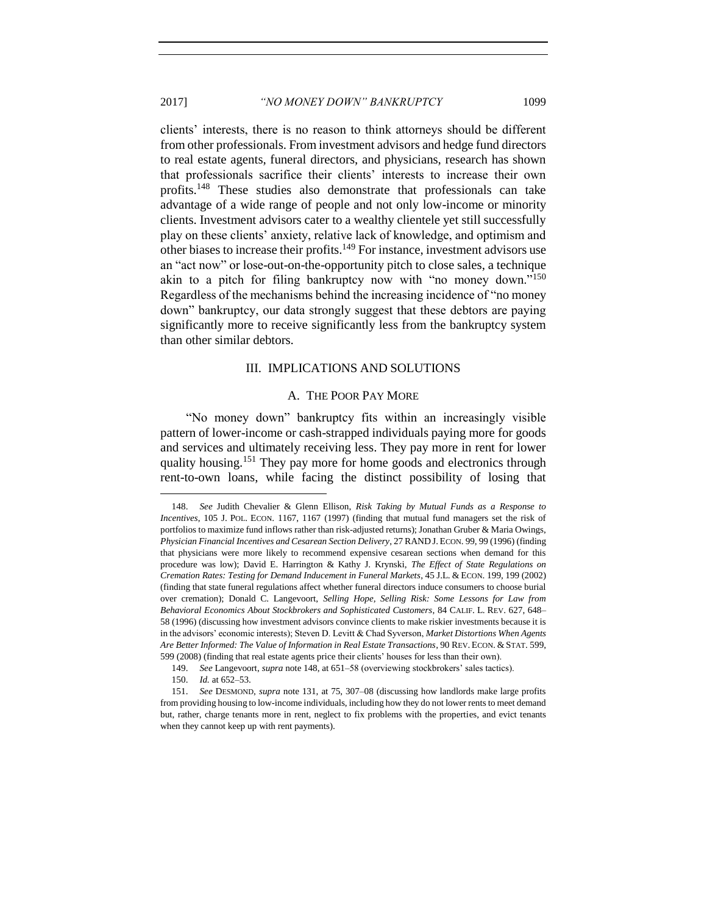clients' interests, there is no reason to think attorneys should be different from other professionals. From investment advisors and hedge fund directors to real estate agents, funeral directors, and physicians, research has shown that professionals sacrifice their clients' interests to increase their own profits.[148] These studies also demonstrate that professionals can take advantage of a wide range of people and not only low-income or minority clients. Investment advisors cater to a wealthy clientele yet still successfully play on these clients' anxiety, relative lack of knowledge, and optimism and other biases to increase their profits.[149] For instance, investment advisors use an "act now" or lose-out-on-the-opportunity pitch to close sales, a technique akin to a pitch for filing bankruptcy now with "no money down."[150] Regardless of the mechanisms behind the increasing incidence of "no money down" bankruptcy, our data strongly suggest that these debtors are paying significantly more to receive significantly less from the bankruptcy system than other similar debtors.

## III. IMPLICATIONS AND SOLUTIONS

### A. THE POOR PAY MORE

"No money down" bankruptcy fits within an increasingly visible pattern of lower-income or cash-strapped individuals paying more for goods and services and ultimately receiving less. They pay more in rent for lower quality housing.[151] They pay more for home goods and electronics through rent-to-own loans, while facing the distinct possibility of losing that

---

148. *See* Judith Chevalier & Glenn Ellison, *Risk Taking by Mutual Funds as a Response to Incentives*, 105 J. POL. ECON. 1167, 1167 (1997) (finding that mutual fund managers set the risk of portfolios to maximize fund inflows rather than risk-adjusted returns); Jonathan Gruber & Maria Owings, *Physician Financial Incentives and Cesarean Section Delivery*, 27 RAND J. ECON. 99, 99 (1996) (finding that physicians were more likely to recommend expensive cesarean sections when demand for this procedure was low); David E. Harrington & Kathy J. Krynski, *The Effect of State Regulations on Cremation Rates: Testing for Demand Inducement in Funeral Markets*, 45 J.L. & ECON. 199, 199 (2002) (finding that state funeral regulations affect whether funeral directors induce consumers to choose burial over cremation); Donald C. Langevoort, *Selling Hope, Selling Risk: Some Lessons for Law from Behavioral Economics About Stockbrokers and Sophisticated Customers*, 84 CALIF. L. REV. 627, 648–58 (1996) (discussing how investment advisors convince clients to make riskier investments because it is in the advisors' economic interests); Steven D. Levitt & Chad Syverson, *Market Distortions When Agents Are Better Informed: The Value of Information in Real Estate Transactions*, 90 REV. ECON. & STAT. 599, 599 (2008) (finding that real estate agents price their clients' houses for less than their own).

149. *See* Langevoort, *supra* note 148, at 651–58 (overviewing stockbrokers' sales tactics).

150. *Id.* at 652–53.

151. *See* DESMOND, *supra* note 131, at 75, 307–08 (discussing how landlords make large profits from providing housing to low-income individuals, including how they do not lower rents to meet demand but, rather, charge tenants more in rent, neglect to fix problems with the properties, and evict tenants when they cannot keep up with rent payments).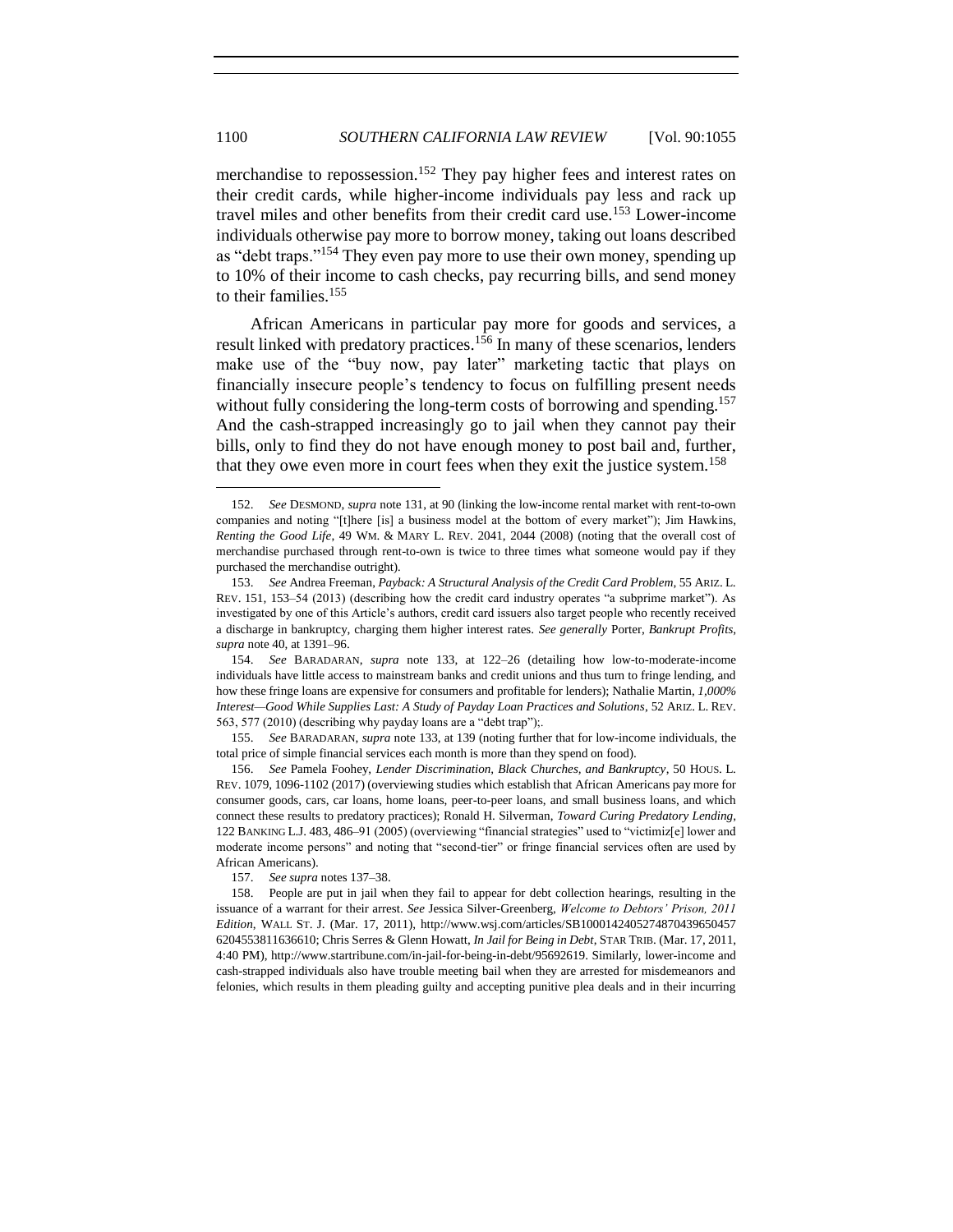merchandise to repossession.[152] They pay higher fees and interest rates on their credit cards, while higher-income individuals pay less and rack up travel miles and other benefits from their credit card use.[153] Lower-income individuals otherwise pay more to borrow money, taking out loans described as "debt traps."[154] They even pay more to use their own money, spending up to 10% of their income to cash checks, pay recurring bills, and send money to their families.[155]

African Americans in particular pay more for goods and services, a result linked with predatory practices.[156] In many of these scenarios, lenders make use of the "buy now, pay later" marketing tactic that plays on financially insecure people's tendency to focus on fulfilling present needs without fully considering the long-term costs of borrowing and spending.[157] And the cash-strapped increasingly go to jail when they cannot pay their bills, only to find they do not have enough money to post bail and, further, that they owe even more in court fees when they exit the justice system.[158]

---

152. *See* DESMOND, *supra* note 131, at 90 (linking the low-income rental market with rent-to-own companies and noting "[t]here [is] a business model at the bottom of every market"); Jim Hawkins, *Renting the Good Life*, 49 WM. & MARY L. REV. 2041, 2044 (2008) (noting that the overall cost of merchandise purchased through rent-to-own is twice to three times what someone would pay if they purchased the merchandise outright).

153. *See* Andrea Freeman, *Payback: A Structural Analysis of the Credit Card Problem*, 55 ARIZ. L. REV. 151, 153–54 (2013) (describing how the credit card industry operates "a subprime market"). As investigated by one of this Article's authors, credit card issuers also target people who recently received a discharge in bankruptcy, charging them higher interest rates. *See generally* Porter, *Bankrupt Profits*, *supra* note 40, at 1391–96.

154. *See* BARADARAN, *supra* note 133, at 122–26 (detailing how low-to-moderate-income individuals have little access to mainstream banks and credit unions and thus turn to fringe lending, and how these fringe loans are expensive for consumers and profitable for lenders); Nathalie Martin, *1,000% Interest—Good While Supplies Last: A Study of Payday Loan Practices and Solutions*, 52 ARIZ. L. REV. 563, 577 (2010) (describing why payday loans are a "debt trap");.

155. *See* BARADARAN, *supra* note 133, at 139 (noting further that for low-income individuals, the total price of simple financial services each month is more than they spend on food).

156. *See* Pamela Foohey, *Lender Discrimination, Black Churches, and Bankruptcy*, 50 HOUS. L. REV. 1079, 1096-1102 (2017) (overviewing studies which establish that African Americans pay more for consumer goods, cars, car loans, home loans, peer-to-peer loans, and small business loans, and which connect these results to predatory practices); Ronald H. Silverman, *Toward Curing Predatory Lending*, 122 BANKING L.J. 483, 486–91 (2005) (overviewing "financial strategies" used to "victimiz[e] lower and moderate income persons" and noting that "second-tier" or fringe financial services often are used by African Americans).

157. *See supra* notes 137–38.

158. People are put in jail when they fail to appear for debt collection hearings, resulting in the issuance of a warrant for their arrest. *See* Jessica Silver-Greenberg, *Welcome to Debtors' Prison, 2011 Edition*, WALL ST. J. (Mar. 17, 2011), http://www.wsj.com/articles/SB10001424052748704396504576204553811636610; Chris Serres & Glenn Howatt, *In Jail for Being in Debt*, STAR TRIB. (Mar. 17, 2011, 4:40 PM), http://www.startribune.com/in-jail-for-being-in-debt/95692619. Similarly, lower-income and cash-strapped individuals also have trouble meeting bail when they are arrested for misdemeanors and felonies, which results in them pleading guilty and accepting punitive plea deals and in their incurring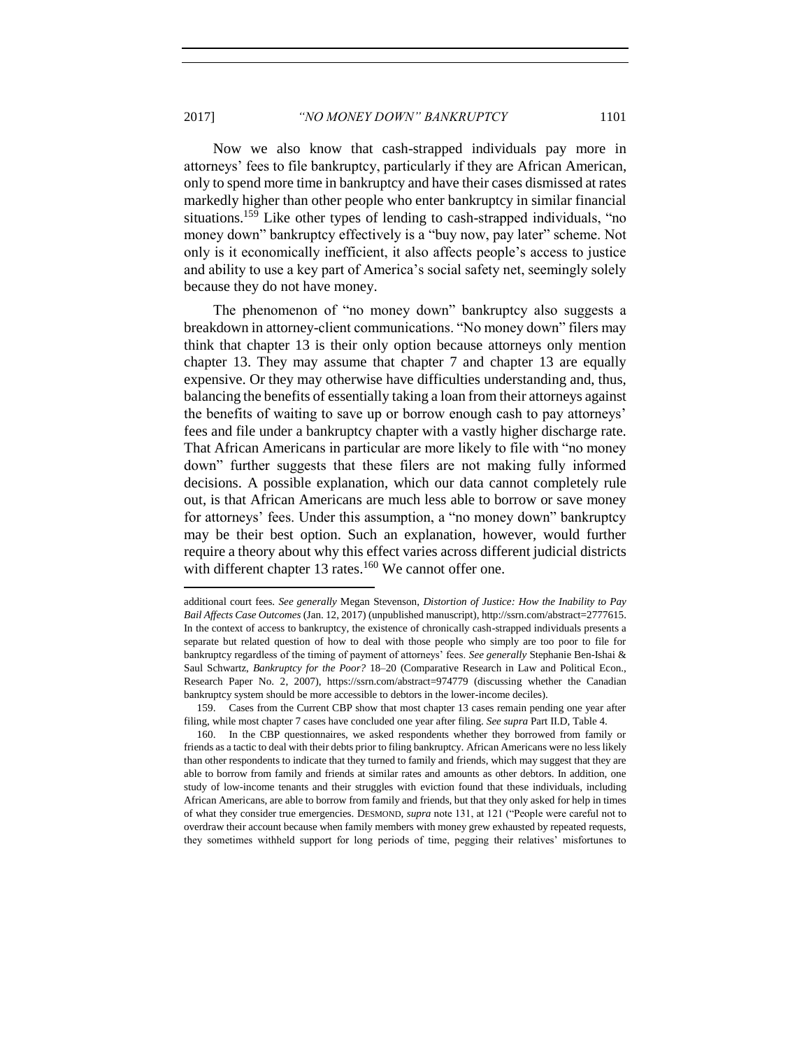Now we also know that cash-strapped individuals pay more in attorneys' fees to file bankruptcy, particularly if they are African American, only to spend more time in bankruptcy and have their cases dismissed at rates markedly higher than other people who enter bankruptcy in similar financial situations.[159] Like other types of lending to cash-strapped individuals, "no money down" bankruptcy effectively is a "buy now, pay later" scheme. Not only is it economically inefficient, it also affects people's access to justice and ability to use a key part of America's social safety net, seemingly solely because they do not have money.

The phenomenon of "no money down" bankruptcy also suggests a breakdown in attorney-client communications. "No money down" filers may think that chapter 13 is their only option because attorneys only mention chapter 13. They may assume that chapter 7 and chapter 13 are equally expensive. Or they may otherwise have difficulties understanding and, thus, balancing the benefits of essentially taking a loan from their attorneys against the benefits of waiting to save up or borrow enough cash to pay attorneys' fees and file under a bankruptcy chapter with a vastly higher discharge rate. That African Americans in particular are more likely to file with "no money down" further suggests that these filers are not making fully informed decisions. A possible explanation, which our data cannot completely rule out, is that African Americans are much less able to borrow or save money for attorneys' fees. Under this assumption, a "no money down" bankruptcy may be their best option. Such an explanation, however, would further require a theory about why this effect varies across different judicial districts with different chapter 13 rates.[160] We cannot offer one.

---

additional court fees. *See generally* Megan Stevenson, *Distortion of Justice: How the Inability to Pay Bail Affects Case Outcomes* (Jan. 12, 2017) (unpublished manuscript), http://ssrn.com/abstract=2777615. In the context of access to bankruptcy, the existence of chronically cash-strapped individuals presents a separate but related question of how to deal with those people who simply are too poor to file for bankruptcy regardless of the timing of payment of attorneys' fees. *See generally* Stephanie Ben-Ishai & Saul Schwartz, *Bankruptcy for the Poor?* 18–20 (Comparative Research in Law and Political Econ., Research Paper No. 2, 2007), https://ssrn.com/abstract=974779 (discussing whether the Canadian bankruptcy system should be more accessible to debtors in the lower-income deciles).

159. Cases from the Current CBP show that most chapter 13 cases remain pending one year after filing, while most chapter 7 cases have concluded one year after filing. *See supra* Part II.D, Table 4.

160. In the CBP questionnaires, we asked respondents whether they borrowed from family or friends as a tactic to deal with their debts prior to filing bankruptcy. African Americans were no less likely than other respondents to indicate that they turned to family and friends, which may suggest that they are able to borrow from family and friends at similar rates and amounts as other debtors. In addition, one study of low-income tenants and their struggles with eviction found that these individuals, including African Americans, are able to borrow from family and friends, but that they only asked for help in times of what they consider true emergencies. DESMOND, *supra* note 131, at 121 ("People were careful not to overdraw their account because when family members with money grew exhausted by repeated requests, they sometimes withheld support for long periods of time, pegging their relatives' misfortunes to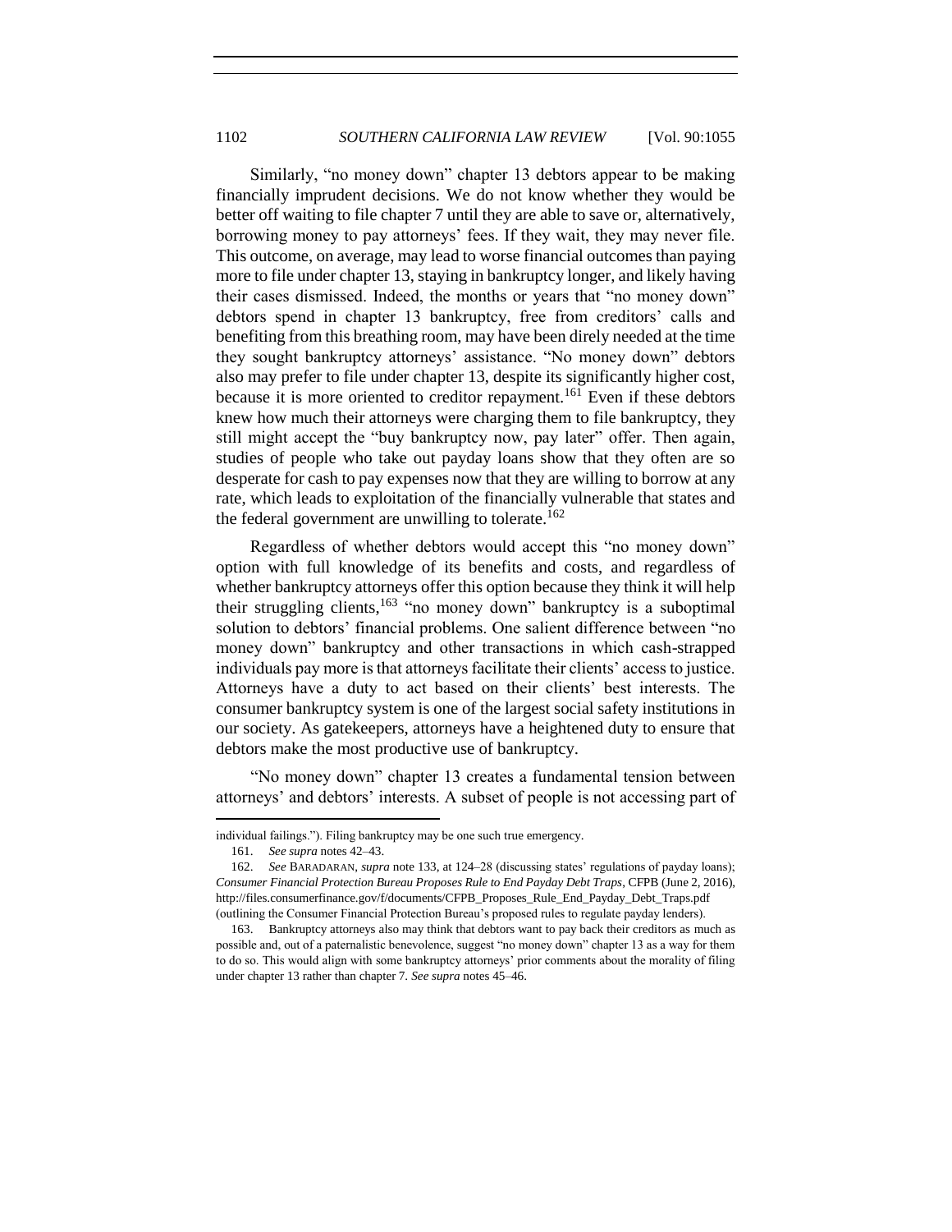Similarly, "no money down" chapter 13 debtors appear to be making financially imprudent decisions. We do not know whether they would be better off waiting to file chapter 7 until they are able to save or, alternatively, borrowing money to pay attorneys' fees. If they wait, they may never file. This outcome, on average, may lead to worse financial outcomes than paying more to file under chapter 13, staying in bankruptcy longer, and likely having their cases dismissed. Indeed, the months or years that "no money down" debtors spend in chapter 13 bankruptcy, free from creditors' calls and benefiting from this breathing room, may have been direly needed at the time they sought bankruptcy attorneys' assistance. "No money down" debtors also may prefer to file under chapter 13, despite its significantly higher cost, because it is more oriented to creditor repayment.[161] Even if these debtors knew how much their attorneys were charging them to file bankruptcy, they still might accept the "buy bankruptcy now, pay later" offer. Then again, studies of people who take out payday loans show that they often are so desperate for cash to pay expenses now that they are willing to borrow at any rate, which leads to exploitation of the financially vulnerable that states and the federal government are unwilling to tolerate.[162]

Regardless of whether debtors would accept this "no money down" option with full knowledge of its benefits and costs, and regardless of whether bankruptcy attorneys offer this option because they think it will help their struggling clients,[163] "no money down" bankruptcy is a suboptimal solution to debtors' financial problems. One salient difference between "no money down" bankruptcy and other transactions in which cash-strapped individuals pay more is that attorneys facilitate their clients' access to justice. Attorneys have a duty to act based on their clients' best interests. The consumer bankruptcy system is one of the largest social safety institutions in our society. As gatekeepers, attorneys have a heightened duty to ensure that debtors make the most productive use of bankruptcy.

"No money down" chapter 13 creates a fundamental tension between attorneys' and debtors' interests. A subset of people is not accessing part of

individual failings."). Filing bankruptcy may be one such true emergency.

161. *See supra* notes 42–43.

162. *See* BARADARAN, *supra* note 133, at 124–28 (discussing states' regulations of payday loans); *Consumer Financial Protection Bureau Proposes Rule to End Payday Debt Traps*, CFPB (June 2, 2016), http://files.consumerfinance.gov/f/documents/CFPB_Proposes_Rule_End_Payday_Debt_Traps.pdf (outlining the Consumer Financial Protection Bureau's proposed rules to regulate payday lenders).

163. Bankruptcy attorneys also may think that debtors want to pay back their creditors as much as possible and, out of a paternalistic benevolence, suggest "no money down" chapter 13 as a way for them to do so. This would align with some bankruptcy attorneys' prior comments about the morality of filing under chapter 13 rather than chapter 7. *See supra* notes 45–46.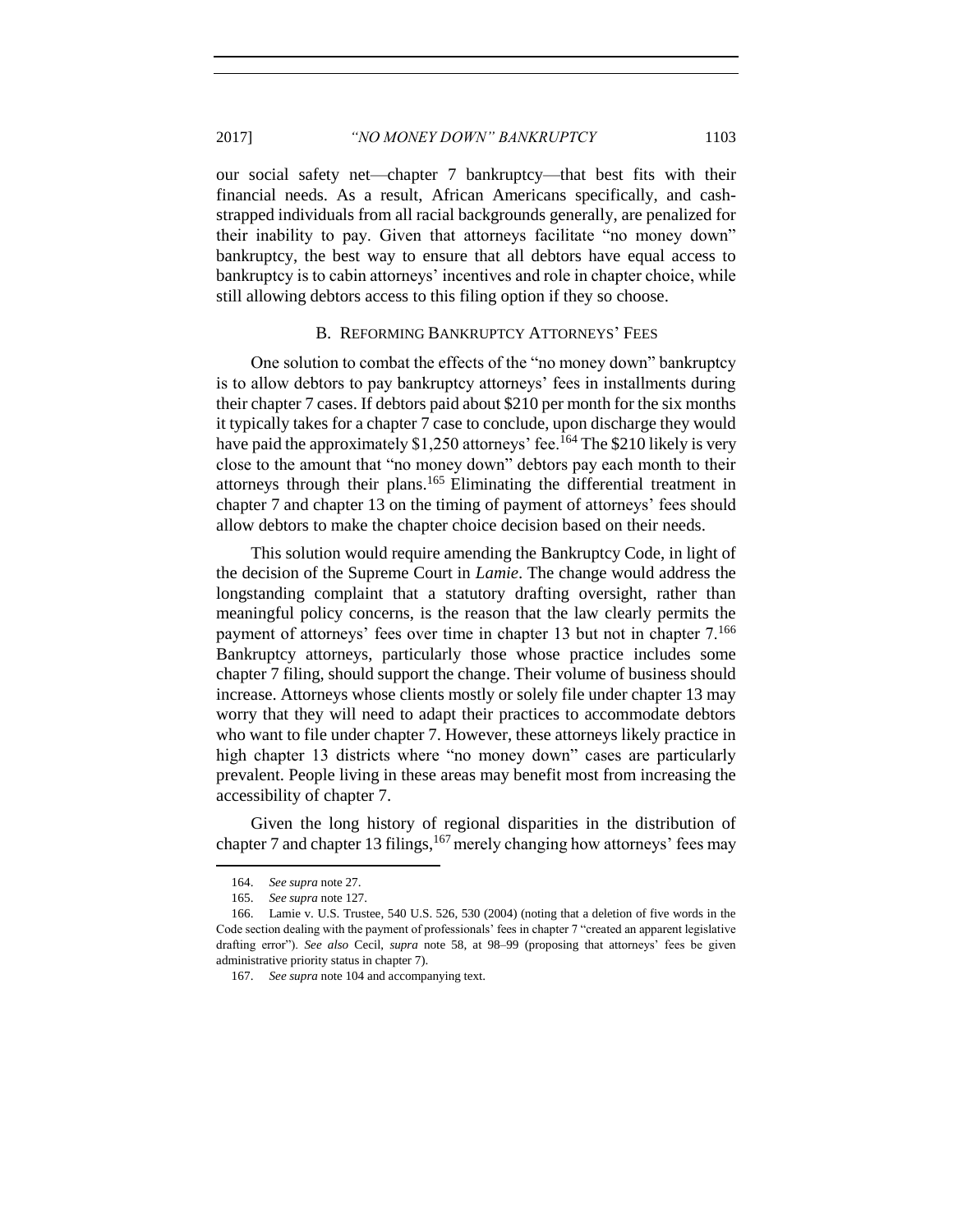our social safety net—chapter 7 bankruptcy—that best fits with their financial needs. As a result, African Americans specifically, and cash-strapped individuals from all racial backgrounds generally, are penalized for their inability to pay. Given that attorneys facilitate "no money down" bankruptcy, the best way to ensure that all debtors have equal access to bankruptcy is to cabin attorneys' incentives and role in chapter choice, while still allowing debtors access to this filing option if they so choose.

### B. Reforming Bankruptcy Attorneys' Fees

One solution to combat the effects of the "no money down" bankruptcy is to allow debtors to pay bankruptcy attorneys' fees in installments during their chapter 7 cases. If debtors paid about $210 per month for the six months it typically takes for a chapter 7 case to conclude, upon discharge they would have paid the approximately $1,250 attorneys' fee.[164] The $210 likely is very close to the amount that "no money down" debtors pay each month to their attorneys through their plans.[165] Eliminating the differential treatment in chapter 7 and chapter 13 on the timing of payment of attorneys' fees should allow debtors to make the chapter choice decision based on their needs.

This solution would require amending the Bankruptcy Code, in light of the decision of the Supreme Court in *Lamie*. The change would address the longstanding complaint that a statutory drafting oversight, rather than meaningful policy concerns, is the reason that the law clearly permits the payment of attorneys' fees over time in chapter 13 but not in chapter 7.[166] Bankruptcy attorneys, particularly those whose practice includes some chapter 7 filing, should support the change. Their volume of business should increase. Attorneys whose clients mostly or solely file under chapter 13 may worry that they will need to adapt their practices to accommodate debtors who want to file under chapter 7. However, these attorneys likely practice in high chapter 13 districts where "no money down" cases are particularly prevalent. People living in these areas may benefit most from increasing the accessibility of chapter 7.

Given the long history of regional disparities in the distribution of chapter 7 and chapter 13 filings,[167] merely changing how attorneys' fees may

---

164. *See supra* note 27.

165. *See supra* note 127.

166. Lamie v. U.S. Trustee, 540 U.S. 526, 530 (2004) (noting that a deletion of five words in the Code section dealing with the payment of professionals' fees in chapter 7 "created an apparent legislative drafting error"). *See also* Cecil, *supra* note 58, at 98–99 (proposing that attorneys' fees be given administrative priority status in chapter 7).

167. *See supra* note 104 and accompanying text.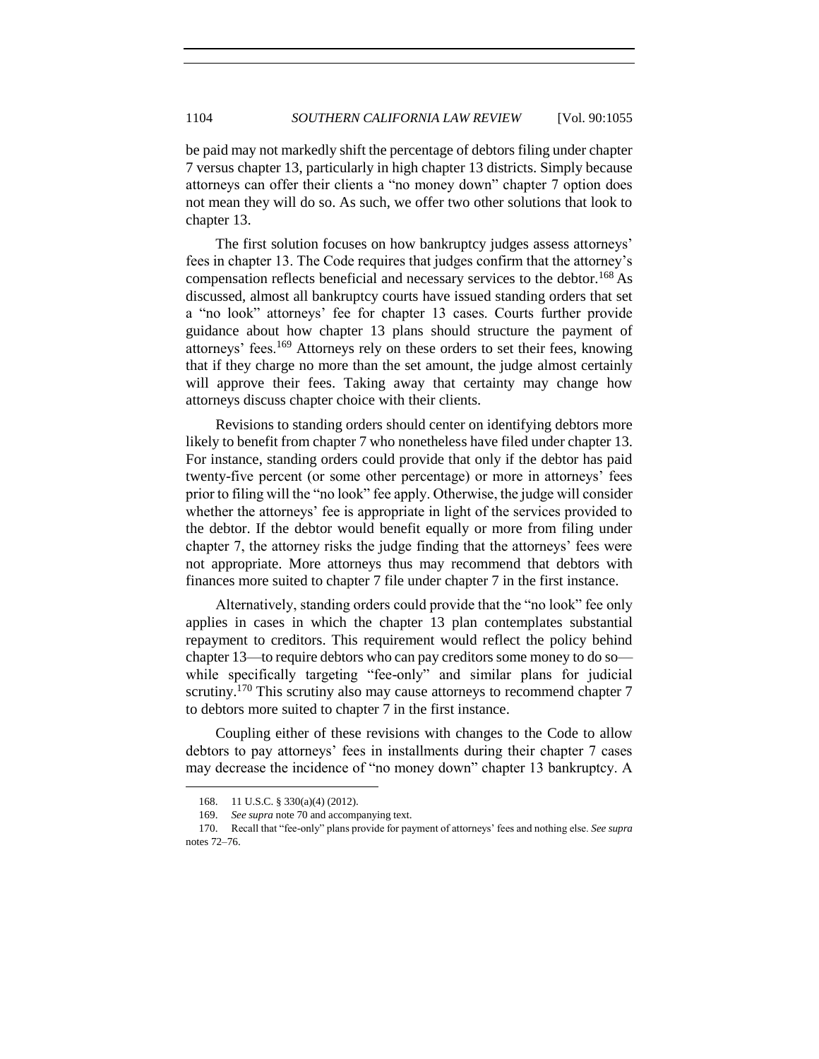be paid may not markedly shift the percentage of debtors filing under chapter 7 versus chapter 13, particularly in high chapter 13 districts. Simply because attorneys can offer their clients a "no money down" chapter 7 option does not mean they will do so. As such, we offer two other solutions that look to chapter 13.

The first solution focuses on how bankruptcy judges assess attorneys' fees in chapter 13. The Code requires that judges confirm that the attorney's compensation reflects beneficial and necessary services to the debtor.[168] As discussed, almost all bankruptcy courts have issued standing orders that set a "no look" attorneys' fee for chapter 13 cases. Courts further provide guidance about how chapter 13 plans should structure the payment of attorneys' fees.[169] Attorneys rely on these orders to set their fees, knowing that if they charge no more than the set amount, the judge almost certainly will approve their fees. Taking away that certainty may change how attorneys discuss chapter choice with their clients.

Revisions to standing orders should center on identifying debtors more likely to benefit from chapter 7 who nonetheless have filed under chapter 13. For instance, standing orders could provide that only if the debtor has paid twenty-five percent (or some other percentage) or more in attorneys' fees prior to filing will the "no look" fee apply. Otherwise, the judge will consider whether the attorneys' fee is appropriate in light of the services provided to the debtor. If the debtor would benefit equally or more from filing under chapter 7, the attorney risks the judge finding that the attorneys' fees were not appropriate. More attorneys thus may recommend that debtors with finances more suited to chapter 7 file under chapter 7 in the first instance.

Alternatively, standing orders could provide that the "no look" fee only applies in cases in which the chapter 13 plan contemplates substantial repayment to creditors. This requirement would reflect the policy behind chapter 13—to require debtors who can pay creditors some money to do so—while specifically targeting "fee-only" and similar plans for judicial scrutiny.[170] This scrutiny also may cause attorneys to recommend chapter 7 to debtors more suited to chapter 7 in the first instance.

Coupling either of these revisions with changes to the Code to allow debtors to pay attorneys' fees in installments during their chapter 7 cases may decrease the incidence of "no money down" chapter 13 bankruptcy. A

---

168. 11 U.S.C. § 330(a)(4) (2012).

169. *See supra* note 70 and accompanying text.

170. Recall that "fee-only" plans provide for payment of attorneys' fees and nothing else. *See supra* notes 72–76.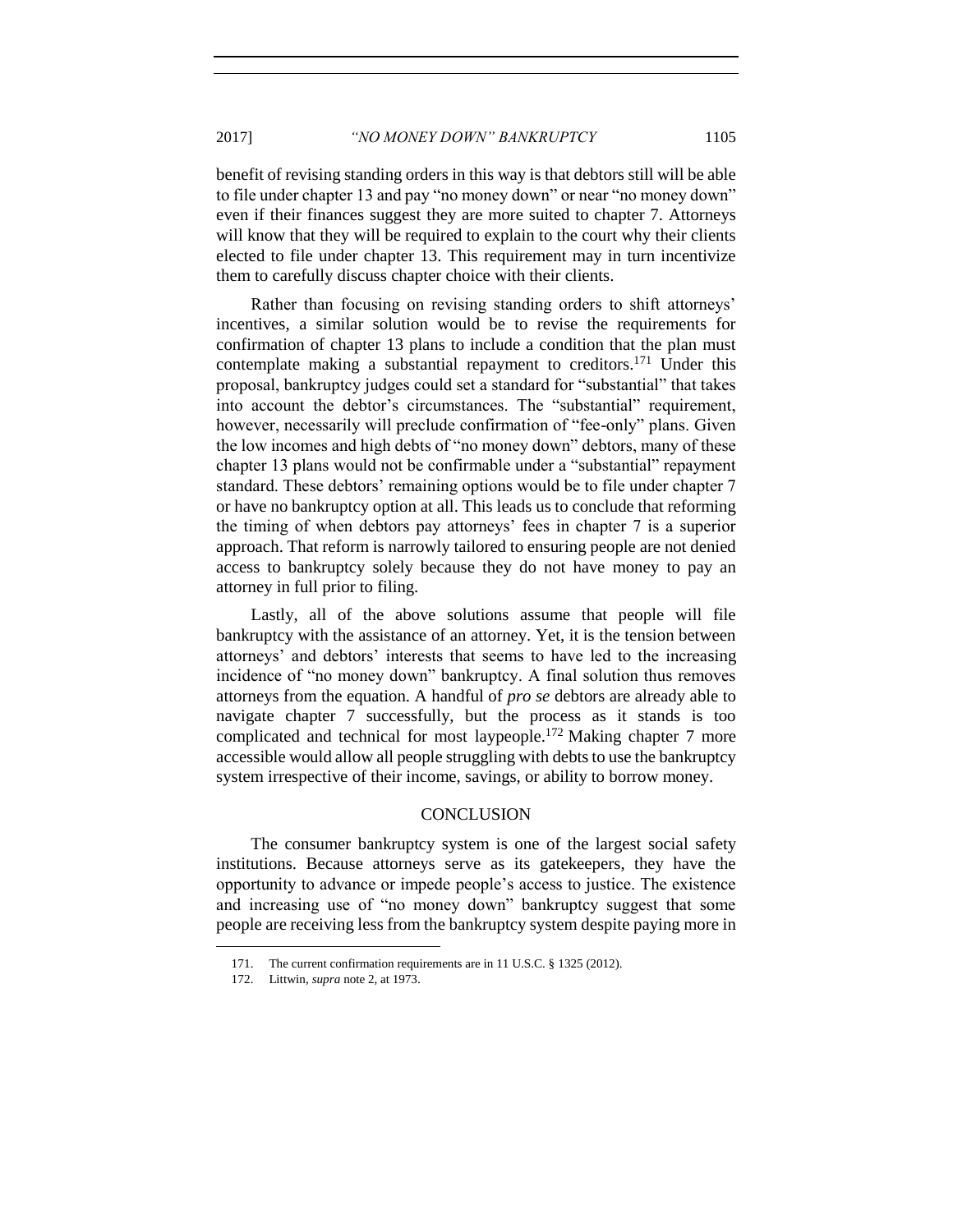benefit of revising standing orders in this way is that debtors still will be able to file under chapter 13 and pay "no money down" or near "no money down" even if their finances suggest they are more suited to chapter 7. Attorneys will know that they will be required to explain to the court why their clients elected to file under chapter 13. This requirement may in turn incentivize them to carefully discuss chapter choice with their clients.

Rather than focusing on revising standing orders to shift attorneys' incentives, a similar solution would be to revise the requirements for confirmation of chapter 13 plans to include a condition that the plan must contemplate making a substantial repayment to creditors.[171] Under this proposal, bankruptcy judges could set a standard for "substantial" that takes into account the debtor's circumstances. The "substantial" requirement, however, necessarily will preclude confirmation of "fee-only" plans. Given the low incomes and high debts of "no money down" debtors, many of these chapter 13 plans would not be confirmable under a "substantial" repayment standard. These debtors' remaining options would be to file under chapter 7 or have no bankruptcy option at all. This leads us to conclude that reforming the timing of when debtors pay attorneys' fees in chapter 7 is a superior approach. That reform is narrowly tailored to ensuring people are not denied access to bankruptcy solely because they do not have money to pay an attorney in full prior to filing.

Lastly, all of the above solutions assume that people will file bankruptcy with the assistance of an attorney. Yet, it is the tension between attorneys' and debtors' interests that seems to have led to the increasing incidence of "no money down" bankruptcy. A final solution thus removes attorneys from the equation. A handful of *pro se* debtors are already able to navigate chapter 7 successfully, but the process as it stands is too complicated and technical for most laypeople.[172] Making chapter 7 more accessible would allow all people struggling with debts to use the bankruptcy system irrespective of their income, savings, or ability to borrow money.

## CONCLUSION

The consumer bankruptcy system is one of the largest social safety institutions. Because attorneys serve as its gatekeepers, they have the opportunity to advance or impede people's access to justice. The existence and increasing use of "no money down" bankruptcy suggest that some people are receiving less from the bankruptcy system despite paying more in

---

171. The current confirmation requirements are in 11 U.S.C. § 1325 (2012).

172. Littwin, *supra* note 2, at 1973.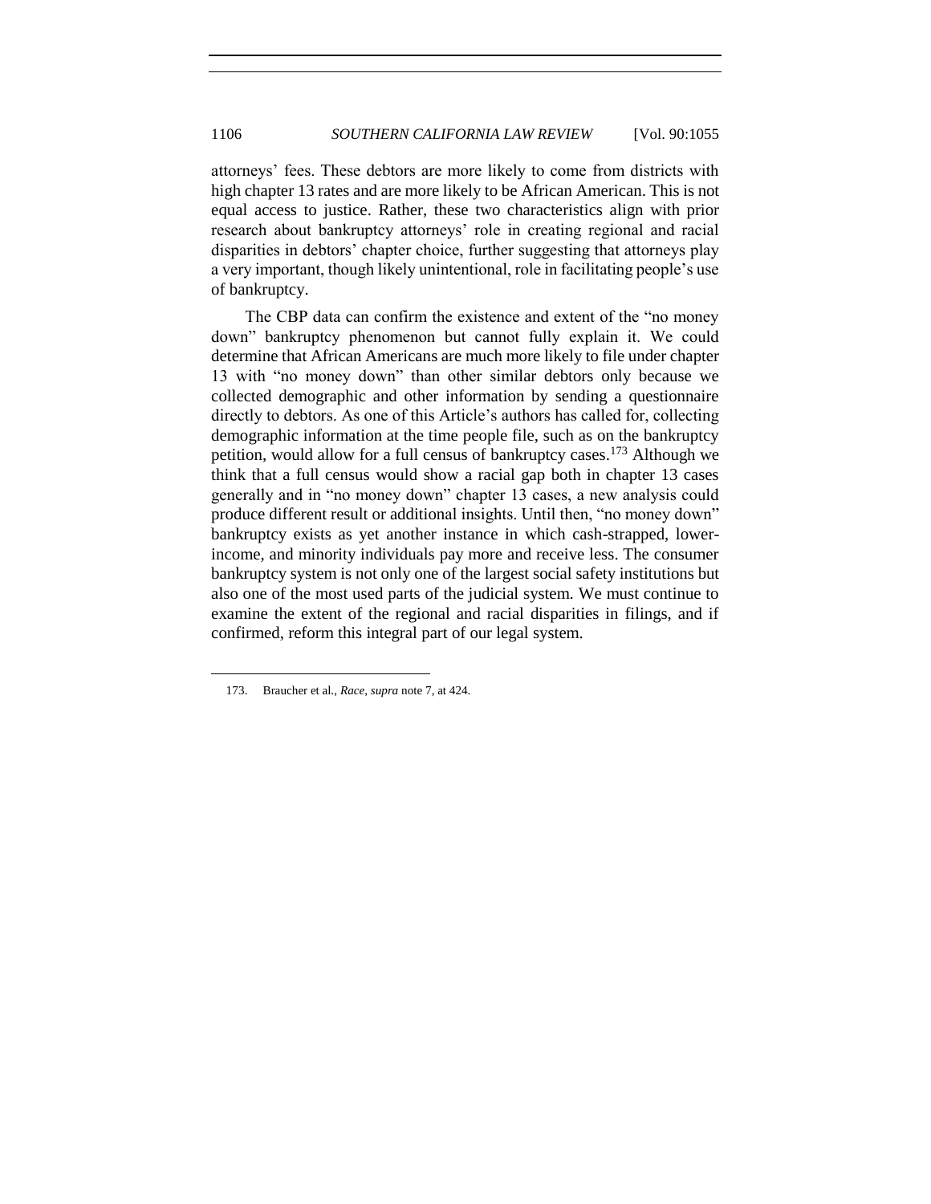attorneys' fees. These debtors are more likely to come from districts with high chapter 13 rates and are more likely to be African American. This is not equal access to justice. Rather, these two characteristics align with prior research about bankruptcy attorneys' role in creating regional and racial disparities in debtors' chapter choice, further suggesting that attorneys play a very important, though likely unintentional, role in facilitating people's use of bankruptcy.

The CBP data can confirm the existence and extent of the "no money down" bankruptcy phenomenon but cannot fully explain it. We could determine that African Americans are much more likely to file under chapter 13 with "no money down" than other similar debtors only because we collected demographic and other information by sending a questionnaire directly to debtors. As one of this Article's authors has called for, collecting demographic information at the time people file, such as on the bankruptcy petition, would allow for a full census of bankruptcy cases.[173] Although we think that a full census would show a racial gap both in chapter 13 cases generally and in "no money down" chapter 13 cases, a new analysis could produce different result or additional insights. Until then, "no money down" bankruptcy exists as yet another instance in which cash-strapped, lower-income, and minority individuals pay more and receive less. The consumer bankruptcy system is not only one of the largest social safety institutions but also one of the most used parts of the judicial system. We must continue to examine the extent of the regional and racial disparities in filings, and if confirmed, reform this integral part of our legal system.

---

173. Braucher et al., *Race*, *supra* note 7, at 424.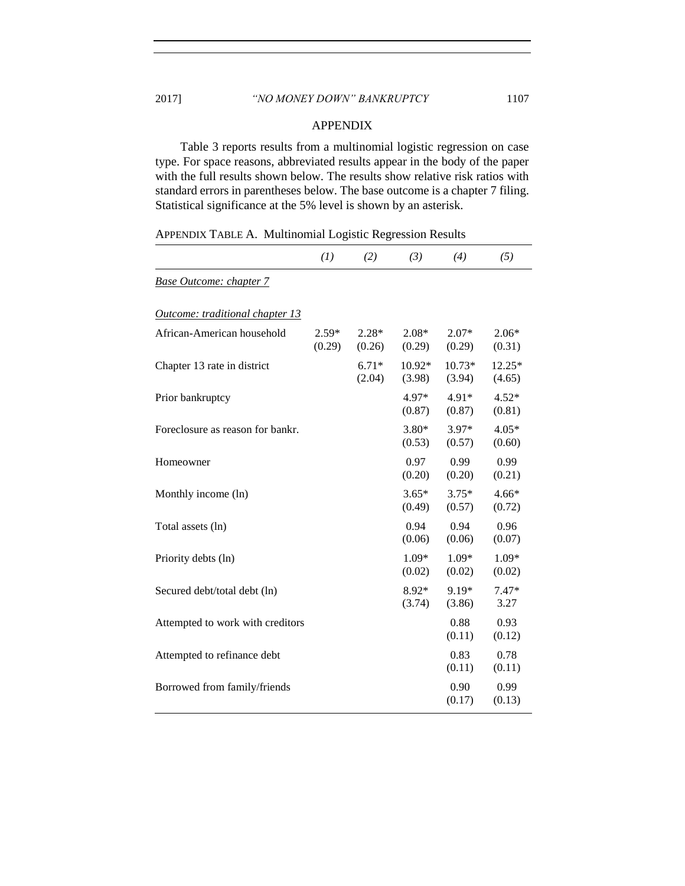## APPENDIX

Table 3 reports results from a multinomial logistic regression on case type. For space reasons, abbreviated results appear in the body of the paper with the full results shown below. The results show relative risk ratios with standard errors in parentheses below. The base outcome is a chapter 7 filing. Statistical significance at the 5% level is shown by an asterisk.

APPENDIX TABLE A. Multinomial Logistic Regression Results

| | *(1)* | *(2)* | *(3)* | *(4)* | *(5)* |
|---|---|---|---|---|---|
| *Base Outcome: chapter 7* | | | | | |
| *Outcome: traditional chapter 13* | | | | | |
| African-American household | 2.59* (0.29) | 2.28* (0.26) | 2.08* (0.29) | 2.07* (0.29) | 2.06* (0.31) |
| Chapter 13 rate in district | | 6.71* (2.04) | 10.92* (3.98) | 10.73* (3.94) | 12.25* (4.65) |
| Prior bankruptcy | | | 4.97* (0.87) | 4.91* (0.87) | 4.52* (0.81) |
| Foreclosure as reason for bankr. | | | 3.80* (0.53) | 3.97* (0.57) | 4.05* (0.60) |
| Homeowner | | | 0.97 (0.20) | 0.99 (0.20) | 0.99 (0.21) |
| Monthly income (ln) | | | 3.65* (0.49) | 3.75* (0.57) | 4.66* (0.72) |
| Total assets (ln) | | | 0.94 (0.06) | 0.94 (0.06) | 0.96 (0.07) |
| Priority debts (ln) | | | 1.09* (0.02) | 1.09* (0.02) | 1.09* (0.02) |
| Secured debt/total debt (ln) | | | 8.92* (3.74) | 9.19* (3.86) | 7.47* 3.27 |
| Attempted to work with creditors | | | | 0.88 (0.11) | 0.93 (0.12) |
| Attempted to refinance debt | | | | 0.83 (0.11) | 0.78 (0.11) |
| Borrowed from family/friends | | | | 0.90 (0.17) | 0.99 (0.13) |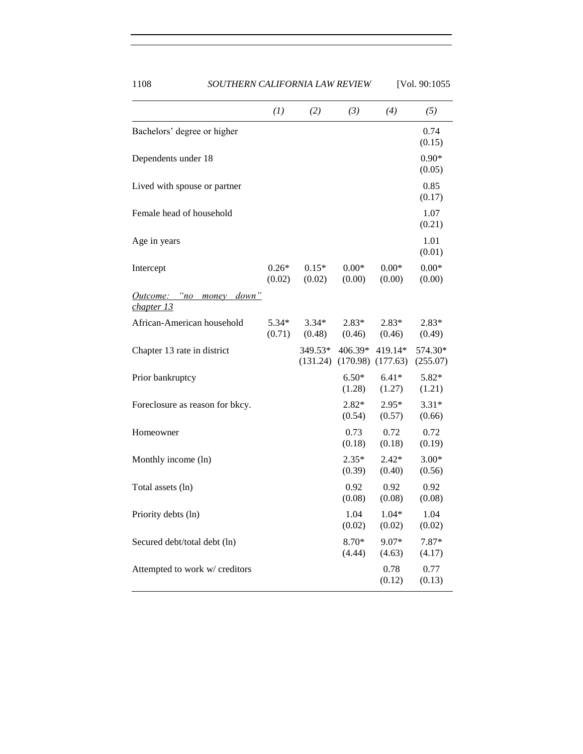| | *(1)* | *(2)* | *(3)* | *(4)* | *(5)* |
|---|---|---|---|---|---|
| Bachelors' degree or higher | | | | | 0.74 (0.15) |
| Dependents under 18 | | | | | 0.90* (0.05) |
| Lived with spouse or partner | | | | | 0.85 (0.17) |
| Female head of household | | | | | 1.07 (0.21) |
| Age in years | | | | | 1.01 (0.01) |
| Intercept | 0.26* (0.02) | 0.15* (0.02) | 0.00* (0.00) | 0.00* (0.00) | 0.00* (0.00) |
| *Outcome: "no money down" chapter 13* | | | | | |
| African-American household | 5.34* (0.71) | 3.34* (0.48) | 2.83* (0.46) | 2.83* (0.46) | 2.83* (0.49) |
| Chapter 13 rate in district | | 349.53* (131.24) | 406.39* (170.98) | 419.14* (177.63) | 574.30* (255.07) |
| Prior bankruptcy | | | 6.50* (1.28) | 6.41* (1.27) | 5.82* (1.21) |
| Foreclosure as reason for bkcy. | | | 2.82* (0.54) | 2.95* (0.57) | 3.31* (0.66) |
| Homeowner | | | 0.73 (0.18) | 0.72 (0.18) | 0.72 (0.19) |
| Monthly income (ln) | | | 2.35* (0.39) | 2.42* (0.40) | 3.00* (0.56) |
| Total assets (ln) | | | 0.92 (0.08) | 0.92 (0.08) | 0.92 (0.08) |
| Priority debts (ln) | | | 1.04 (0.02) | 1.04* (0.02) | 1.04 (0.02) |
| Secured debt/total debt (ln) | | | 8.70* (4.44) | 9.07* (4.63) | 7.87* (4.17) |
| Attempted to work w/ creditors | | | | 0.78 (0.12) | 0.77 (0.13) |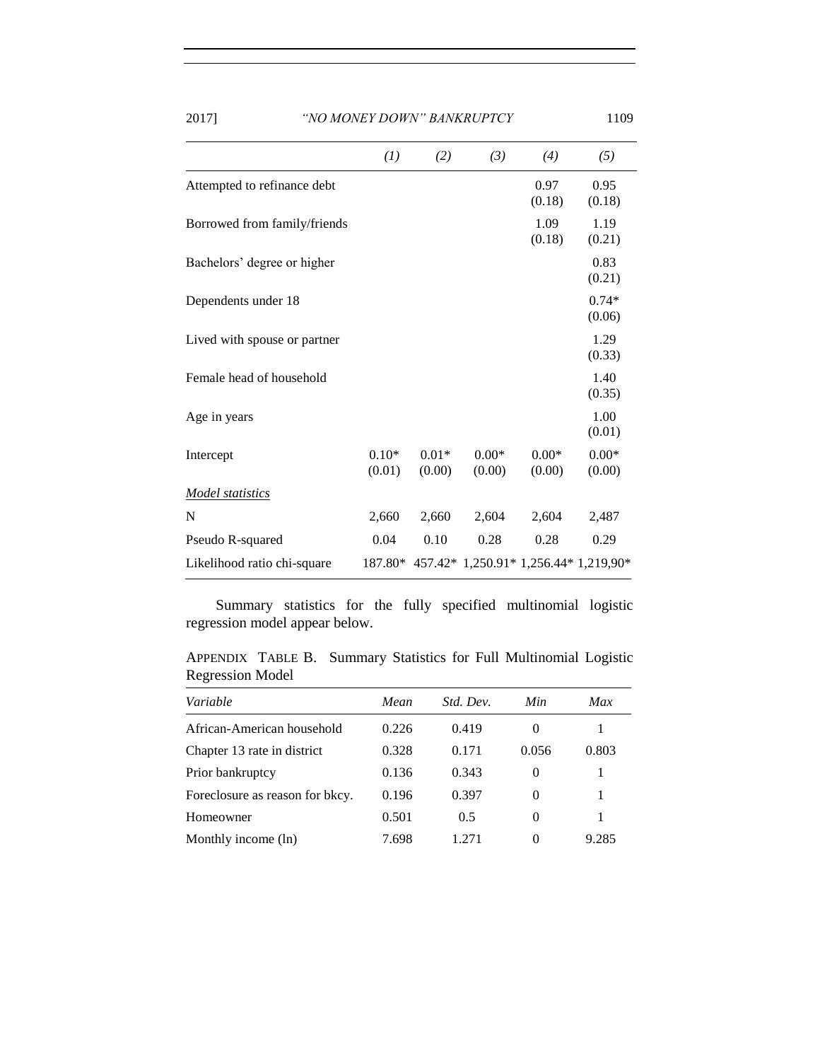| | *(1)* | *(2)* | *(3)* | *(4)* | *(5)* |
|---|---|---|---|---|---|
| Attempted to refinance debt | | | | 0.97<br>(0.18) | 0.95<br>(0.18) |
| Borrowed from family/friends | | | | 1.09<br>(0.18) | 1.19<br>(0.21) |
| Bachelors' degree or higher | | | | | 0.83<br>(0.21) |
| Dependents under 18 | | | | | 0.74*<br>(0.06) |
| Lived with spouse or partner | | | | | 1.29<br>(0.33) |
| Female head of household | | | | | 1.40<br>(0.35) |
| Age in years | | | | | 1.00<br>(0.01) |
| Intercept | 0.10*<br>(0.01) | 0.01*<br>(0.00) | 0.00*<br>(0.00) | 0.00*<br>(0.00) | 0.00*<br>(0.00) |
| *Model statistics* | | | | | |
| N | 2,660 | 2,660 | 2,604 | 2,604 | 2,487 |
| Pseudo R-squared | 0.04 | 0.10 | 0.28 | 0.28 | 0.29 |
| Likelihood ratio chi-square | 187.80* | 457.42* | 1,250.91* | 1,256.44* | 1,219,90* |

Summary statistics for the fully specified multinomial logistic regression model appear below.

APPENDIX TABLE B. Summary Statistics for Full Multinomial Logistic Regression Model

| *Variable* | *Mean* | *Std. Dev.* | *Min* | *Max* |
|---|---|---|---|---|
| African-American household | 0.226 | 0.419 | 0 | 1 |
| Chapter 13 rate in district | 0.328 | 0.171 | 0.056 | 0.803 |
| Prior bankruptcy | 0.136 | 0.343 | 0 | 1 |
| Foreclosure as reason for bkcy. | 0.196 | 0.397 | 0 | 1 |
| Homeowner | 0.501 | 0.5 | 0 | 1 |
| Monthly income (ln) | 7.698 | 1.271 | 0 | 9.285 |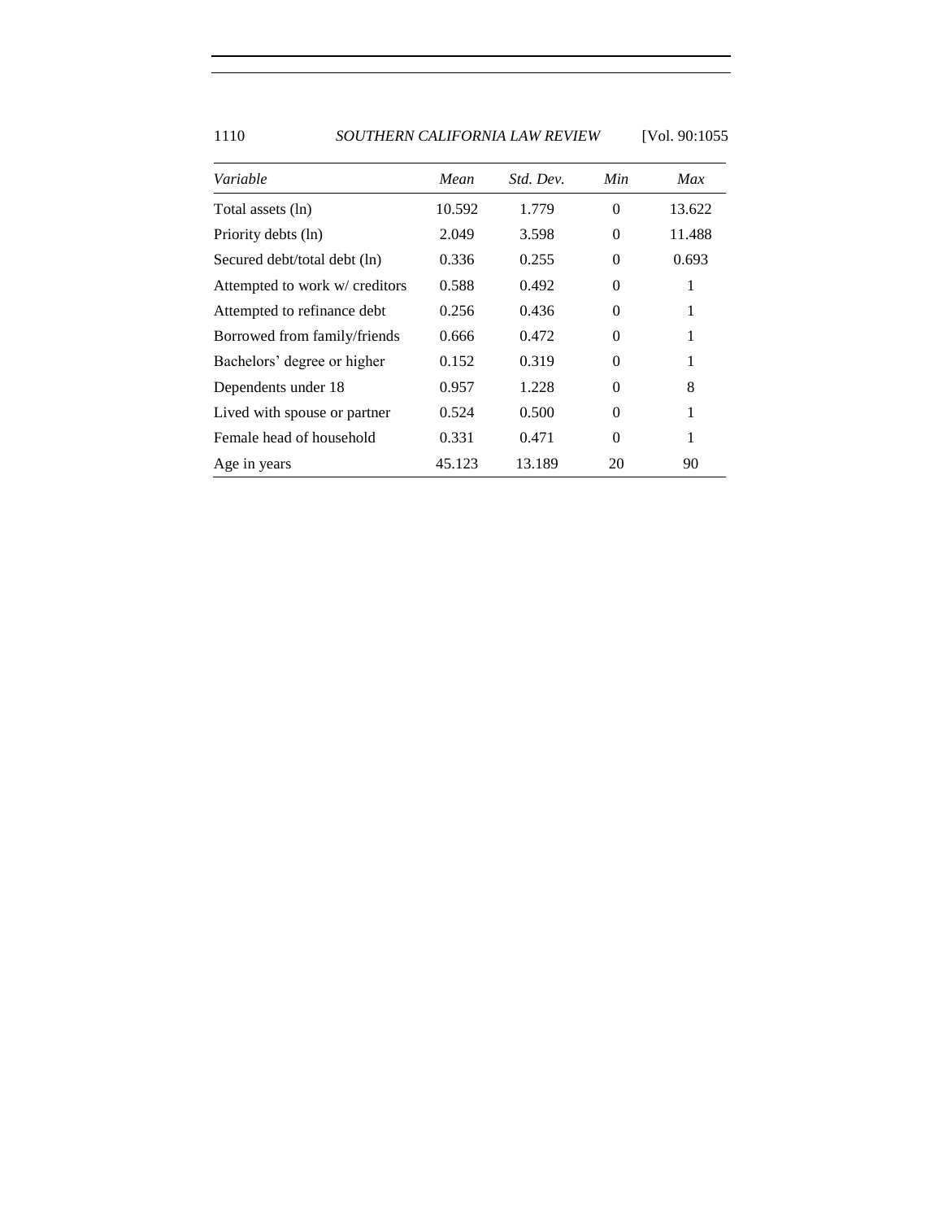| *Variable* | *Mean* | *Std. Dev.* | *Min* | *Max* |
|---|---|---|---|---|
| Total assets (ln) | 10.592 | 1.779 | 0 | 13.622 |
| Priority debts (ln) | 2.049 | 3.598 | 0 | 11.488 |
| Secured debt/total debt (ln) | 0.336 | 0.255 | 0 | 0.693 |
| Attempted to work w/ creditors | 0.588 | 0.492 | 0 | 1 |
| Attempted to refinance debt | 0.256 | 0.436 | 0 | 1 |
| Borrowed from family/friends | 0.666 | 0.472 | 0 | 1 |
| Bachelors' degree or higher | 0.152 | 0.319 | 0 | 1 |
| Dependents under 18 | 0.957 | 1.228 | 0 | 8 |
| Lived with spouse or partner | 0.524 | 0.500 | 0 | 1 |
| Female head of household | 0.331 | 0.471 | 0 | 1 |
| Age in years | 45.123 | 13.189 | 20 | 90 |